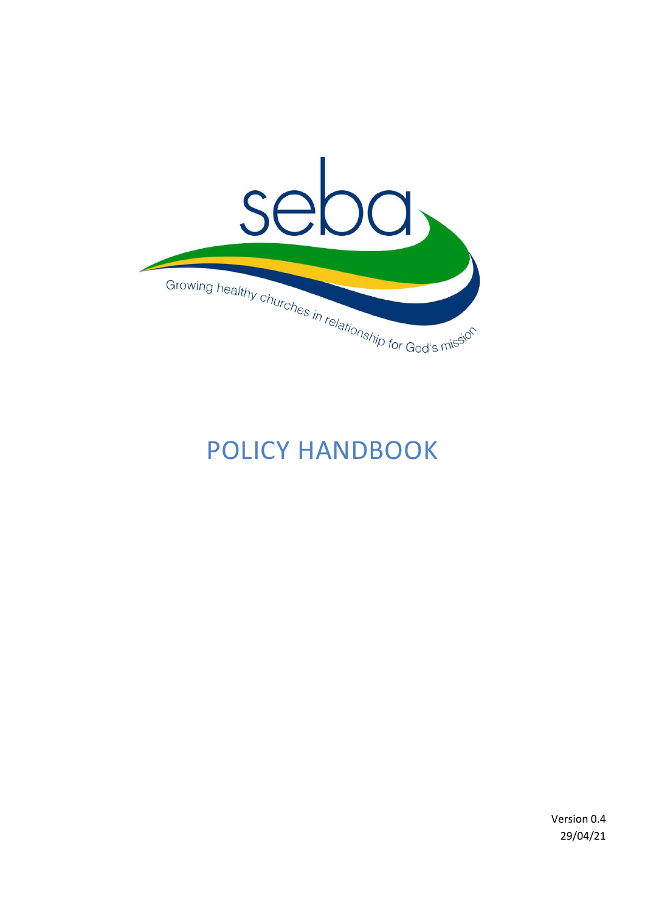seba

Growing healthy churches in relationship for God's mission

# POLICY HANDBOOK

Version 0.4
29/04/21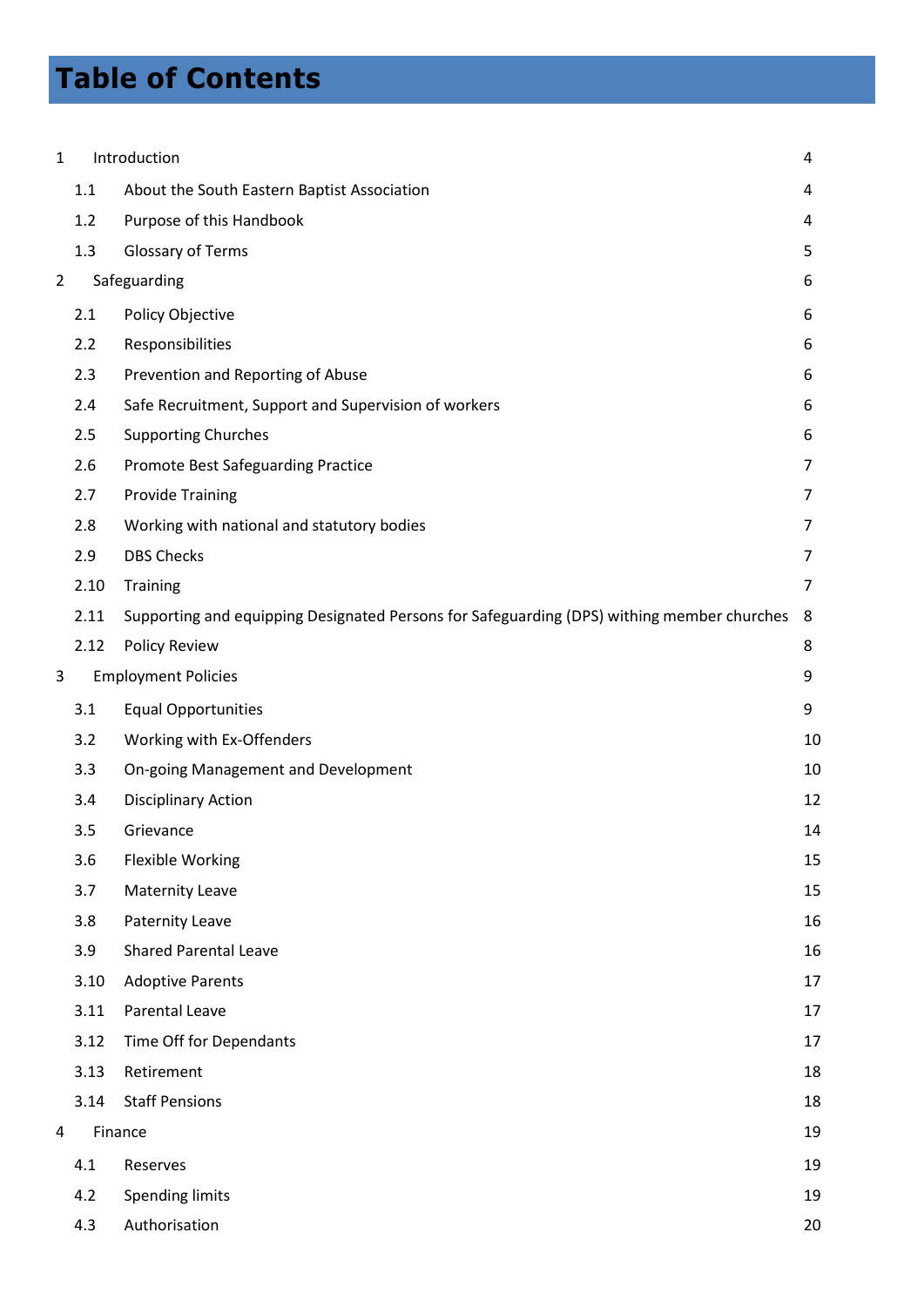# Table of Contents

| | | |
|---|---|---|
| 1 | Introduction | 4 |
| 1.1 | About the South Eastern Baptist Association | 4 |
| 1.2 | Purpose of this Handbook | 4 |
| 1.3 | Glossary of Terms | 5 |
| 2 | Safeguarding | 6 |
| 2.1 | Policy Objective | 6 |
| 2.2 | Responsibilities | 6 |
| 2.3 | Prevention and Reporting of Abuse | 6 |
| 2.4 | Safe Recruitment, Support and Supervision of workers | 6 |
| 2.5 | Supporting Churches | 6 |
| 2.6 | Promote Best Safeguarding Practice | 7 |
| 2.7 | Provide Training | 7 |
| 2.8 | Working with national and statutory bodies | 7 |
| 2.9 | DBS Checks | 7 |
| 2.10 | Training | 7 |
| 2.11 | Supporting and equipping Designated Persons for Safeguarding (DPS) withing member churches | 8 |
| 2.12 | Policy Review | 8 |
| 3 | Employment Policies | 9 |
| 3.1 | Equal Opportunities | 9 |
| 3.2 | Working with Ex-Offenders | 10 |
| 3.3 | On-going Management and Development | 10 |
| 3.4 | Disciplinary Action | 12 |
| 3.5 | Grievance | 14 |
| 3.6 | Flexible Working | 15 |
| 3.7 | Maternity Leave | 15 |
| 3.8 | Paternity Leave | 16 |
| 3.9 | Shared Parental Leave | 16 |
| 3.10 | Adoptive Parents | 17 |
| 3.11 | Parental Leave | 17 |
| 3.12 | Time Off for Dependants | 17 |
| 3.13 | Retirement | 18 |
| 3.14 | Staff Pensions | 18 |
| 4 | Finance | 19 |
| 4.1 | Reserves | 19 |
| 4.2 | Spending limits | 19 |
| 4.3 | Authorisation | 20 |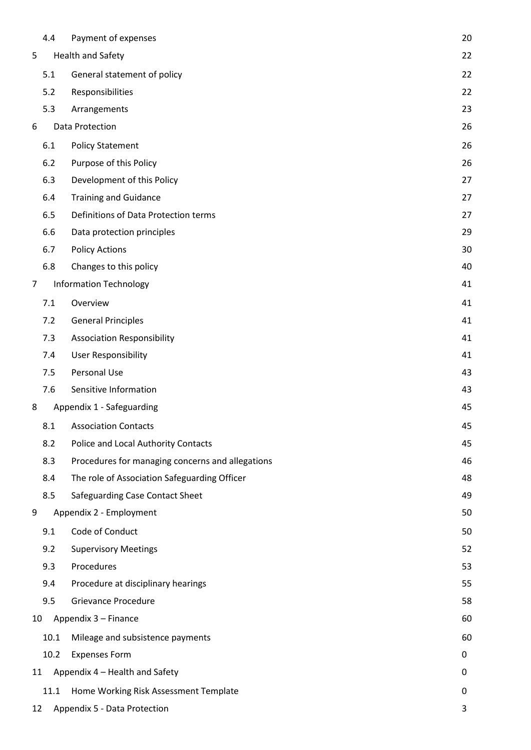| | | |
|---|---|---|
| 4.4 | Payment of expenses | 20 |
| 5 | Health and Safety | 22 |
| 5.1 | General statement of policy | 22 |
| 5.2 | Responsibilities | 22 |
| 5.3 | Arrangements | 23 |
| 6 | Data Protection | 26 |
| 6.1 | Policy Statement | 26 |
| 6.2 | Purpose of this Policy | 26 |
| 6.3 | Development of this Policy | 27 |
| 6.4 | Training and Guidance | 27 |
| 6.5 | Definitions of Data Protection terms | 27 |
| 6.6 | Data protection principles | 29 |
| 6.7 | Policy Actions | 30 |
| 6.8 | Changes to this policy | 40 |
| 7 | Information Technology | 41 |
| 7.1 | Overview | 41 |
| 7.2 | General Principles | 41 |
| 7.3 | Association Responsibility | 41 |
| 7.4 | User Responsibility | 41 |
| 7.5 | Personal Use | 43 |
| 7.6 | Sensitive Information | 43 |
| 8 | Appendix 1 - Safeguarding | 45 |
| 8.1 | Association Contacts | 45 |
| 8.2 | Police and Local Authority Contacts | 45 |
| 8.3 | Procedures for managing concerns and allegations | 46 |
| 8.4 | The role of Association Safeguarding Officer | 48 |
| 8.5 | Safeguarding Case Contact Sheet | 49 |
| 9 | Appendix 2 - Employment | 50 |
| 9.1 | Code of Conduct | 50 |
| 9.2 | Supervisory Meetings | 52 |
| 9.3 | Procedures | 53 |
| 9.4 | Procedure at disciplinary hearings | 55 |
| 9.5 | Grievance Procedure | 58 |
| 10 | Appendix 3 – Finance | 60 |
| 10.1 | Mileage and subsistence payments | 60 |
| 10.2 | Expenses Form | 0 |
| 11 | Appendix 4 – Health and Safety | 0 |
| 11.1 | Home Working Risk Assessment Template | 0 |
| 12 | Appendix 5 - Data Protection | 3 |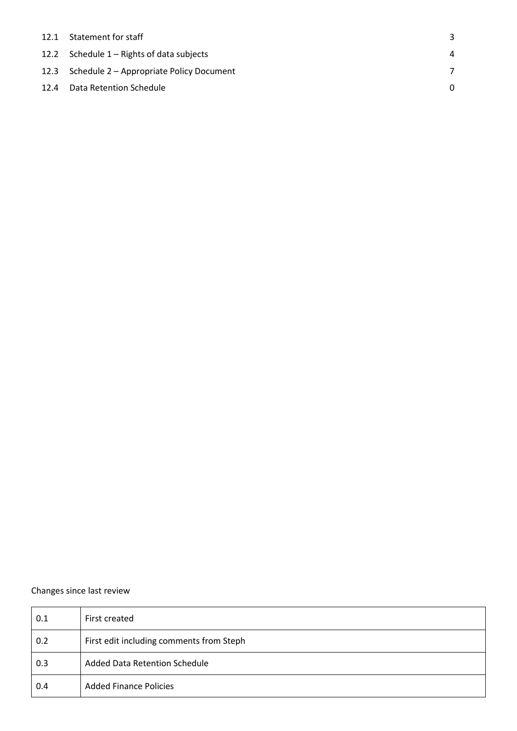| | | |
|---|---|---|
| 12.1 | Statement for staff | 3 |
| 12.2 | Schedule 1 – Rights of data subjects | 4 |
| 12.3 | Schedule 2 – Appropriate Policy Document | 7 |
| 12.4 | Data Retention Schedule | 0 |

Changes since last review

| | |
|---|---|
| 0.1 | First created |
| 0.2 | First edit including comments from Steph |
| 0.3 | Added Data Retention Schedule |
| 0.4 | Added Finance Policies |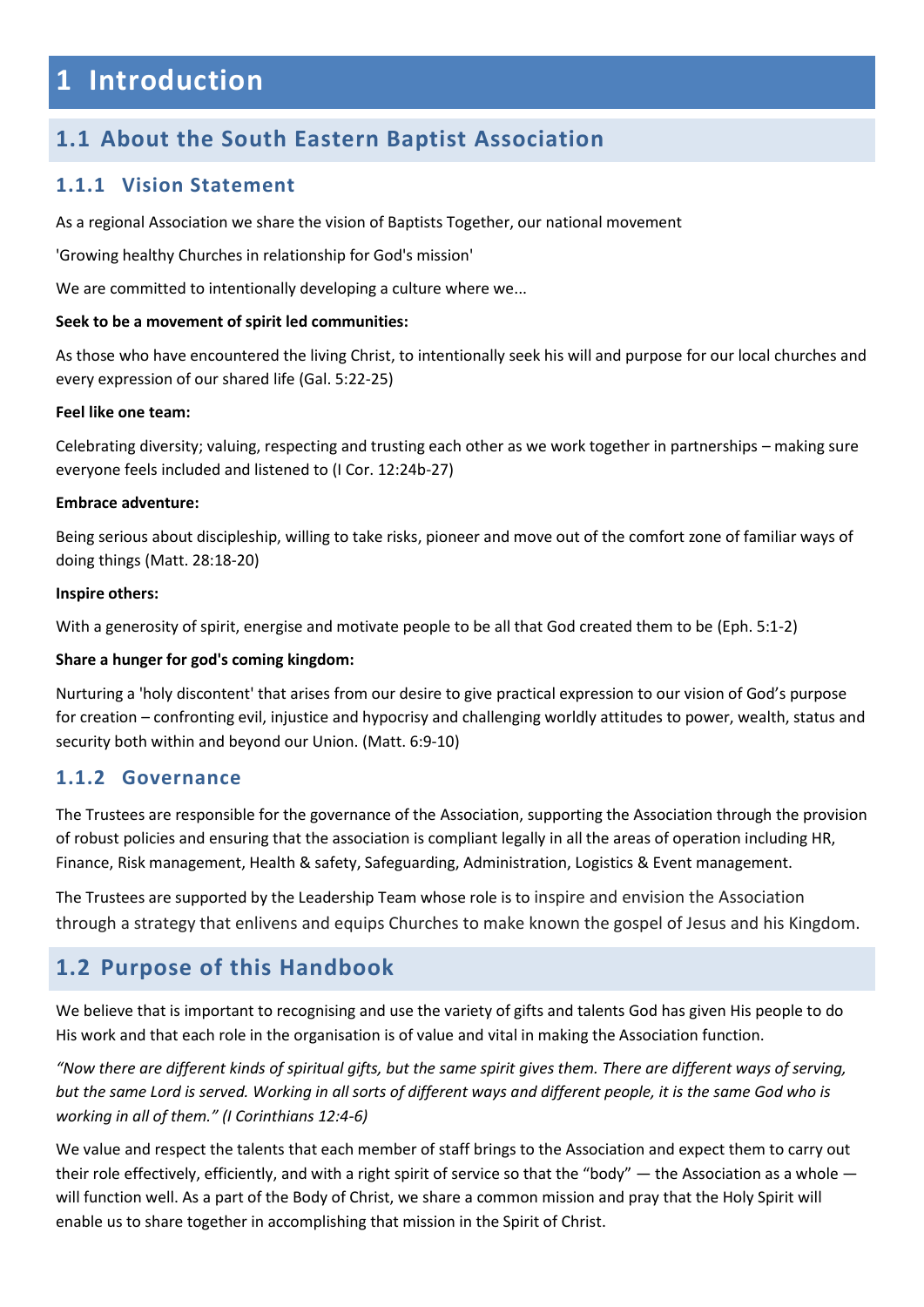# 1 Introduction

## 1.1 About the South Eastern Baptist Association

### 1.1.1 Vision Statement

As a regional Association we share the vision of Baptists Together, our national movement

'Growing healthy Churches in relationship for God's mission'

We are committed to intentionally developing a culture where we...

**Seek to be a movement of spirit led communities:**

As those who have encountered the living Christ, to intentionally seek his will and purpose for our local churches and every expression of our shared life (Gal. 5:22-25)

**Feel like one team:**

Celebrating diversity; valuing, respecting and trusting each other as we work together in partnerships – making sure everyone feels included and listened to (I Cor. 12:24b-27)

**Embrace adventure:**

Being serious about discipleship, willing to take risks, pioneer and move out of the comfort zone of familiar ways of doing things (Matt. 28:18-20)

**Inspire others:**

With a generosity of spirit, energise and motivate people to be all that God created them to be (Eph. 5:1-2)

**Share a hunger for god's coming kingdom:**

Nurturing a 'holy discontent' that arises from our desire to give practical expression to our vision of God's purpose for creation – confronting evil, injustice and hypocrisy and challenging worldly attitudes to power, wealth, status and security both within and beyond our Union. (Matt. 6:9-10)

### 1.1.2 Governance

The Trustees are responsible for the governance of the Association, supporting the Association through the provision of robust policies and ensuring that the association is compliant legally in all the areas of operation including HR, Finance, Risk management, Health & safety, Safeguarding, Administration, Logistics & Event management.

The Trustees are supported by the Leadership Team whose role is to inspire and envision the Association through a strategy that enlivens and equips Churches to make known the gospel of Jesus and his Kingdom.

## 1.2 Purpose of this Handbook

We believe that is important to recognising and use the variety of gifts and talents God has given His people to do His work and that each role in the organisation is of value and vital in making the Association function.

*"Now there are different kinds of spiritual gifts, but the same spirit gives them. There are different ways of serving, but the same Lord is served. Working in all sorts of different ways and different people, it is the same God who is working in all of them." (I Corinthians 12:4-6)*

We value and respect the talents that each member of staff brings to the Association and expect them to carry out their role effectively, efficiently, and with a right spirit of service so that the "body" — the Association as a whole — will function well. As a part of the Body of Christ, we share a common mission and pray that the Holy Spirit will enable us to share together in accomplishing that mission in the Spirit of Christ.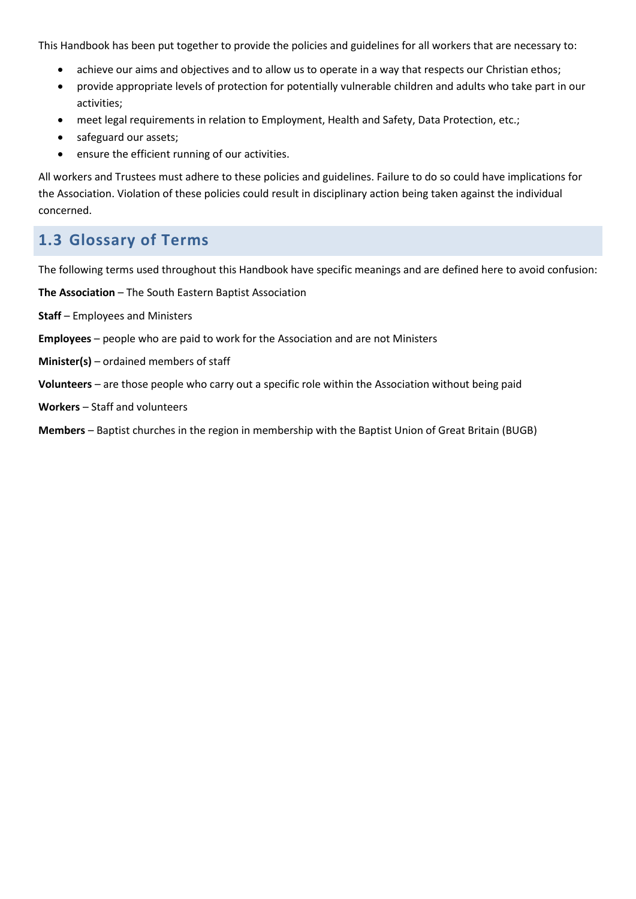This Handbook has been put together to provide the policies and guidelines for all workers that are necessary to:

- achieve our aims and objectives and to allow us to operate in a way that respects our Christian ethos;
- provide appropriate levels of protection for potentially vulnerable children and adults who take part in our activities;
- meet legal requirements in relation to Employment, Health and Safety, Data Protection, etc.;
- safeguard our assets;
- ensure the efficient running of our activities.

All workers and Trustees must adhere to these policies and guidelines. Failure to do so could have implications for the Association. Violation of these policies could result in disciplinary action being taken against the individual concerned.

## 1.3 Glossary of Terms

The following terms used throughout this Handbook have specific meanings and are defined here to avoid confusion:

**The Association** – The South Eastern Baptist Association

**Staff** – Employees and Ministers

**Employees** – people who are paid to work for the Association and are not Ministers

**Minister(s)** – ordained members of staff

**Volunteers** – are those people who carry out a specific role within the Association without being paid

**Workers** – Staff and volunteers

**Members** – Baptist churches in the region in membership with the Baptist Union of Great Britain (BUGB)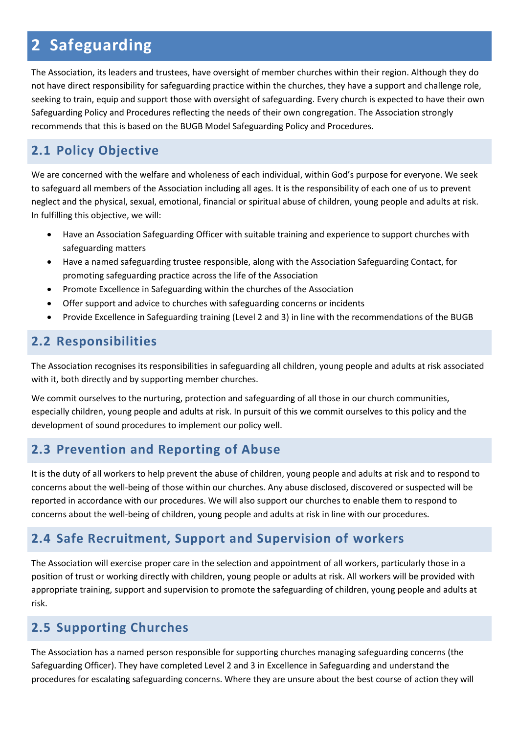# 2 Safeguarding

The Association, its leaders and trustees, have oversight of member churches within their region. Although they do not have direct responsibility for safeguarding practice within the churches, they have a support and challenge role, seeking to train, equip and support those with oversight of safeguarding. Every church is expected to have their own Safeguarding Policy and Procedures reflecting the needs of their own congregation. The Association strongly recommends that this is based on the BUGB Model Safeguarding Policy and Procedures.

## 2.1 Policy Objective

We are concerned with the welfare and wholeness of each individual, within God's purpose for everyone. We seek to safeguard all members of the Association including all ages. It is the responsibility of each one of us to prevent neglect and the physical, sexual, emotional, financial or spiritual abuse of children, young people and adults at risk. In fulfilling this objective, we will:

- Have an Association Safeguarding Officer with suitable training and experience to support churches with safeguarding matters
- Have a named safeguarding trustee responsible, along with the Association Safeguarding Contact, for promoting safeguarding practice across the life of the Association
- Promote Excellence in Safeguarding within the churches of the Association
- Offer support and advice to churches with safeguarding concerns or incidents
- Provide Excellence in Safeguarding training (Level 2 and 3) in line with the recommendations of the BUGB

## 2.2 Responsibilities

The Association recognises its responsibilities in safeguarding all children, young people and adults at risk associated with it, both directly and by supporting member churches.

We commit ourselves to the nurturing, protection and safeguarding of all those in our church communities, especially children, young people and adults at risk. In pursuit of this we commit ourselves to this policy and the development of sound procedures to implement our policy well.

## 2.3 Prevention and Reporting of Abuse

It is the duty of all workers to help prevent the abuse of children, young people and adults at risk and to respond to concerns about the well-being of those within our churches. Any abuse disclosed, discovered or suspected will be reported in accordance with our procedures. We will also support our churches to enable them to respond to concerns about the well-being of children, young people and adults at risk in line with our procedures.

## 2.4 Safe Recruitment, Support and Supervision of workers

The Association will exercise proper care in the selection and appointment of all workers, particularly those in a position of trust or working directly with children, young people or adults at risk. All workers will be provided with appropriate training, support and supervision to promote the safeguarding of children, young people and adults at risk.

## 2.5 Supporting Churches

The Association has a named person responsible for supporting churches managing safeguarding concerns (the Safeguarding Officer). They have completed Level 2 and 3 in Excellence in Safeguarding and understand the procedures for escalating safeguarding concerns. Where they are unsure about the best course of action they will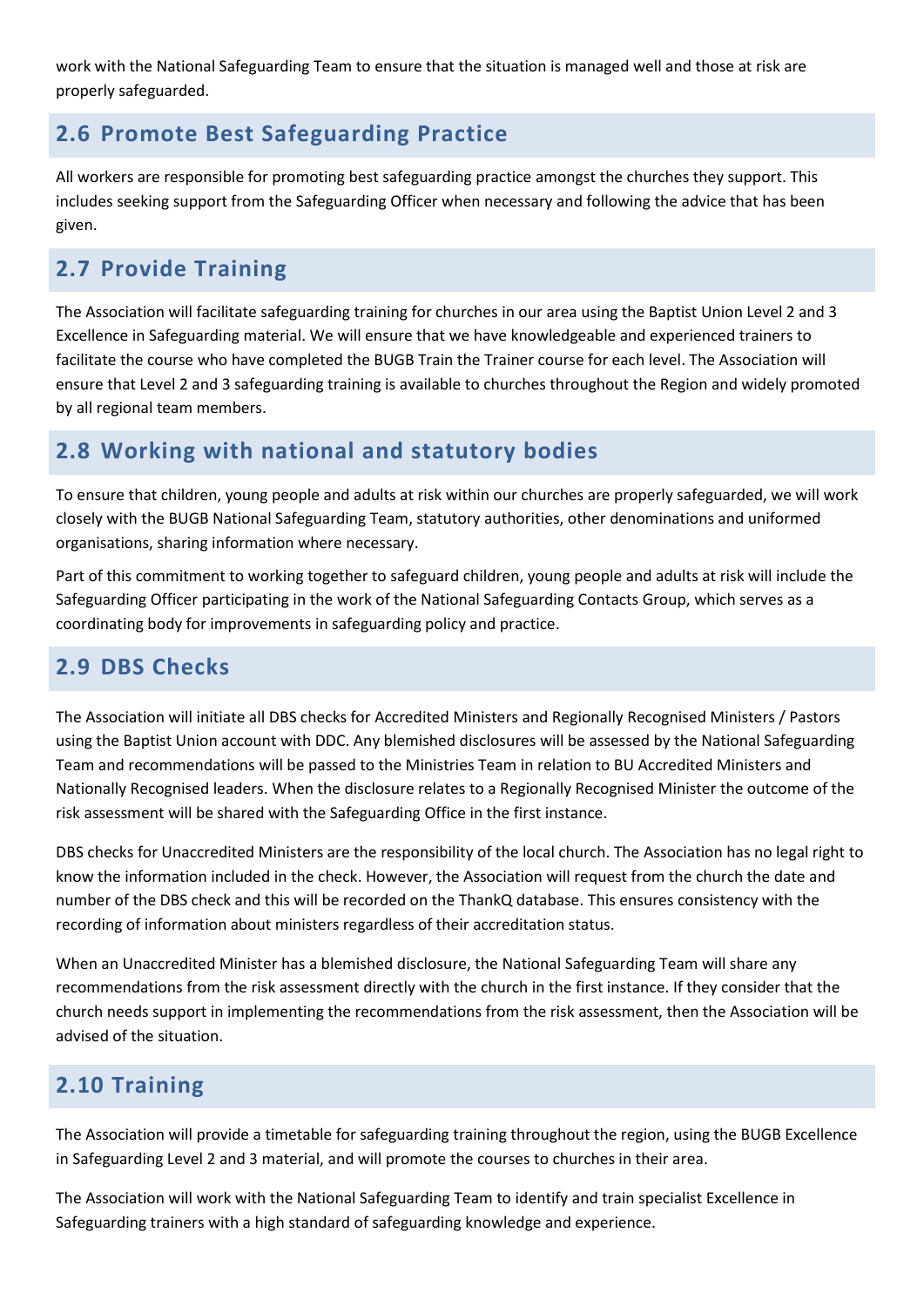work with the National Safeguarding Team to ensure that the situation is managed well and those at risk are properly safeguarded.

## 2.6 Promote Best Safeguarding Practice

All workers are responsible for promoting best safeguarding practice amongst the churches they support. This includes seeking support from the Safeguarding Officer when necessary and following the advice that has been given.

## 2.7 Provide Training

The Association will facilitate safeguarding training for churches in our area using the Baptist Union Level 2 and 3 Excellence in Safeguarding material. We will ensure that we have knowledgeable and experienced trainers to facilitate the course who have completed the BUGB Train the Trainer course for each level. The Association will ensure that Level 2 and 3 safeguarding training is available to churches throughout the Region and widely promoted by all regional team members.

## 2.8 Working with national and statutory bodies

To ensure that children, young people and adults at risk within our churches are properly safeguarded, we will work closely with the BUGB National Safeguarding Team, statutory authorities, other denominations and uniformed organisations, sharing information where necessary.

Part of this commitment to working together to safeguard children, young people and adults at risk will include the Safeguarding Officer participating in the work of the National Safeguarding Contacts Group, which serves as a coordinating body for improvements in safeguarding policy and practice.

## 2.9 DBS Checks

The Association will initiate all DBS checks for Accredited Ministers and Regionally Recognised Ministers / Pastors using the Baptist Union account with DDC. Any blemished disclosures will be assessed by the National Safeguarding Team and recommendations will be passed to the Ministries Team in relation to BU Accredited Ministers and Nationally Recognised leaders. When the disclosure relates to a Regionally Recognised Minister the outcome of the risk assessment will be shared with the Safeguarding Office in the first instance.

DBS checks for Unaccredited Ministers are the responsibility of the local church. The Association has no legal right to know the information included in the check. However, the Association will request from the church the date and number of the DBS check and this will be recorded on the ThankQ database. This ensures consistency with the recording of information about ministers regardless of their accreditation status.

When an Unaccredited Minister has a blemished disclosure, the National Safeguarding Team will share any recommendations from the risk assessment directly with the church in the first instance. If they consider that the church needs support in implementing the recommendations from the risk assessment, then the Association will be advised of the situation.

## 2.10 Training

The Association will provide a timetable for safeguarding training throughout the region, using the BUGB Excellence in Safeguarding Level 2 and 3 material, and will promote the courses to churches in their area.

The Association will work with the National Safeguarding Team to identify and train specialist Excellence in Safeguarding trainers with a high standard of safeguarding knowledge and experience.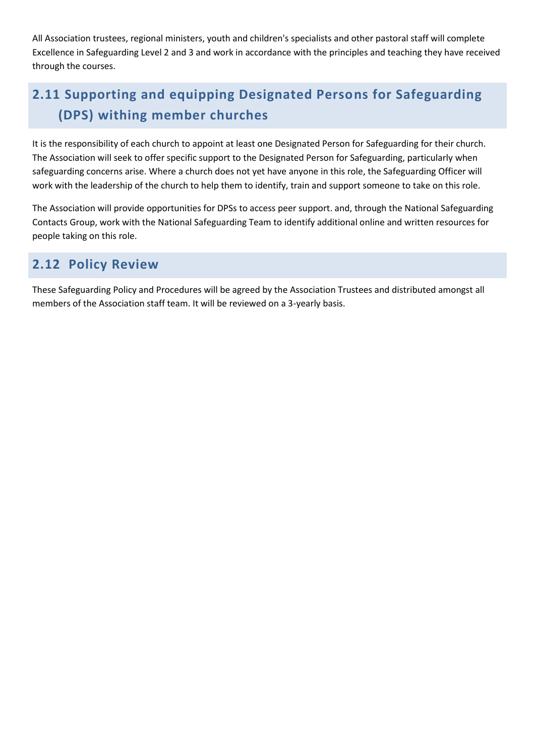All Association trustees, regional ministers, youth and children's specialists and other pastoral staff will complete Excellence in Safeguarding Level 2 and 3 and work in accordance with the principles and teaching they have received through the courses.

## 2.11 Supporting and equipping Designated Persons for Safeguarding (DPS) withing member churches

It is the responsibility of each church to appoint at least one Designated Person for Safeguarding for their church. The Association will seek to offer specific support to the Designated Person for Safeguarding, particularly when safeguarding concerns arise. Where a church does not yet have anyone in this role, the Safeguarding Officer will work with the leadership of the church to help them to identify, train and support someone to take on this role.

The Association will provide opportunities for DPSs to access peer support. and, through the National Safeguarding Contacts Group, work with the National Safeguarding Team to identify additional online and written resources for people taking on this role.

## 2.12 Policy Review

These Safeguarding Policy and Procedures will be agreed by the Association Trustees and distributed amongst all members of the Association staff team. It will be reviewed on a 3-yearly basis.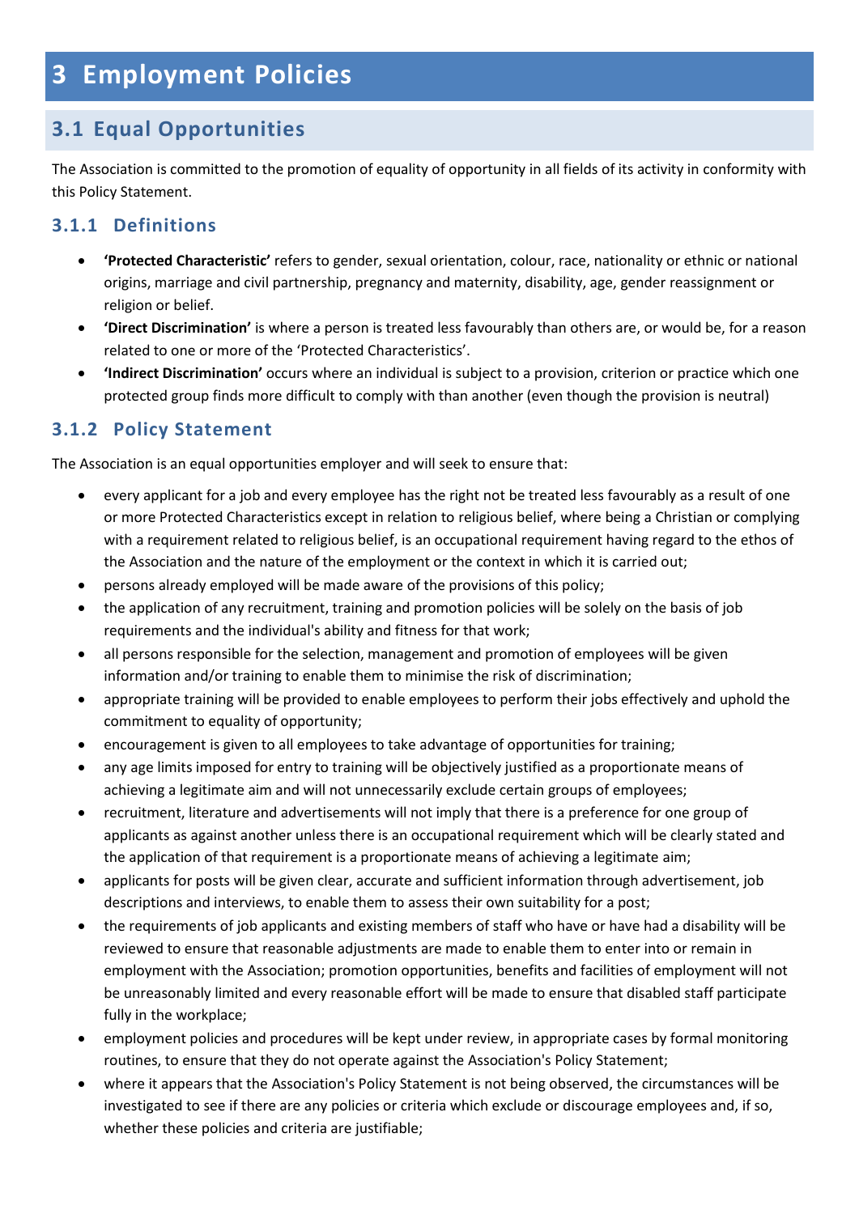# 3 Employment Policies

## 3.1 Equal Opportunities

The Association is committed to the promotion of equality of opportunity in all fields of its activity in conformity with this Policy Statement.

### 3.1.1 Definitions

- **'Protected Characteristic'** refers to gender, sexual orientation, colour, race, nationality or ethnic or national origins, marriage and civil partnership, pregnancy and maternity, disability, age, gender reassignment or religion or belief.
- **'Direct Discrimination'** is where a person is treated less favourably than others are, or would be, for a reason related to one or more of the 'Protected Characteristics'.
- **'Indirect Discrimination'** occurs where an individual is subject to a provision, criterion or practice which one protected group finds more difficult to comply with than another (even though the provision is neutral)

### 3.1.2 Policy Statement

The Association is an equal opportunities employer and will seek to ensure that:

- every applicant for a job and every employee has the right not be treated less favourably as a result of one or more Protected Characteristics except in relation to religious belief, where being a Christian or complying with a requirement related to religious belief, is an occupational requirement having regard to the ethos of the Association and the nature of the employment or the context in which it is carried out;
- persons already employed will be made aware of the provisions of this policy;
- the application of any recruitment, training and promotion policies will be solely on the basis of job requirements and the individual's ability and fitness for that work;
- all persons responsible for the selection, management and promotion of employees will be given information and/or training to enable them to minimise the risk of discrimination;
- appropriate training will be provided to enable employees to perform their jobs effectively and uphold the commitment to equality of opportunity;
- encouragement is given to all employees to take advantage of opportunities for training;
- any age limits imposed for entry to training will be objectively justified as a proportionate means of achieving a legitimate aim and will not unnecessarily exclude certain groups of employees;
- recruitment, literature and advertisements will not imply that there is a preference for one group of applicants as against another unless there is an occupational requirement which will be clearly stated and the application of that requirement is a proportionate means of achieving a legitimate aim;
- applicants for posts will be given clear, accurate and sufficient information through advertisement, job descriptions and interviews, to enable them to assess their own suitability for a post;
- the requirements of job applicants and existing members of staff who have or have had a disability will be reviewed to ensure that reasonable adjustments are made to enable them to enter into or remain in employment with the Association; promotion opportunities, benefits and facilities of employment will not be unreasonably limited and every reasonable effort will be made to ensure that disabled staff participate fully in the workplace;
- employment policies and procedures will be kept under review, in appropriate cases by formal monitoring routines, to ensure that they do not operate against the Association's Policy Statement;
- where it appears that the Association's Policy Statement is not being observed, the circumstances will be investigated to see if there are any policies or criteria which exclude or discourage employees and, if so, whether these policies and criteria are justifiable;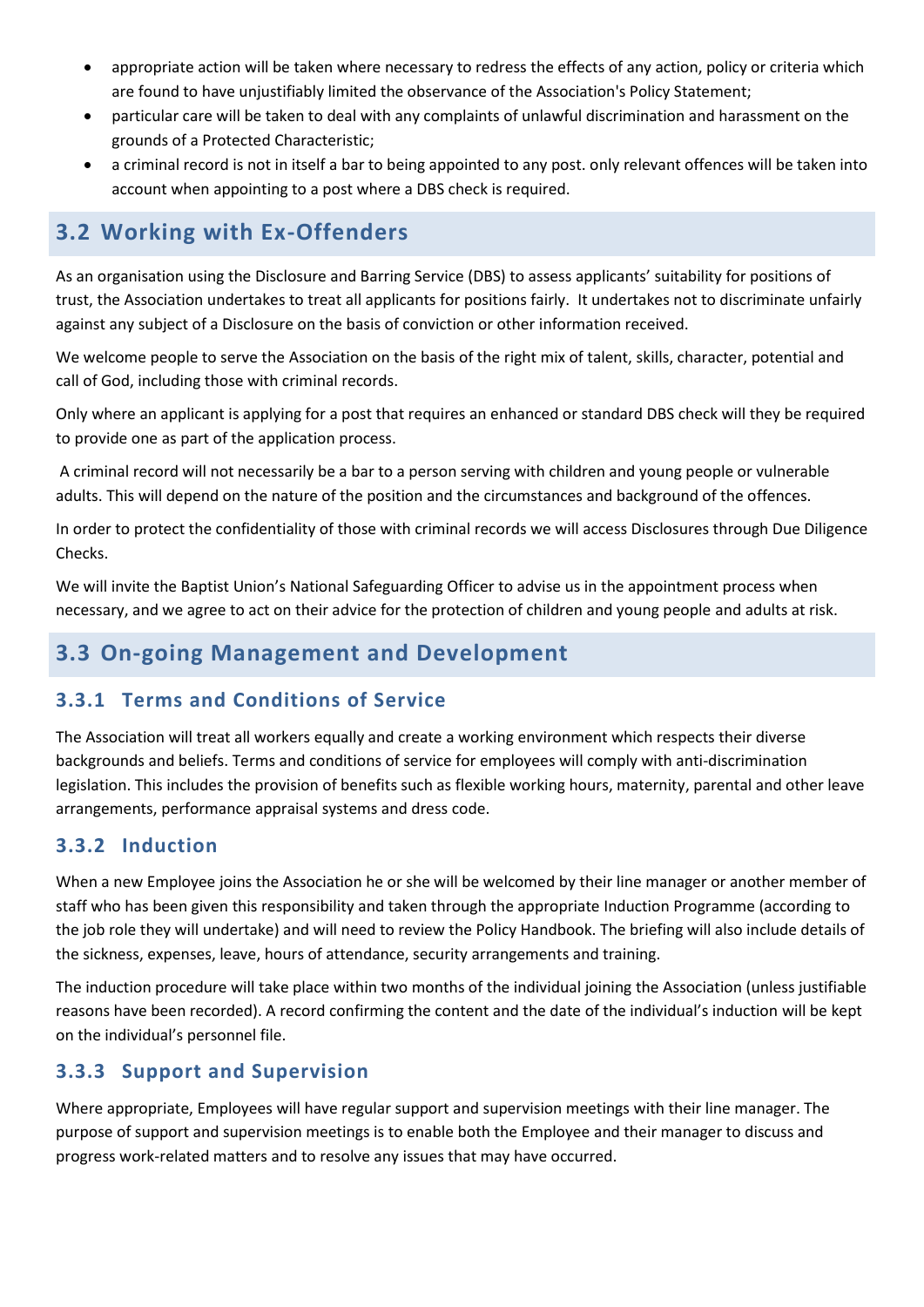- appropriate action will be taken where necessary to redress the effects of any action, policy or criteria which are found to have unjustifiably limited the observance of the Association's Policy Statement;
- particular care will be taken to deal with any complaints of unlawful discrimination and harassment on the grounds of a Protected Characteristic;
- a criminal record is not in itself a bar to being appointed to any post. only relevant offences will be taken into account when appointing to a post where a DBS check is required.

## 3.2 Working with Ex-Offenders

As an organisation using the Disclosure and Barring Service (DBS) to assess applicants' suitability for positions of trust, the Association undertakes to treat all applicants for positions fairly. It undertakes not to discriminate unfairly against any subject of a Disclosure on the basis of conviction or other information received.

We welcome people to serve the Association on the basis of the right mix of talent, skills, character, potential and call of God, including those with criminal records.

Only where an applicant is applying for a post that requires an enhanced or standard DBS check will they be required to provide one as part of the application process.

A criminal record will not necessarily be a bar to a person serving with children and young people or vulnerable adults. This will depend on the nature of the position and the circumstances and background of the offences.

In order to protect the confidentiality of those with criminal records we will access Disclosures through Due Diligence Checks.

We will invite the Baptist Union's National Safeguarding Officer to advise us in the appointment process when necessary, and we agree to act on their advice for the protection of children and young people and adults at risk.

## 3.3 On-going Management and Development

### 3.3.1 Terms and Conditions of Service

The Association will treat all workers equally and create a working environment which respects their diverse backgrounds and beliefs. Terms and conditions of service for employees will comply with anti-discrimination legislation. This includes the provision of benefits such as flexible working hours, maternity, parental and other leave arrangements, performance appraisal systems and dress code.

### 3.3.2 Induction

When a new Employee joins the Association he or she will be welcomed by their line manager or another member of staff who has been given this responsibility and taken through the appropriate Induction Programme (according to the job role they will undertake) and will need to review the Policy Handbook. The briefing will also include details of the sickness, expenses, leave, hours of attendance, security arrangements and training.

The induction procedure will take place within two months of the individual joining the Association (unless justifiable reasons have been recorded). A record confirming the content and the date of the individual's induction will be kept on the individual's personnel file.

### 3.3.3 Support and Supervision

Where appropriate, Employees will have regular support and supervision meetings with their line manager. The purpose of support and supervision meetings is to enable both the Employee and their manager to discuss and progress work-related matters and to resolve any issues that may have occurred.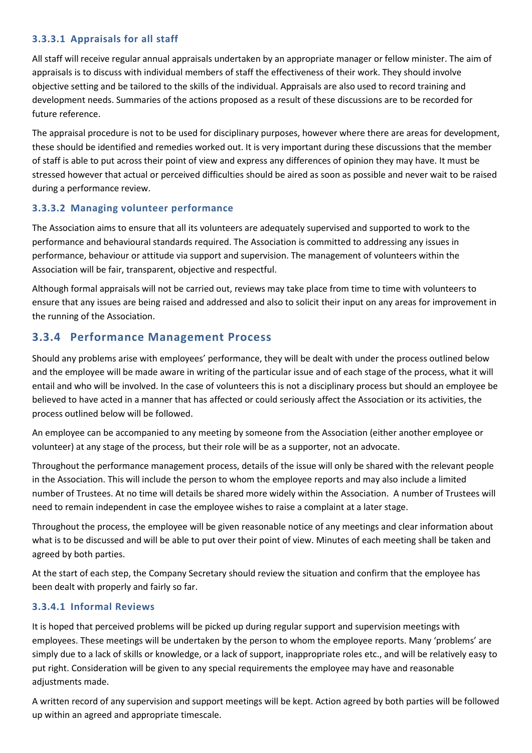#### 3.3.3.1 Appraisals for all staff

All staff will receive regular annual appraisals undertaken by an appropriate manager or fellow minister. The aim of appraisals is to discuss with individual members of staff the effectiveness of their work. They should involve objective setting and be tailored to the skills of the individual. Appraisals are also used to record training and development needs. Summaries of the actions proposed as a result of these discussions are to be recorded for future reference.

The appraisal procedure is not to be used for disciplinary purposes, however where there are areas for development, these should be identified and remedies worked out. It is very important during these discussions that the member of staff is able to put across their point of view and express any differences of opinion they may have. It must be stressed however that actual or perceived difficulties should be aired as soon as possible and never wait to be raised during a performance review.

#### 3.3.3.2 Managing volunteer performance

The Association aims to ensure that all its volunteers are adequately supervised and supported to work to the performance and behavioural standards required. The Association is committed to addressing any issues in performance, behaviour or attitude via support and supervision. The management of volunteers within the Association will be fair, transparent, objective and respectful.

Although formal appraisals will not be carried out, reviews may take place from time to time with volunteers to ensure that any issues are being raised and addressed and also to solicit their input on any areas for improvement in the running of the Association.

### 3.3.4 Performance Management Process

Should any problems arise with employees' performance, they will be dealt with under the process outlined below and the employee will be made aware in writing of the particular issue and of each stage of the process, what it will entail and who will be involved. In the case of volunteers this is not a disciplinary process but should an employee be believed to have acted in a manner that has affected or could seriously affect the Association or its activities, the process outlined below will be followed.

An employee can be accompanied to any meeting by someone from the Association (either another employee or volunteer) at any stage of the process, but their role will be as a supporter, not an advocate.

Throughout the performance management process, details of the issue will only be shared with the relevant people in the Association. This will include the person to whom the employee reports and may also include a limited number of Trustees. At no time will details be shared more widely within the Association. A number of Trustees will need to remain independent in case the employee wishes to raise a complaint at a later stage.

Throughout the process, the employee will be given reasonable notice of any meetings and clear information about what is to be discussed and will be able to put over their point of view. Minutes of each meeting shall be taken and agreed by both parties.

At the start of each step, the Company Secretary should review the situation and confirm that the employee has been dealt with properly and fairly so far.

#### 3.3.4.1 Informal Reviews

It is hoped that perceived problems will be picked up during regular support and supervision meetings with employees. These meetings will be undertaken by the person to whom the employee reports. Many 'problems' are simply due to a lack of skills or knowledge, or a lack of support, inappropriate roles etc., and will be relatively easy to put right. Consideration will be given to any special requirements the employee may have and reasonable adjustments made.

A written record of any supervision and support meetings will be kept. Action agreed by both parties will be followed up within an agreed and appropriate timescale.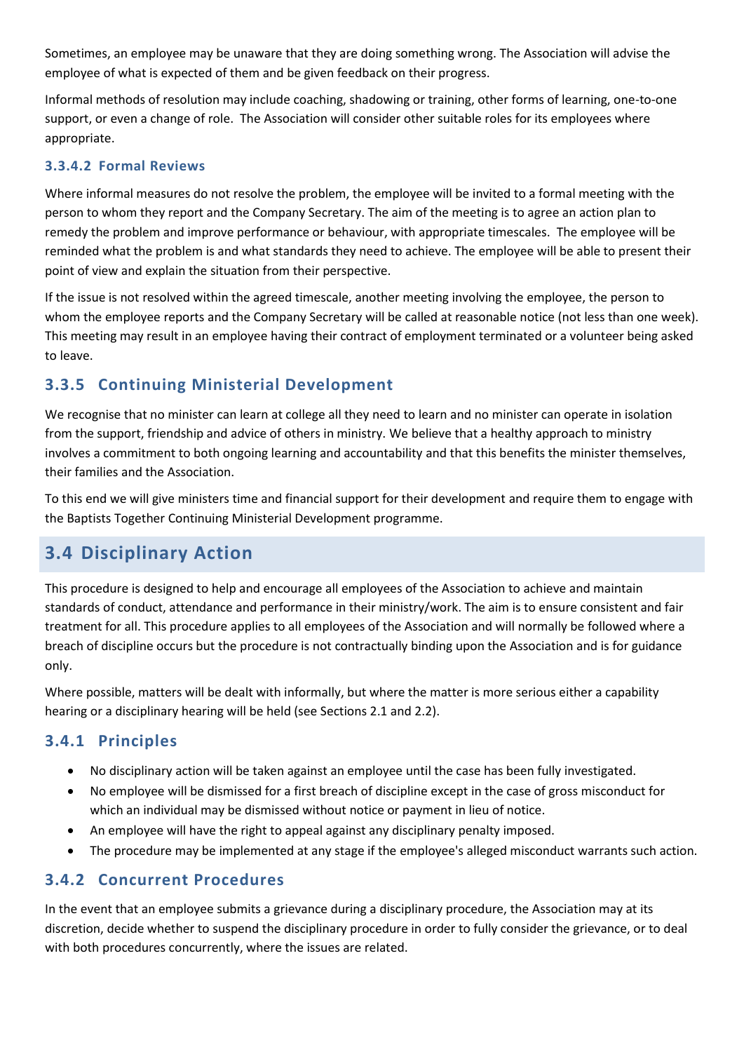Sometimes, an employee may be unaware that they are doing something wrong. The Association will advise the employee of what is expected of them and be given feedback on their progress.

Informal methods of resolution may include coaching, shadowing or training, other forms of learning, one-to-one support, or even a change of role. The Association will consider other suitable roles for its employees where appropriate.

#### 3.3.4.2 Formal Reviews

Where informal measures do not resolve the problem, the employee will be invited to a formal meeting with the person to whom they report and the Company Secretary. The aim of the meeting is to agree an action plan to remedy the problem and improve performance or behaviour, with appropriate timescales. The employee will be reminded what the problem is and what standards they need to achieve. The employee will be able to present their point of view and explain the situation from their perspective.

If the issue is not resolved within the agreed timescale, another meeting involving the employee, the person to whom the employee reports and the Company Secretary will be called at reasonable notice (not less than one week). This meeting may result in an employee having their contract of employment terminated or a volunteer being asked to leave.

### 3.3.5 Continuing Ministerial Development

We recognise that no minister can learn at college all they need to learn and no minister can operate in isolation from the support, friendship and advice of others in ministry. We believe that a healthy approach to ministry involves a commitment to both ongoing learning and accountability and that this benefits the minister themselves, their families and the Association.

To this end we will give ministers time and financial support for their development and require them to engage with the Baptists Together Continuing Ministerial Development programme.

## 3.4 Disciplinary Action

This procedure is designed to help and encourage all employees of the Association to achieve and maintain standards of conduct, attendance and performance in their ministry/work. The aim is to ensure consistent and fair treatment for all. This procedure applies to all employees of the Association and will normally be followed where a breach of discipline occurs but the procedure is not contractually binding upon the Association and is for guidance only.

Where possible, matters will be dealt with informally, but where the matter is more serious either a capability hearing or a disciplinary hearing will be held (see Sections 2.1 and 2.2).

### 3.4.1 Principles

- No disciplinary action will be taken against an employee until the case has been fully investigated.
- No employee will be dismissed for a first breach of discipline except in the case of gross misconduct for which an individual may be dismissed without notice or payment in lieu of notice.
- An employee will have the right to appeal against any disciplinary penalty imposed.
- The procedure may be implemented at any stage if the employee's alleged misconduct warrants such action.

### 3.4.2 Concurrent Procedures

In the event that an employee submits a grievance during a disciplinary procedure, the Association may at its discretion, decide whether to suspend the disciplinary procedure in order to fully consider the grievance, or to deal with both procedures concurrently, where the issues are related.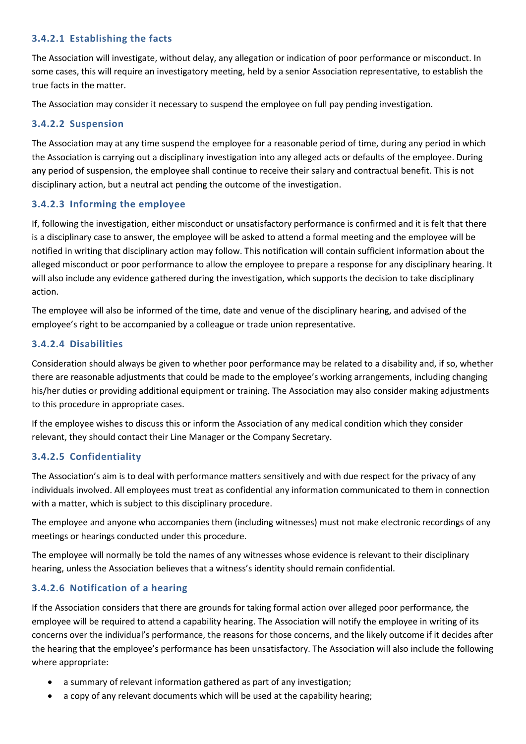#### 3.4.2.1 Establishing the facts

The Association will investigate, without delay, any allegation or indication of poor performance or misconduct. In some cases, this will require an investigatory meeting, held by a senior Association representative, to establish the true facts in the matter.

The Association may consider it necessary to suspend the employee on full pay pending investigation.

#### 3.4.2.2 Suspension

The Association may at any time suspend the employee for a reasonable period of time, during any period in which the Association is carrying out a disciplinary investigation into any alleged acts or defaults of the employee. During any period of suspension, the employee shall continue to receive their salary and contractual benefit. This is not disciplinary action, but a neutral act pending the outcome of the investigation.

#### 3.4.2.3 Informing the employee

If, following the investigation, either misconduct or unsatisfactory performance is confirmed and it is felt that there is a disciplinary case to answer, the employee will be asked to attend a formal meeting and the employee will be notified in writing that disciplinary action may follow. This notification will contain sufficient information about the alleged misconduct or poor performance to allow the employee to prepare a response for any disciplinary hearing. It will also include any evidence gathered during the investigation, which supports the decision to take disciplinary action.

The employee will also be informed of the time, date and venue of the disciplinary hearing, and advised of the employee's right to be accompanied by a colleague or trade union representative.

#### 3.4.2.4 Disabilities

Consideration should always be given to whether poor performance may be related to a disability and, if so, whether there are reasonable adjustments that could be made to the employee's working arrangements, including changing his/her duties or providing additional equipment or training. The Association may also consider making adjustments to this procedure in appropriate cases.

If the employee wishes to discuss this or inform the Association of any medical condition which they consider relevant, they should contact their Line Manager or the Company Secretary.

#### 3.4.2.5 Confidentiality

The Association's aim is to deal with performance matters sensitively and with due respect for the privacy of any individuals involved. All employees must treat as confidential any information communicated to them in connection with a matter, which is subject to this disciplinary procedure.

The employee and anyone who accompanies them (including witnesses) must not make electronic recordings of any meetings or hearings conducted under this procedure.

The employee will normally be told the names of any witnesses whose evidence is relevant to their disciplinary hearing, unless the Association believes that a witness's identity should remain confidential.

#### 3.4.2.6 Notification of a hearing

If the Association considers that there are grounds for taking formal action over alleged poor performance, the employee will be required to attend a capability hearing. The Association will notify the employee in writing of its concerns over the individual's performance, the reasons for those concerns, and the likely outcome if it decides after the hearing that the employee's performance has been unsatisfactory. The Association will also include the following where appropriate:

- a summary of relevant information gathered as part of any investigation;
- a copy of any relevant documents which will be used at the capability hearing;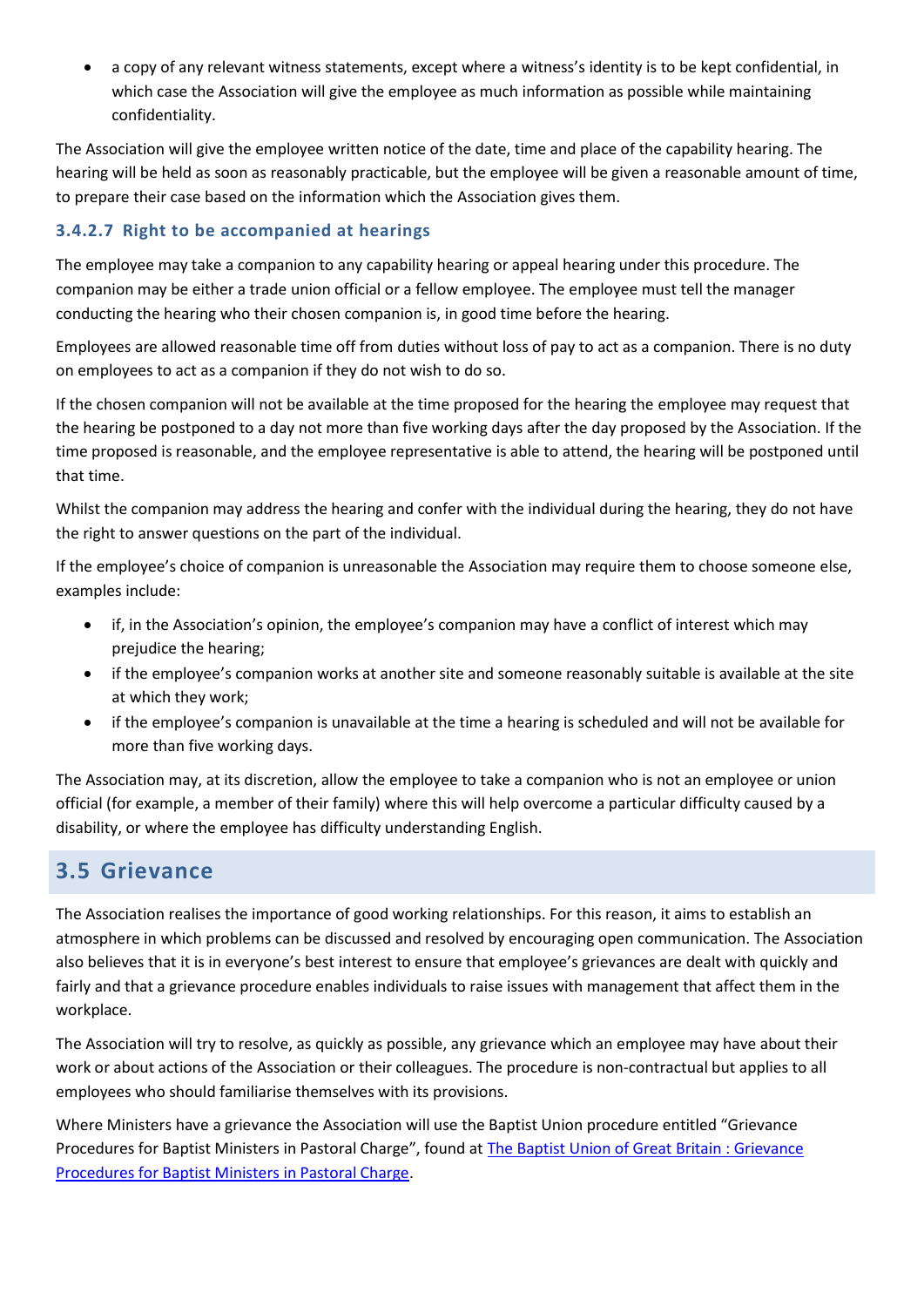- a copy of any relevant witness statements, except where a witness's identity is to be kept confidential, in which case the Association will give the employee as much information as possible while maintaining confidentiality.

The Association will give the employee written notice of the date, time and place of the capability hearing. The hearing will be held as soon as reasonably practicable, but the employee will be given a reasonable amount of time, to prepare their case based on the information which the Association gives them.

#### 3.4.2.7 Right to be accompanied at hearings

The employee may take a companion to any capability hearing or appeal hearing under this procedure. The companion may be either a trade union official or a fellow employee. The employee must tell the manager conducting the hearing who their chosen companion is, in good time before the hearing.

Employees are allowed reasonable time off from duties without loss of pay to act as a companion. There is no duty on employees to act as a companion if they do not wish to do so.

If the chosen companion will not be available at the time proposed for the hearing the employee may request that the hearing be postponed to a day not more than five working days after the day proposed by the Association. If the time proposed is reasonable, and the employee representative is able to attend, the hearing will be postponed until that time.

Whilst the companion may address the hearing and confer with the individual during the hearing, they do not have the right to answer questions on the part of the individual.

If the employee's choice of companion is unreasonable the Association may require them to choose someone else, examples include:

- if, in the Association's opinion, the employee's companion may have a conflict of interest which may prejudice the hearing;
- if the employee's companion works at another site and someone reasonably suitable is available at the site at which they work;
- if the employee's companion is unavailable at the time a hearing is scheduled and will not be available for more than five working days.

The Association may, at its discretion, allow the employee to take a companion who is not an employee or union official (for example, a member of their family) where this will help overcome a particular difficulty caused by a disability, or where the employee has difficulty understanding English.

## 3.5 Grievance

The Association realises the importance of good working relationships. For this reason, it aims to establish an atmosphere in which problems can be discussed and resolved by encouraging open communication. The Association also believes that it is in everyone's best interest to ensure that employee's grievances are dealt with quickly and fairly and that a grievance procedure enables individuals to raise issues with management that affect them in the workplace.

The Association will try to resolve, as quickly as possible, any grievance which an employee may have about their work or about actions of the Association or their colleagues. The procedure is non-contractual but applies to all employees who should familiarise themselves with its provisions.

Where Ministers have a grievance the Association will use the Baptist Union procedure entitled "Grievance Procedures for Baptist Ministers in Pastoral Charge", found at [The Baptist Union of Great Britain : Grievance Procedures for Baptist Ministers in Pastoral Charge].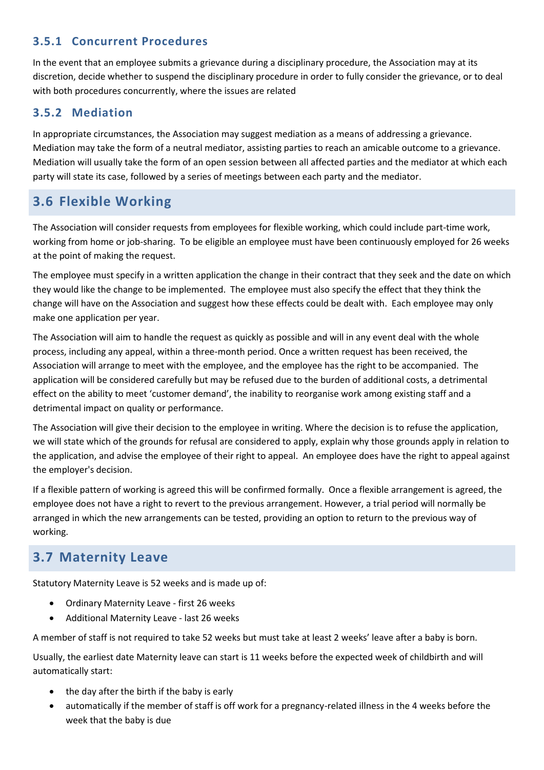### 3.5.1 Concurrent Procedures

In the event that an employee submits a grievance during a disciplinary procedure, the Association may at its discretion, decide whether to suspend the disciplinary procedure in order to fully consider the grievance, or to deal with both procedures concurrently, where the issues are related

### 3.5.2 Mediation

In appropriate circumstances, the Association may suggest mediation as a means of addressing a grievance. Mediation may take the form of a neutral mediator, assisting parties to reach an amicable outcome to a grievance. Mediation will usually take the form of an open session between all affected parties and the mediator at which each party will state its case, followed by a series of meetings between each party and the mediator.

## 3.6 Flexible Working

The Association will consider requests from employees for flexible working, which could include part-time work, working from home or job-sharing. To be eligible an employee must have been continuously employed for 26 weeks at the point of making the request.

The employee must specify in a written application the change in their contract that they seek and the date on which they would like the change to be implemented. The employee must also specify the effect that they think the change will have on the Association and suggest how these effects could be dealt with. Each employee may only make one application per year.

The Association will aim to handle the request as quickly as possible and will in any event deal with the whole process, including any appeal, within a three-month period. Once a written request has been received, the Association will arrange to meet with the employee, and the employee has the right to be accompanied. The application will be considered carefully but may be refused due to the burden of additional costs, a detrimental effect on the ability to meet 'customer demand', the inability to reorganise work among existing staff and a detrimental impact on quality or performance.

The Association will give their decision to the employee in writing. Where the decision is to refuse the application, we will state which of the grounds for refusal are considered to apply, explain why those grounds apply in relation to the application, and advise the employee of their right to appeal. An employee does have the right to appeal against the employer's decision.

If a flexible pattern of working is agreed this will be confirmed formally. Once a flexible arrangement is agreed, the employee does not have a right to revert to the previous arrangement. However, a trial period will normally be arranged in which the new arrangements can be tested, providing an option to return to the previous way of working.

## 3.7 Maternity Leave

Statutory Maternity Leave is 52 weeks and is made up of:

- Ordinary Maternity Leave - first 26 weeks
- Additional Maternity Leave - last 26 weeks

A member of staff is not required to take 52 weeks but must take at least 2 weeks' leave after a baby is born.

Usually, the earliest date Maternity leave can start is 11 weeks before the expected week of childbirth and will automatically start:

- the day after the birth if the baby is early
- automatically if the member of staff is off work for a pregnancy-related illness in the 4 weeks before the week that the baby is due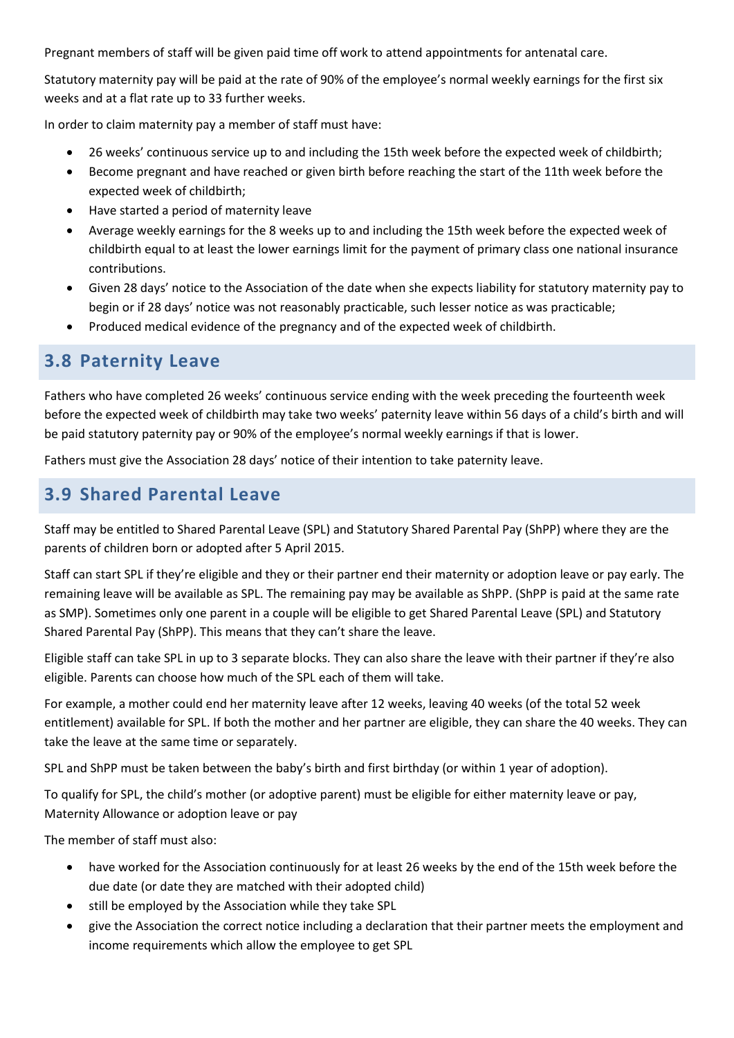Pregnant members of staff will be given paid time off work to attend appointments for antenatal care.

Statutory maternity pay will be paid at the rate of 90% of the employee's normal weekly earnings for the first six weeks and at a flat rate up to 33 further weeks.

In order to claim maternity pay a member of staff must have:

- 26 weeks' continuous service up to and including the 15th week before the expected week of childbirth;
- Become pregnant and have reached or given birth before reaching the start of the 11th week before the expected week of childbirth;
- Have started a period of maternity leave
- Average weekly earnings for the 8 weeks up to and including the 15th week before the expected week of childbirth equal to at least the lower earnings limit for the payment of primary class one national insurance contributions.
- Given 28 days' notice to the Association of the date when she expects liability for statutory maternity pay to begin or if 28 days' notice was not reasonably practicable, such lesser notice as was practicable;
- Produced medical evidence of the pregnancy and of the expected week of childbirth.

## 3.8 Paternity Leave

Fathers who have completed 26 weeks' continuous service ending with the week preceding the fourteenth week before the expected week of childbirth may take two weeks' paternity leave within 56 days of a child's birth and will be paid statutory paternity pay or 90% of the employee's normal weekly earnings if that is lower.

Fathers must give the Association 28 days' notice of their intention to take paternity leave.

## 3.9 Shared Parental Leave

Staff may be entitled to Shared Parental Leave (SPL) and Statutory Shared Parental Pay (ShPP) where they are the parents of children born or adopted after 5 April 2015.

Staff can start SPL if they're eligible and they or their partner end their maternity or adoption leave or pay early. The remaining leave will be available as SPL. The remaining pay may be available as ShPP. (ShPP is paid at the same rate as SMP). Sometimes only one parent in a couple will be eligible to get Shared Parental Leave (SPL) and Statutory Shared Parental Pay (ShPP). This means that they can't share the leave.

Eligible staff can take SPL in up to 3 separate blocks. They can also share the leave with their partner if they're also eligible. Parents can choose how much of the SPL each of them will take.

For example, a mother could end her maternity leave after 12 weeks, leaving 40 weeks (of the total 52 week entitlement) available for SPL. If both the mother and her partner are eligible, they can share the 40 weeks. They can take the leave at the same time or separately.

SPL and ShPP must be taken between the baby's birth and first birthday (or within 1 year of adoption).

To qualify for SPL, the child's mother (or adoptive parent) must be eligible for either maternity leave or pay, Maternity Allowance or adoption leave or pay

The member of staff must also:

- have worked for the Association continuously for at least 26 weeks by the end of the 15th week before the due date (or date they are matched with their adopted child)
- still be employed by the Association while they take SPL
- give the Association the correct notice including a declaration that their partner meets the employment and income requirements which allow the employee to get SPL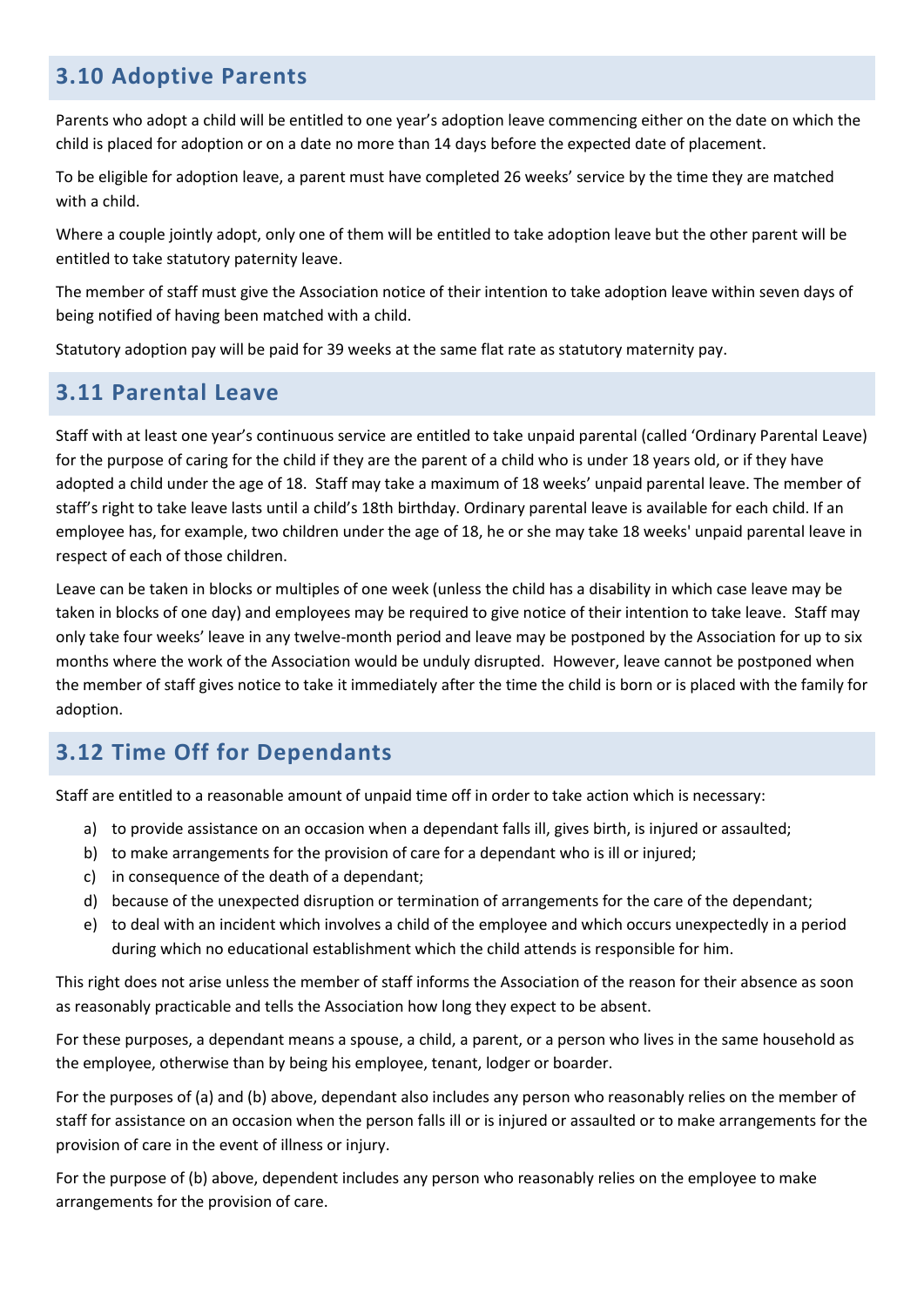## 3.10 Adoptive Parents

Parents who adopt a child will be entitled to one year's adoption leave commencing either on the date on which the child is placed for adoption or on a date no more than 14 days before the expected date of placement.

To be eligible for adoption leave, a parent must have completed 26 weeks' service by the time they are matched with a child.

Where a couple jointly adopt, only one of them will be entitled to take adoption leave but the other parent will be entitled to take statutory paternity leave.

The member of staff must give the Association notice of their intention to take adoption leave within seven days of being notified of having been matched with a child.

Statutory adoption pay will be paid for 39 weeks at the same flat rate as statutory maternity pay.

## 3.11 Parental Leave

Staff with at least one year's continuous service are entitled to take unpaid parental (called 'Ordinary Parental Leave) for the purpose of caring for the child if they are the parent of a child who is under 18 years old, or if they have adopted a child under the age of 18. Staff may take a maximum of 18 weeks' unpaid parental leave. The member of staff's right to take leave lasts until a child's 18th birthday. Ordinary parental leave is available for each child. If an employee has, for example, two children under the age of 18, he or she may take 18 weeks' unpaid parental leave in respect of each of those children.

Leave can be taken in blocks or multiples of one week (unless the child has a disability in which case leave may be taken in blocks of one day) and employees may be required to give notice of their intention to take leave. Staff may only take four weeks' leave in any twelve-month period and leave may be postponed by the Association for up to six months where the work of the Association would be unduly disrupted. However, leave cannot be postponed when the member of staff gives notice to take it immediately after the time the child is born or is placed with the family for adoption.

## 3.12 Time Off for Dependants

Staff are entitled to a reasonable amount of unpaid time off in order to take action which is necessary:

a) to provide assistance on an occasion when a dependant falls ill, gives birth, is injured or assaulted;
b) to make arrangements for the provision of care for a dependant who is ill or injured;
c) in consequence of the death of a dependant;
d) because of the unexpected disruption or termination of arrangements for the care of the dependant;
e) to deal with an incident which involves a child of the employee and which occurs unexpectedly in a period during which no educational establishment which the child attends is responsible for him.

This right does not arise unless the member of staff informs the Association of the reason for their absence as soon as reasonably practicable and tells the Association how long they expect to be absent.

For these purposes, a dependant means a spouse, a child, a parent, or a person who lives in the same household as the employee, otherwise than by being his employee, tenant, lodger or boarder.

For the purposes of (a) and (b) above, dependant also includes any person who reasonably relies on the member of staff for assistance on an occasion when the person falls ill or is injured or assaulted or to make arrangements for the provision of care in the event of illness or injury.

For the purpose of (b) above, dependent includes any person who reasonably relies on the employee to make arrangements for the provision of care.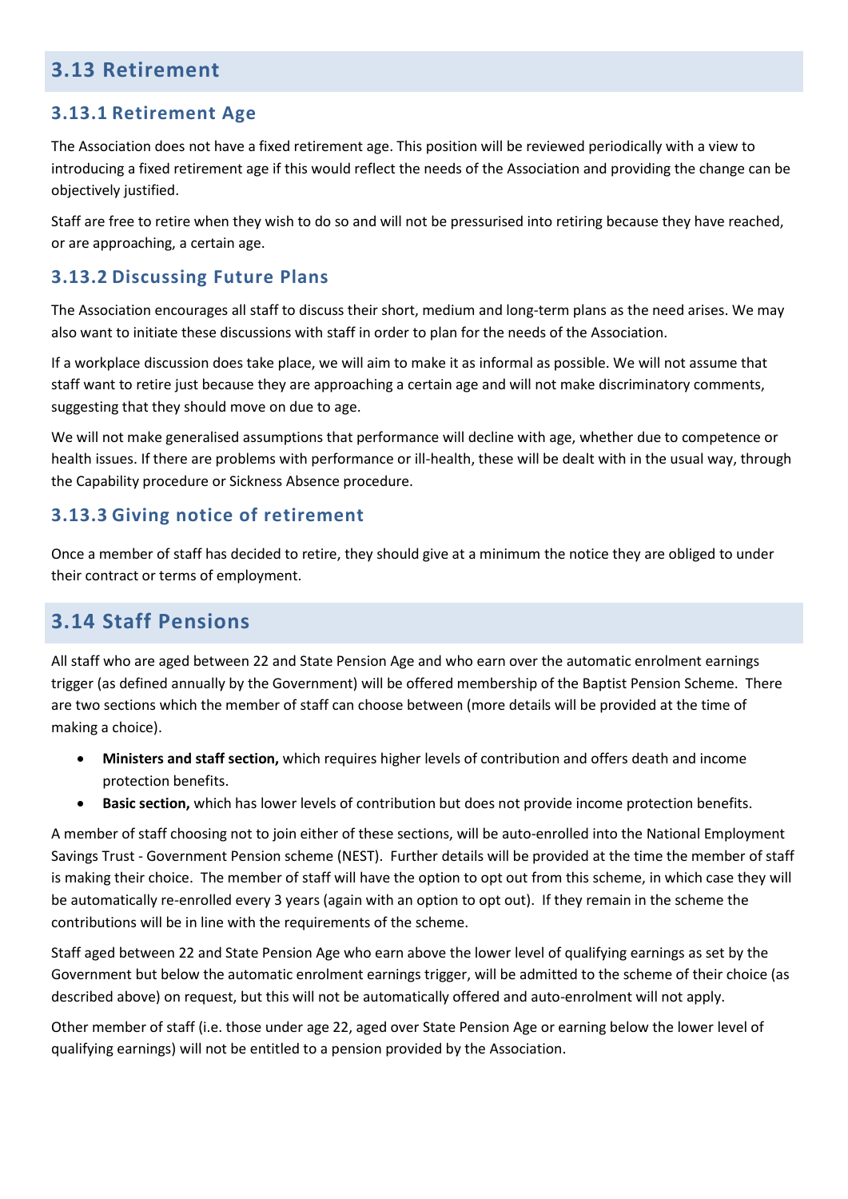## 3.13 Retirement

### 3.13.1 Retirement Age

The Association does not have a fixed retirement age. This position will be reviewed periodically with a view to introducing a fixed retirement age if this would reflect the needs of the Association and providing the change can be objectively justified.

Staff are free to retire when they wish to do so and will not be pressurised into retiring because they have reached, or are approaching, a certain age.

### 3.13.2 Discussing Future Plans

The Association encourages all staff to discuss their short, medium and long-term plans as the need arises. We may also want to initiate these discussions with staff in order to plan for the needs of the Association.

If a workplace discussion does take place, we will aim to make it as informal as possible. We will not assume that staff want to retire just because they are approaching a certain age and will not make discriminatory comments, suggesting that they should move on due to age.

We will not make generalised assumptions that performance will decline with age, whether due to competence or health issues. If there are problems with performance or ill-health, these will be dealt with in the usual way, through the Capability procedure or Sickness Absence procedure.

### 3.13.3 Giving notice of retirement

Once a member of staff has decided to retire, they should give at a minimum the notice they are obliged to under their contract or terms of employment.

## 3.14 Staff Pensions

All staff who are aged between 22 and State Pension Age and who earn over the automatic enrolment earnings trigger (as defined annually by the Government) will be offered membership of the Baptist Pension Scheme. There are two sections which the member of staff can choose between (more details will be provided at the time of making a choice).

- **Ministers and staff section,** which requires higher levels of contribution and offers death and income protection benefits.
- **Basic section,** which has lower levels of contribution but does not provide income protection benefits.

A member of staff choosing not to join either of these sections, will be auto-enrolled into the National Employment Savings Trust - Government Pension scheme (NEST). Further details will be provided at the time the member of staff is making their choice. The member of staff will have the option to opt out from this scheme, in which case they will be automatically re-enrolled every 3 years (again with an option to opt out). If they remain in the scheme the contributions will be in line with the requirements of the scheme.

Staff aged between 22 and State Pension Age who earn above the lower level of qualifying earnings as set by the Government but below the automatic enrolment earnings trigger, will be admitted to the scheme of their choice (as described above) on request, but this will not be automatically offered and auto-enrolment will not apply.

Other member of staff (i.e. those under age 22, aged over State Pension Age or earning below the lower level of qualifying earnings) will not be entitled to a pension provided by the Association.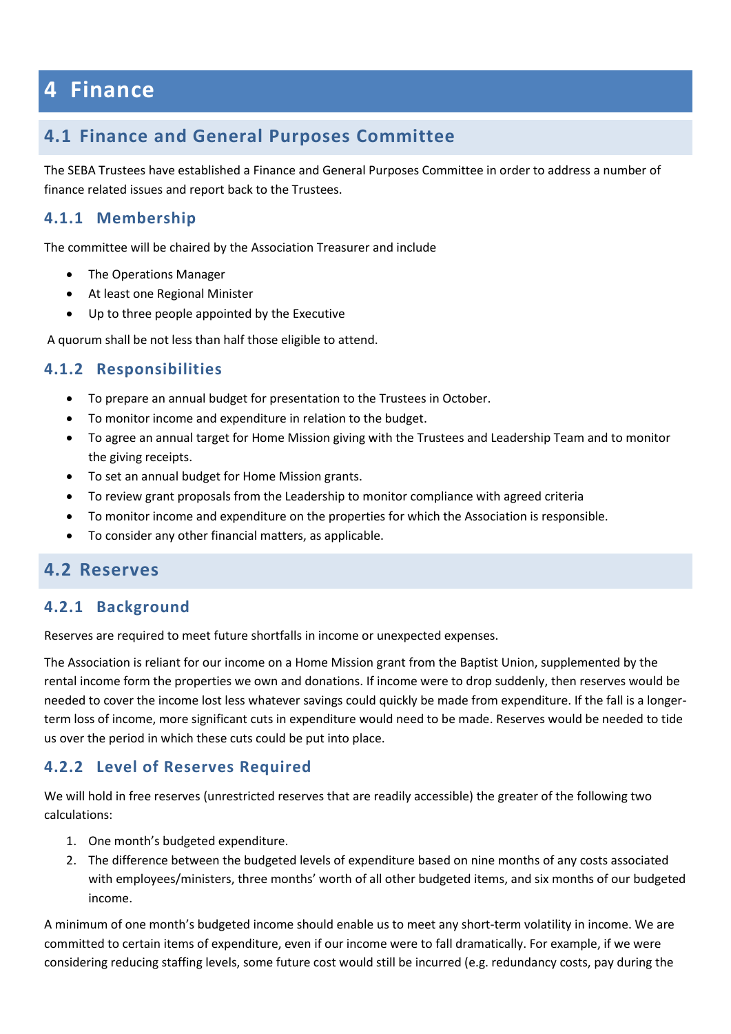# 4 Finance

## 4.1 Finance and General Purposes Committee

The SEBA Trustees have established a Finance and General Purposes Committee in order to address a number of finance related issues and report back to the Trustees.

### 4.1.1 Membership

The committee will be chaired by the Association Treasurer and include

- The Operations Manager
- At least one Regional Minister
- Up to three people appointed by the Executive

A quorum shall be not less than half those eligible to attend.

### 4.1.2 Responsibilities

- To prepare an annual budget for presentation to the Trustees in October.
- To monitor income and expenditure in relation to the budget.
- To agree an annual target for Home Mission giving with the Trustees and Leadership Team and to monitor the giving receipts.
- To set an annual budget for Home Mission grants.
- To review grant proposals from the Leadership to monitor compliance with agreed criteria
- To monitor income and expenditure on the properties for which the Association is responsible.
- To consider any other financial matters, as applicable.

## 4.2 Reserves

### 4.2.1 Background

Reserves are required to meet future shortfalls in income or unexpected expenses.

The Association is reliant for our income on a Home Mission grant from the Baptist Union, supplemented by the rental income form the properties we own and donations. If income were to drop suddenly, then reserves would be needed to cover the income lost less whatever savings could quickly be made from expenditure. If the fall is a longer-term loss of income, more significant cuts in expenditure would need to be made. Reserves would be needed to tide us over the period in which these cuts could be put into place.

### 4.2.2 Level of Reserves Required

We will hold in free reserves (unrestricted reserves that are readily accessible) the greater of the following two calculations:

1. One month's budgeted expenditure.
2. The difference between the budgeted levels of expenditure based on nine months of any costs associated with employees/ministers, three months' worth of all other budgeted items, and six months of our budgeted income.

A minimum of one month's budgeted income should enable us to meet any short-term volatility in income. We are committed to certain items of expenditure, even if our income were to fall dramatically. For example, if we were considering reducing staffing levels, some future cost would still be incurred (e.g. redundancy costs, pay during the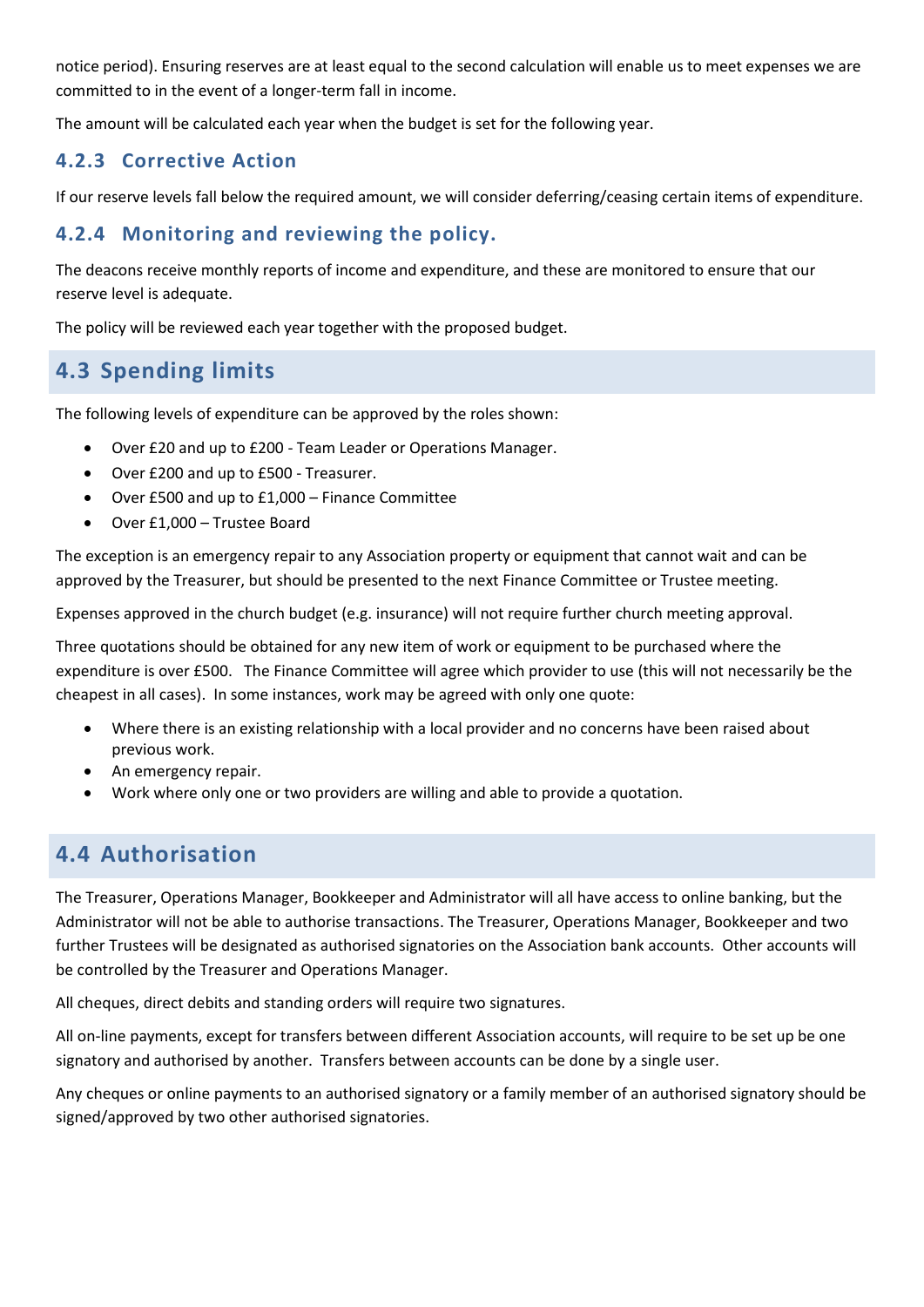notice period). Ensuring reserves are at least equal to the second calculation will enable us to meet expenses we are committed to in the event of a longer-term fall in income.

The amount will be calculated each year when the budget is set for the following year.

#### 4.2.3 Corrective Action

If our reserve levels fall below the required amount, we will consider deferring/ceasing certain items of expenditure.

#### 4.2.4 Monitoring and reviewing the policy.

The deacons receive monthly reports of income and expenditure, and these are monitored to ensure that our reserve level is adequate.

The policy will be reviewed each year together with the proposed budget.

## 4.3 Spending limits

The following levels of expenditure can be approved by the roles shown:

- Over £20 and up to £200 - Team Leader or Operations Manager.
- Over £200 and up to £500 - Treasurer.
- Over £500 and up to £1,000 – Finance Committee
- Over £1,000 – Trustee Board

The exception is an emergency repair to any Association property or equipment that cannot wait and can be approved by the Treasurer, but should be presented to the next Finance Committee or Trustee meeting.

Expenses approved in the church budget (e.g. insurance) will not require further church meeting approval.

Three quotations should be obtained for any new item of work or equipment to be purchased where the expenditure is over £500. The Finance Committee will agree which provider to use (this will not necessarily be the cheapest in all cases). In some instances, work may be agreed with only one quote:

- Where there is an existing relationship with a local provider and no concerns have been raised about previous work.
- An emergency repair.
- Work where only one or two providers are willing and able to provide a quotation.

## 4.4 Authorisation

The Treasurer, Operations Manager, Bookkeeper and Administrator will all have access to online banking, but the Administrator will not be able to authorise transactions. The Treasurer, Operations Manager, Bookkeeper and two further Trustees will be designated as authorised signatories on the Association bank accounts. Other accounts will be controlled by the Treasurer and Operations Manager.

All cheques, direct debits and standing orders will require two signatures.

All on-line payments, except for transfers between different Association accounts, will require to be set up be one signatory and authorised by another. Transfers between accounts can be done by a single user.

Any cheques or online payments to an authorised signatory or a family member of an authorised signatory should be signed/approved by two other authorised signatories.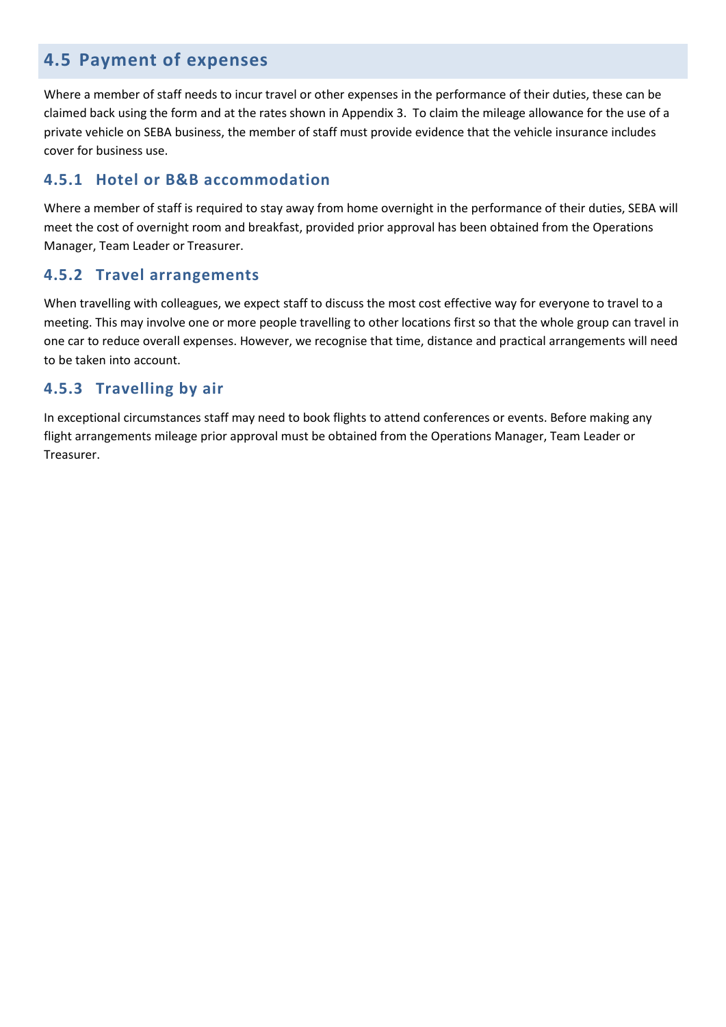## 4.5 Payment of expenses

Where a member of staff needs to incur travel or other expenses in the performance of their duties, these can be claimed back using the form and at the rates shown in Appendix 3. To claim the mileage allowance for the use of a private vehicle on SEBA business, the member of staff must provide evidence that the vehicle insurance includes cover for business use.

### 4.5.1 Hotel or B&B accommodation

Where a member of staff is required to stay away from home overnight in the performance of their duties, SEBA will meet the cost of overnight room and breakfast, provided prior approval has been obtained from the Operations Manager, Team Leader or Treasurer.

### 4.5.2 Travel arrangements

When travelling with colleagues, we expect staff to discuss the most cost effective way for everyone to travel to a meeting. This may involve one or more people travelling to other locations first so that the whole group can travel in one car to reduce overall expenses. However, we recognise that time, distance and practical arrangements will need to be taken into account.

### 4.5.3 Travelling by air

In exceptional circumstances staff may need to book flights to attend conferences or events. Before making any flight arrangements mileage prior approval must be obtained from the Operations Manager, Team Leader or Treasurer.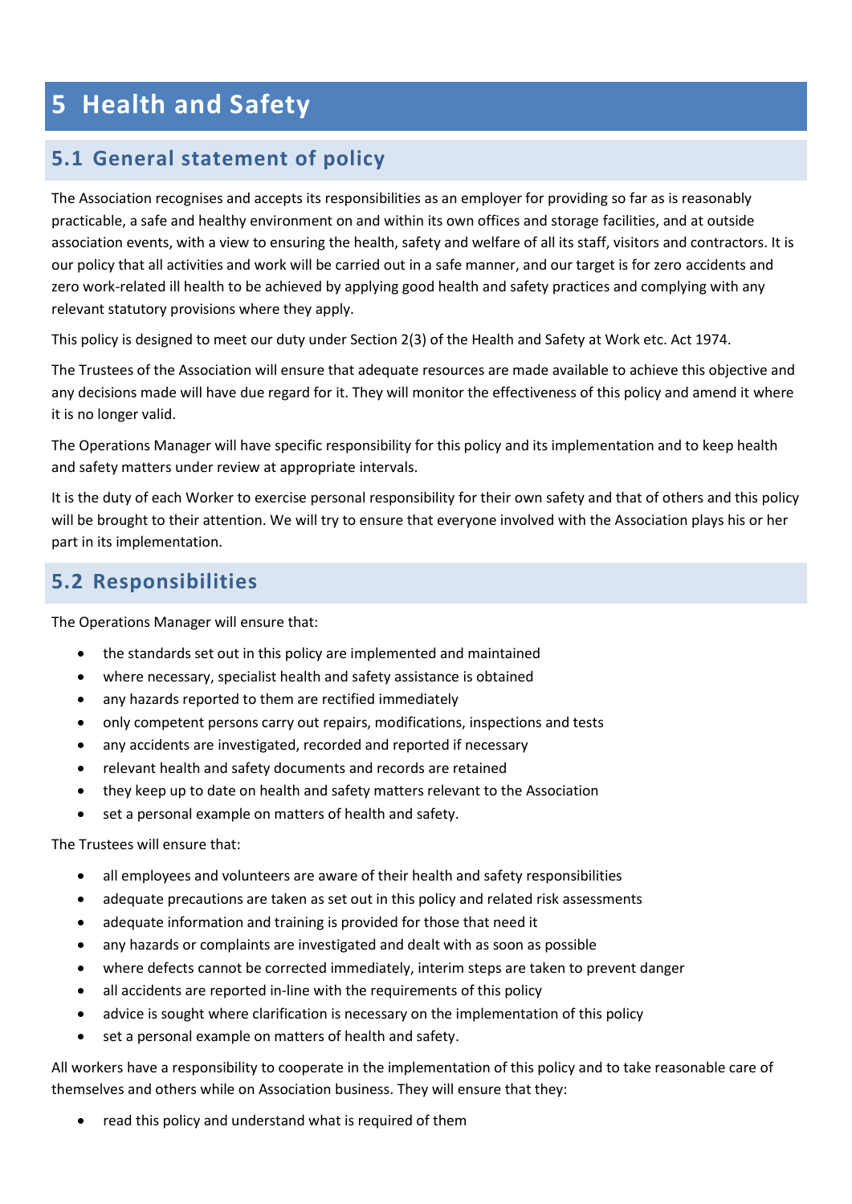# 5 Health and Safety

## 5.1 General statement of policy

The Association recognises and accepts its responsibilities as an employer for providing so far as is reasonably practicable, a safe and healthy environment on and within its own offices and storage facilities, and at outside association events, with a view to ensuring the health, safety and welfare of all its staff, visitors and contractors. It is our policy that all activities and work will be carried out in a safe manner, and our target is for zero accidents and zero work-related ill health to be achieved by applying good health and safety practices and complying with any relevant statutory provisions where they apply.

This policy is designed to meet our duty under Section 2(3) of the Health and Safety at Work etc. Act 1974.

The Trustees of the Association will ensure that adequate resources are made available to achieve this objective and any decisions made will have due regard for it. They will monitor the effectiveness of this policy and amend it where it is no longer valid.

The Operations Manager will have specific responsibility for this policy and its implementation and to keep health and safety matters under review at appropriate intervals.

It is the duty of each Worker to exercise personal responsibility for their own safety and that of others and this policy will be brought to their attention. We will try to ensure that everyone involved with the Association plays his or her part in its implementation.

## 5.2 Responsibilities

The Operations Manager will ensure that:

- the standards set out in this policy are implemented and maintained
- where necessary, specialist health and safety assistance is obtained
- any hazards reported to them are rectified immediately
- only competent persons carry out repairs, modifications, inspections and tests
- any accidents are investigated, recorded and reported if necessary
- relevant health and safety documents and records are retained
- they keep up to date on health and safety matters relevant to the Association
- set a personal example on matters of health and safety.

The Trustees will ensure that:

- all employees and volunteers are aware of their health and safety responsibilities
- adequate precautions are taken as set out in this policy and related risk assessments
- adequate information and training is provided for those that need it
- any hazards or complaints are investigated and dealt with as soon as possible
- where defects cannot be corrected immediately, interim steps are taken to prevent danger
- all accidents are reported in-line with the requirements of this policy
- advice is sought where clarification is necessary on the implementation of this policy
- set a personal example on matters of health and safety.

All workers have a responsibility to cooperate in the implementation of this policy and to take reasonable care of themselves and others while on Association business. They will ensure that they:

- read this policy and understand what is required of them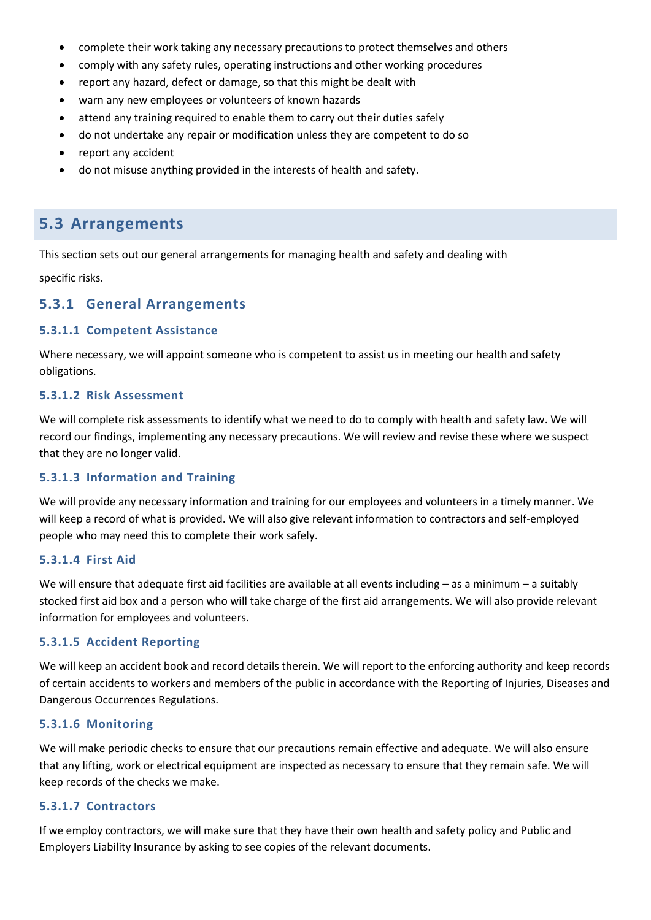- complete their work taking any necessary precautions to protect themselves and others
- comply with any safety rules, operating instructions and other working procedures
- report any hazard, defect or damage, so that this might be dealt with
- warn any new employees or volunteers of known hazards
- attend any training required to enable them to carry out their duties safely
- do not undertake any repair or modification unless they are competent to do so
- report any accident
- do not misuse anything provided in the interests of health and safety.

## 5.3 Arrangements

This section sets out our general arrangements for managing health and safety and dealing with

specific risks.

### 5.3.1 General Arrangements

#### 5.3.1.1 Competent Assistance

Where necessary, we will appoint someone who is competent to assist us in meeting our health and safety obligations.

#### 5.3.1.2 Risk Assessment

We will complete risk assessments to identify what we need to do to comply with health and safety law. We will record our findings, implementing any necessary precautions. We will review and revise these where we suspect that they are no longer valid.

#### 5.3.1.3 Information and Training

We will provide any necessary information and training for our employees and volunteers in a timely manner. We will keep a record of what is provided. We will also give relevant information to contractors and self-employed people who may need this to complete their work safely.

#### 5.3.1.4 First Aid

We will ensure that adequate first aid facilities are available at all events including – as a minimum – a suitably stocked first aid box and a person who will take charge of the first aid arrangements. We will also provide relevant information for employees and volunteers.

#### 5.3.1.5 Accident Reporting

We will keep an accident book and record details therein. We will report to the enforcing authority and keep records of certain accidents to workers and members of the public in accordance with the Reporting of Injuries, Diseases and Dangerous Occurrences Regulations.

#### 5.3.1.6 Monitoring

We will make periodic checks to ensure that our precautions remain effective and adequate. We will also ensure that any lifting, work or electrical equipment are inspected as necessary to ensure that they remain safe. We will keep records of the checks we make.

#### 5.3.1.7 Contractors

If we employ contractors, we will make sure that they have their own health and safety policy and Public and Employers Liability Insurance by asking to see copies of the relevant documents.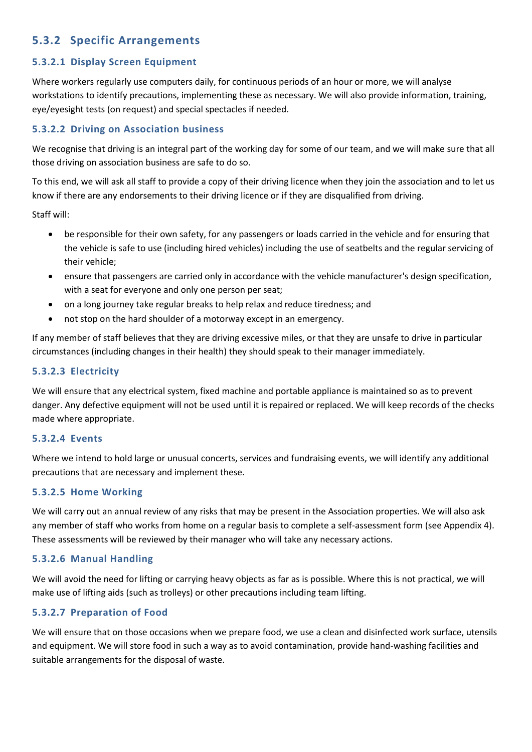## 5.3.2 Specific Arrangements

### 5.3.2.1 Display Screen Equipment

Where workers regularly use computers daily, for continuous periods of an hour or more, we will analyse workstations to identify precautions, implementing these as necessary. We will also provide information, training, eye/eyesight tests (on request) and special spectacles if needed.

### 5.3.2.2 Driving on Association business

We recognise that driving is an integral part of the working day for some of our team, and we will make sure that all those driving on association business are safe to do so.

To this end, we will ask all staff to provide a copy of their driving licence when they join the association and to let us know if there are any endorsements to their driving licence or if they are disqualified from driving.

Staff will:

- be responsible for their own safety, for any passengers or loads carried in the vehicle and for ensuring that the vehicle is safe to use (including hired vehicles) including the use of seatbelts and the regular servicing of their vehicle;
- ensure that passengers are carried only in accordance with the vehicle manufacturer's design specification, with a seat for everyone and only one person per seat;
- on a long journey take regular breaks to help relax and reduce tiredness; and
- not stop on the hard shoulder of a motorway except in an emergency.

If any member of staff believes that they are driving excessive miles, or that they are unsafe to drive in particular circumstances (including changes in their health) they should speak to their manager immediately.

### 5.3.2.3 Electricity

We will ensure that any electrical system, fixed machine and portable appliance is maintained so as to prevent danger. Any defective equipment will not be used until it is repaired or replaced. We will keep records of the checks made where appropriate.

### 5.3.2.4 Events

Where we intend to hold large or unusual concerts, services and fundraising events, we will identify any additional precautions that are necessary and implement these.

### 5.3.2.5 Home Working

We will carry out an annual review of any risks that may be present in the Association properties. We will also ask any member of staff who works from home on a regular basis to complete a self-assessment form (see Appendix 4). These assessments will be reviewed by their manager who will take any necessary actions.

### 5.3.2.6 Manual Handling

We will avoid the need for lifting or carrying heavy objects as far as is possible. Where this is not practical, we will make use of lifting aids (such as trolleys) or other precautions including team lifting.

### 5.3.2.7 Preparation of Food

We will ensure that on those occasions when we prepare food, we use a clean and disinfected work surface, utensils and equipment. We will store food in such a way as to avoid contamination, provide hand-washing facilities and suitable arrangements for the disposal of waste.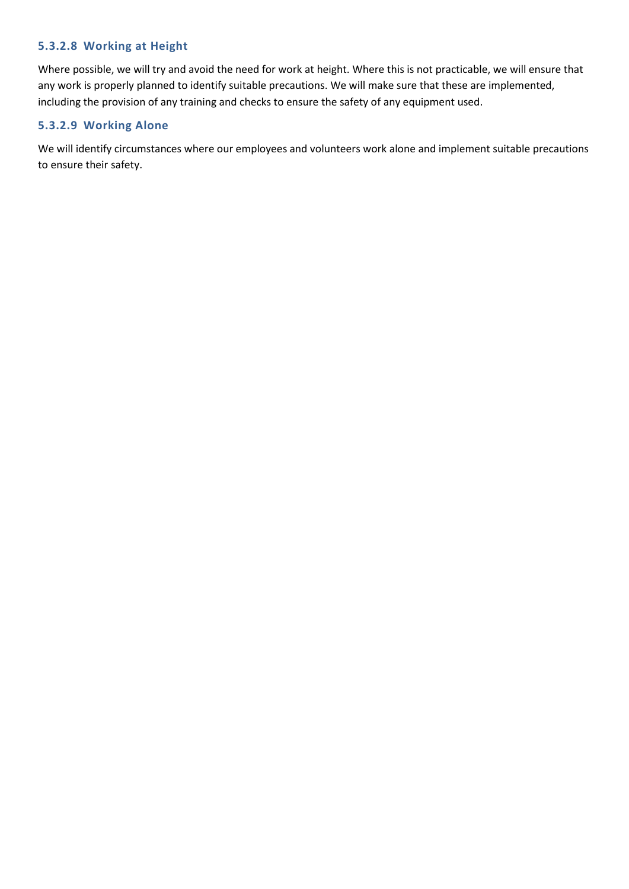#### 5.3.2.8 Working at Height

Where possible, we will try and avoid the need for work at height. Where this is not practicable, we will ensure that any work is properly planned to identify suitable precautions. We will make sure that these are implemented, including the provision of any training and checks to ensure the safety of any equipment used.

#### 5.3.2.9 Working Alone

We will identify circumstances where our employees and volunteers work alone and implement suitable precautions to ensure their safety.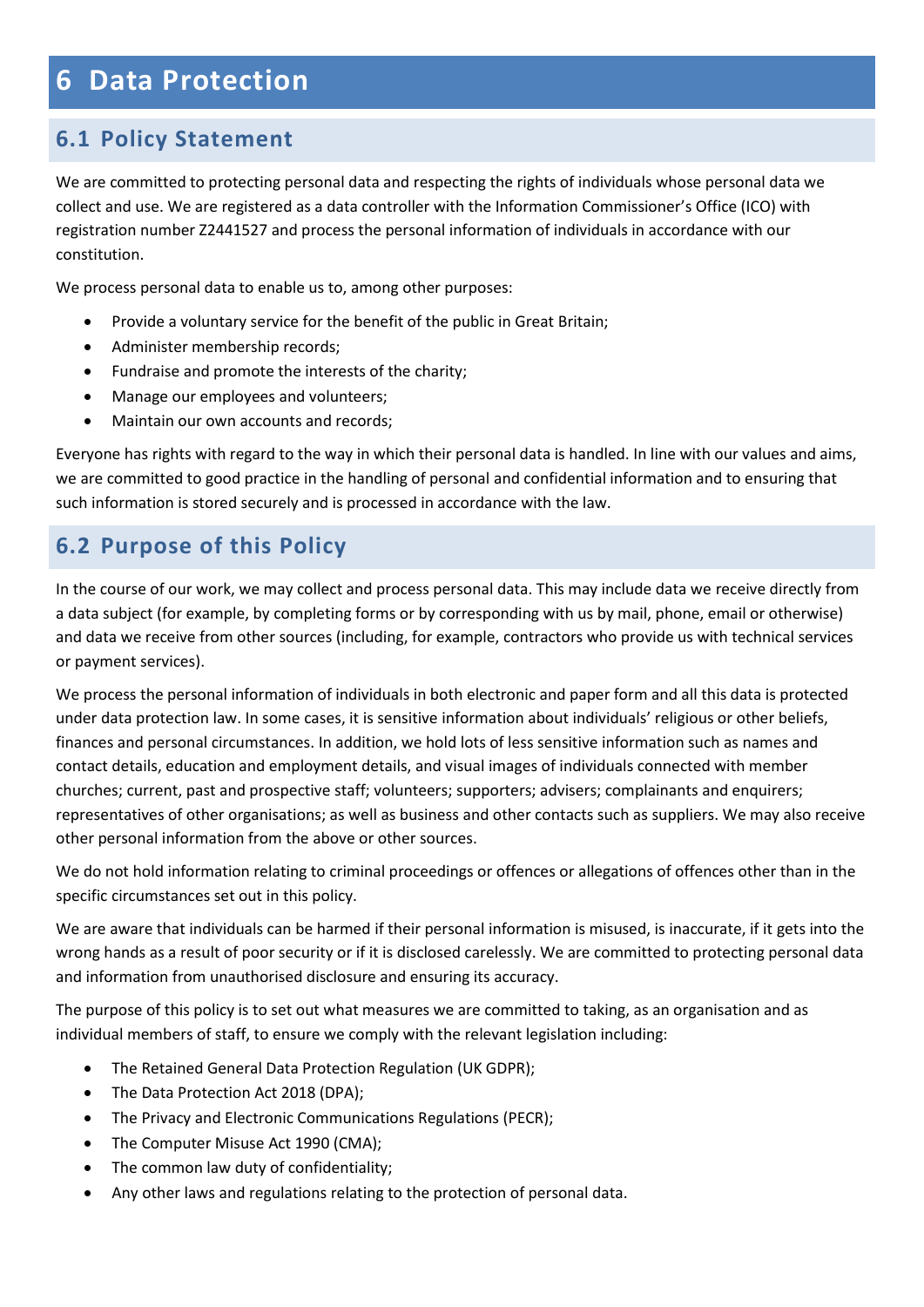# 6 Data Protection

## 6.1 Policy Statement

We are committed to protecting personal data and respecting the rights of individuals whose personal data we collect and use. We are registered as a data controller with the Information Commissioner's Office (ICO) with registration number Z2441527 and process the personal information of individuals in accordance with our constitution.

We process personal data to enable us to, among other purposes:

- Provide a voluntary service for the benefit of the public in Great Britain;
- Administer membership records;
- Fundraise and promote the interests of the charity;
- Manage our employees and volunteers;
- Maintain our own accounts and records;

Everyone has rights with regard to the way in which their personal data is handled. In line with our values and aims, we are committed to good practice in the handling of personal and confidential information and to ensuring that such information is stored securely and is processed in accordance with the law.

## 6.2 Purpose of this Policy

In the course of our work, we may collect and process personal data. This may include data we receive directly from a data subject (for example, by completing forms or by corresponding with us by mail, phone, email or otherwise) and data we receive from other sources (including, for example, contractors who provide us with technical services or payment services).

We process the personal information of individuals in both electronic and paper form and all this data is protected under data protection law. In some cases, it is sensitive information about individuals' religious or other beliefs, finances and personal circumstances. In addition, we hold lots of less sensitive information such as names and contact details, education and employment details, and visual images of individuals connected with member churches; current, past and prospective staff; volunteers; supporters; advisers; complainants and enquirers; representatives of other organisations; as well as business and other contacts such as suppliers. We may also receive other personal information from the above or other sources.

We do not hold information relating to criminal proceedings or offences or allegations of offences other than in the specific circumstances set out in this policy.

We are aware that individuals can be harmed if their personal information is misused, is inaccurate, if it gets into the wrong hands as a result of poor security or if it is disclosed carelessly. We are committed to protecting personal data and information from unauthorised disclosure and ensuring its accuracy.

The purpose of this policy is to set out what measures we are committed to taking, as an organisation and as individual members of staff, to ensure we comply with the relevant legislation including:

- The Retained General Data Protection Regulation (UK GDPR);
- The Data Protection Act 2018 (DPA);
- The Privacy and Electronic Communications Regulations (PECR);
- The Computer Misuse Act 1990 (CMA);
- The common law duty of confidentiality;
- Any other laws and regulations relating to the protection of personal data.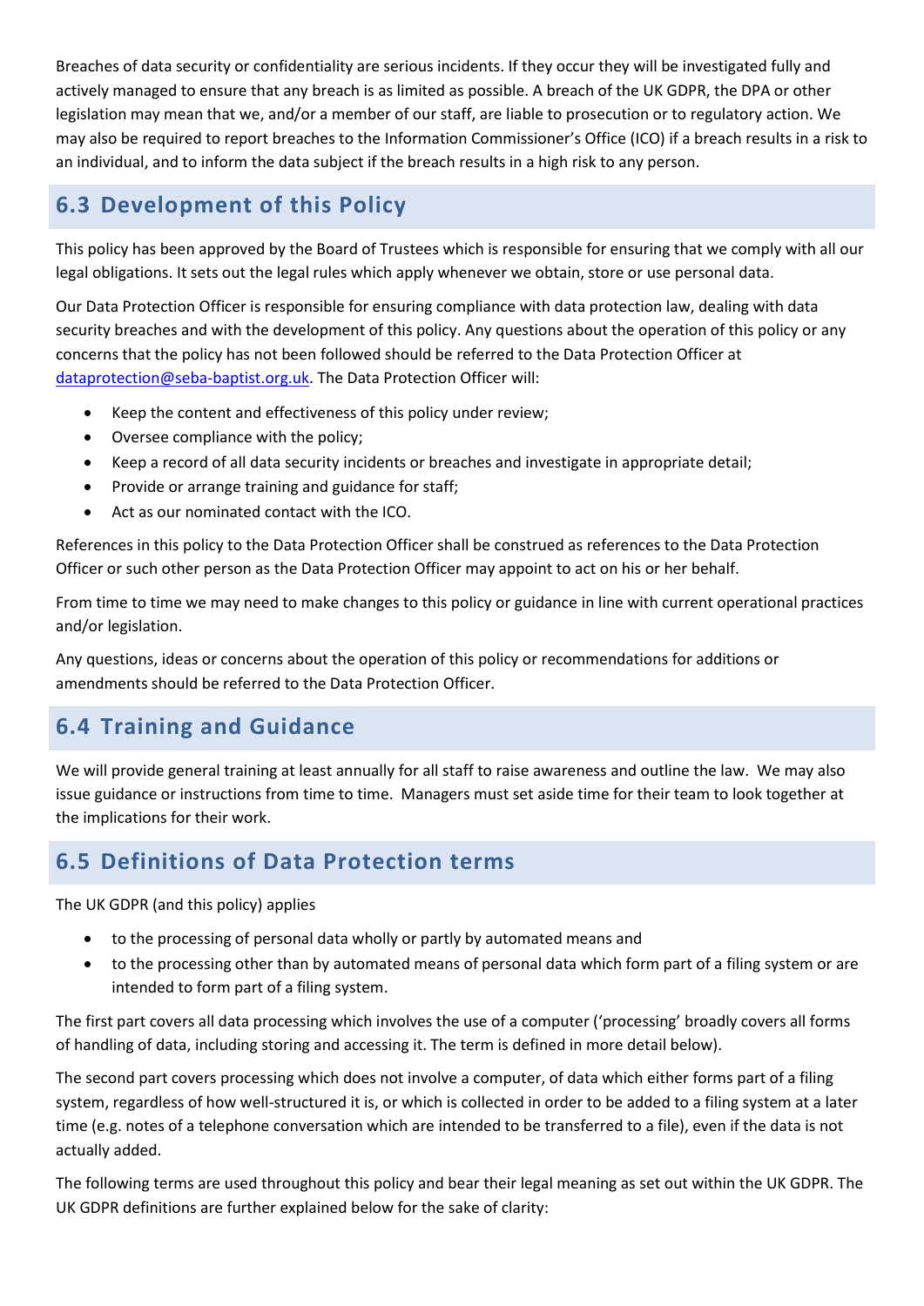Breaches of data security or confidentiality are serious incidents. If they occur they will be investigated fully and actively managed to ensure that any breach is as limited as possible. A breach of the UK GDPR, the DPA or other legislation may mean that we, and/or a member of our staff, are liable to prosecution or to regulatory action. We may also be required to report breaches to the Information Commissioner's Office (ICO) if a breach results in a risk to an individual, and to inform the data subject if the breach results in a high risk to any person.

## 6.3 Development of this Policy

This policy has been approved by the Board of Trustees which is responsible for ensuring that we comply with all our legal obligations. It sets out the legal rules which apply whenever we obtain, store or use personal data.

Our Data Protection Officer is responsible for ensuring compliance with data protection law, dealing with data security breaches and with the development of this policy. Any questions about the operation of this policy or any concerns that the policy has not been followed should be referred to the Data Protection Officer at dataprotection@seba-baptist.org.uk. The Data Protection Officer will:

- Keep the content and effectiveness of this policy under review;
- Oversee compliance with the policy;
- Keep a record of all data security incidents or breaches and investigate in appropriate detail;
- Provide or arrange training and guidance for staff;
- Act as our nominated contact with the ICO.

References in this policy to the Data Protection Officer shall be construed as references to the Data Protection Officer or such other person as the Data Protection Officer may appoint to act on his or her behalf.

From time to time we may need to make changes to this policy or guidance in line with current operational practices and/or legislation.

Any questions, ideas or concerns about the operation of this policy or recommendations for additions or amendments should be referred to the Data Protection Officer.

## 6.4 Training and Guidance

We will provide general training at least annually for all staff to raise awareness and outline the law. We may also issue guidance or instructions from time to time. Managers must set aside time for their team to look together at the implications for their work.

## 6.5 Definitions of Data Protection terms

The UK GDPR (and this policy) applies

- to the processing of personal data wholly or partly by automated means and
- to the processing other than by automated means of personal data which form part of a filing system or are intended to form part of a filing system.

The first part covers all data processing which involves the use of a computer ('processing' broadly covers all forms of handling of data, including storing and accessing it. The term is defined in more detail below).

The second part covers processing which does not involve a computer, of data which either forms part of a filing system, regardless of how well-structured it is, or which is collected in order to be added to a filing system at a later time (e.g. notes of a telephone conversation which are intended to be transferred to a file), even if the data is not actually added.

The following terms are used throughout this policy and bear their legal meaning as set out within the UK GDPR. The UK GDPR definitions are further explained below for the sake of clarity: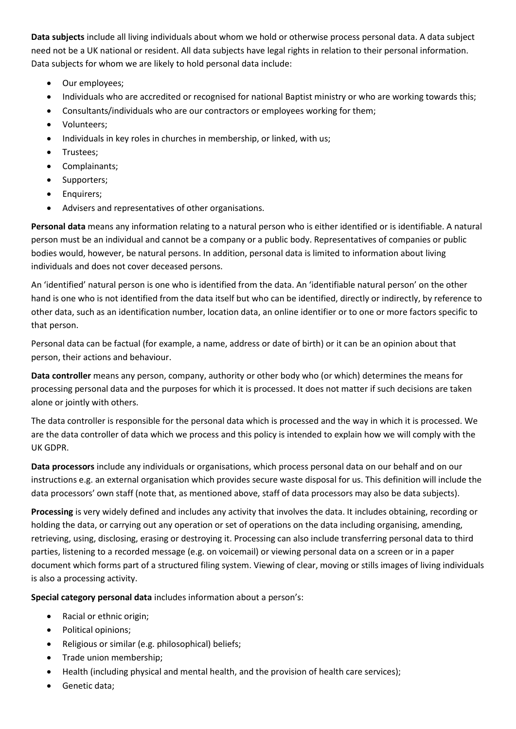**Data subjects** include all living individuals about whom we hold or otherwise process personal data. A data subject need not be a UK national or resident. All data subjects have legal rights in relation to their personal information. Data subjects for whom we are likely to hold personal data include:

- Our employees;
- Individuals who are accredited or recognised for national Baptist ministry or who are working towards this;
- Consultants/individuals who are our contractors or employees working for them;
- Volunteers;
- Individuals in key roles in churches in membership, or linked, with us;
- Trustees;
- Complainants;
- Supporters;
- Enquirers;
- Advisers and representatives of other organisations.

**Personal data** means any information relating to a natural person who is either identified or is identifiable. A natural person must be an individual and cannot be a company or a public body. Representatives of companies or public bodies would, however, be natural persons. In addition, personal data is limited to information about living individuals and does not cover deceased persons.

An 'identified' natural person is one who is identified from the data. An 'identifiable natural person' on the other hand is one who is not identified from the data itself but who can be identified, directly or indirectly, by reference to other data, such as an identification number, location data, an online identifier or to one or more factors specific to that person.

Personal data can be factual (for example, a name, address or date of birth) or it can be an opinion about that person, their actions and behaviour.

**Data controller** means any person, company, authority or other body who (or which) determines the means for processing personal data and the purposes for which it is processed. It does not matter if such decisions are taken alone or jointly with others.

The data controller is responsible for the personal data which is processed and the way in which it is processed. We are the data controller of data which we process and this policy is intended to explain how we will comply with the UK GDPR.

**Data processors** include any individuals or organisations, which process personal data on our behalf and on our instructions e.g. an external organisation which provides secure waste disposal for us. This definition will include the data processors' own staff (note that, as mentioned above, staff of data processors may also be data subjects).

**Processing** is very widely defined and includes any activity that involves the data. It includes obtaining, recording or holding the data, or carrying out any operation or set of operations on the data including organising, amending, retrieving, using, disclosing, erasing or destroying it. Processing can also include transferring personal data to third parties, listening to a recorded message (e.g. on voicemail) or viewing personal data on a screen or in a paper document which forms part of a structured filing system. Viewing of clear, moving or stills images of living individuals is also a processing activity.

**Special category personal data** includes information about a person's:

- Racial or ethnic origin;
- Political opinions;
- Religious or similar (e.g. philosophical) beliefs;
- Trade union membership;
- Health (including physical and mental health, and the provision of health care services);
- Genetic data;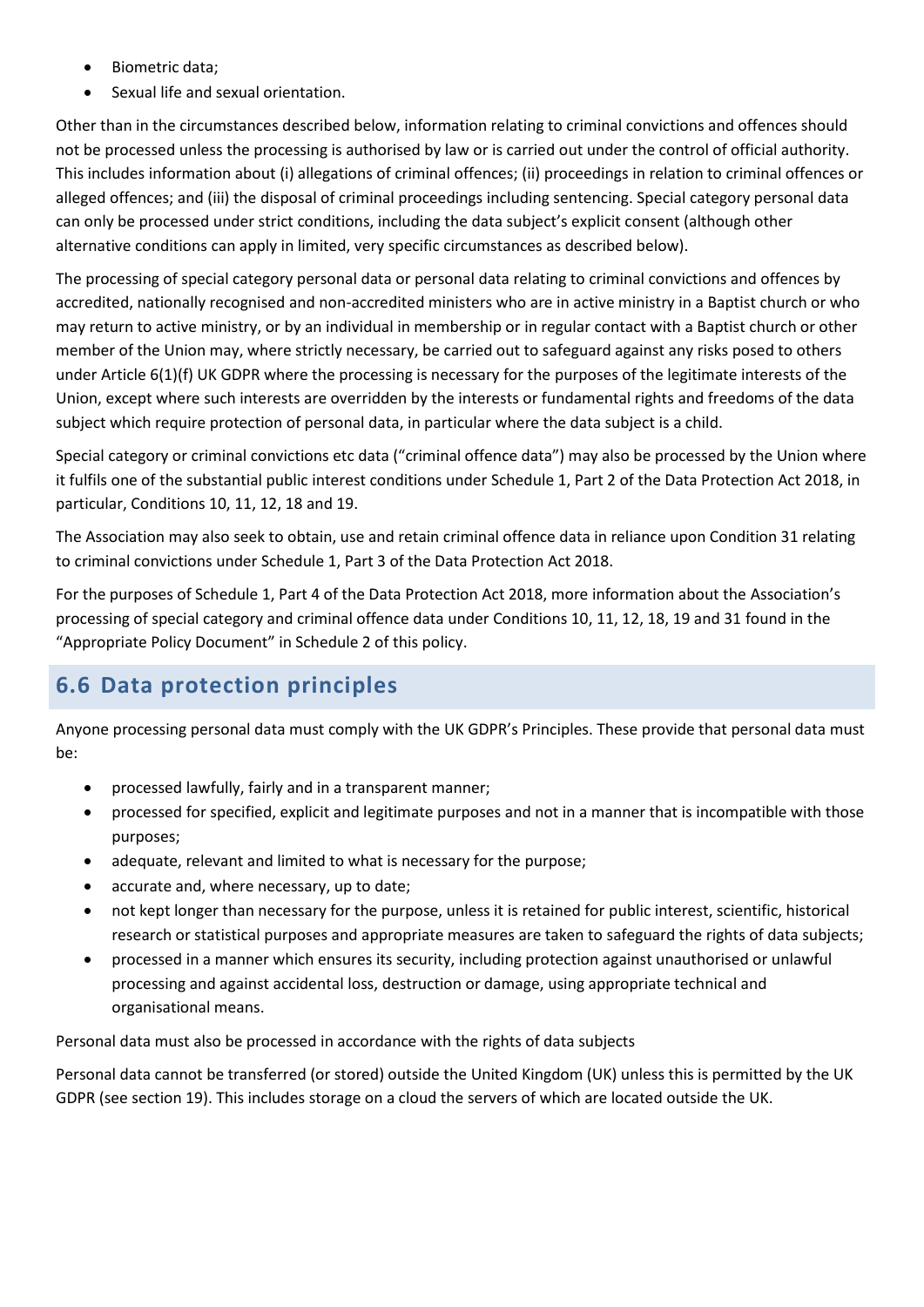- Biometric data;
- Sexual life and sexual orientation.

Other than in the circumstances described below, information relating to criminal convictions and offences should not be processed unless the processing is authorised by law or is carried out under the control of official authority. This includes information about (i) allegations of criminal offences; (ii) proceedings in relation to criminal offences or alleged offences; and (iii) the disposal of criminal proceedings including sentencing. Special category personal data can only be processed under strict conditions, including the data subject's explicit consent (although other alternative conditions can apply in limited, very specific circumstances as described below).

The processing of special category personal data or personal data relating to criminal convictions and offences by accredited, nationally recognised and non-accredited ministers who are in active ministry in a Baptist church or who may return to active ministry, or by an individual in membership or in regular contact with a Baptist church or other member of the Union may, where strictly necessary, be carried out to safeguard against any risks posed to others under Article 6(1)(f) UK GDPR where the processing is necessary for the purposes of the legitimate interests of the Union, except where such interests are overridden by the interests or fundamental rights and freedoms of the data subject which require protection of personal data, in particular where the data subject is a child.

Special category or criminal convictions etc data ("criminal offence data") may also be processed by the Union where it fulfils one of the substantial public interest conditions under Schedule 1, Part 2 of the Data Protection Act 2018, in particular, Conditions 10, 11, 12, 18 and 19.

The Association may also seek to obtain, use and retain criminal offence data in reliance upon Condition 31 relating to criminal convictions under Schedule 1, Part 3 of the Data Protection Act 2018.

For the purposes of Schedule 1, Part 4 of the Data Protection Act 2018, more information about the Association's processing of special category and criminal offence data under Conditions 10, 11, 12, 18, 19 and 31 found in the "Appropriate Policy Document" in Schedule 2 of this policy.

## 6.6 Data protection principles

Anyone processing personal data must comply with the UK GDPR's Principles. These provide that personal data must be:

- processed lawfully, fairly and in a transparent manner;
- processed for specified, explicit and legitimate purposes and not in a manner that is incompatible with those purposes;
- adequate, relevant and limited to what is necessary for the purpose;
- accurate and, where necessary, up to date;
- not kept longer than necessary for the purpose, unless it is retained for public interest, scientific, historical research or statistical purposes and appropriate measures are taken to safeguard the rights of data subjects;
- processed in a manner which ensures its security, including protection against unauthorised or unlawful processing and against accidental loss, destruction or damage, using appropriate technical and organisational means.

Personal data must also be processed in accordance with the rights of data subjects

Personal data cannot be transferred (or stored) outside the United Kingdom (UK) unless this is permitted by the UK GDPR (see section 19). This includes storage on a cloud the servers of which are located outside the UK.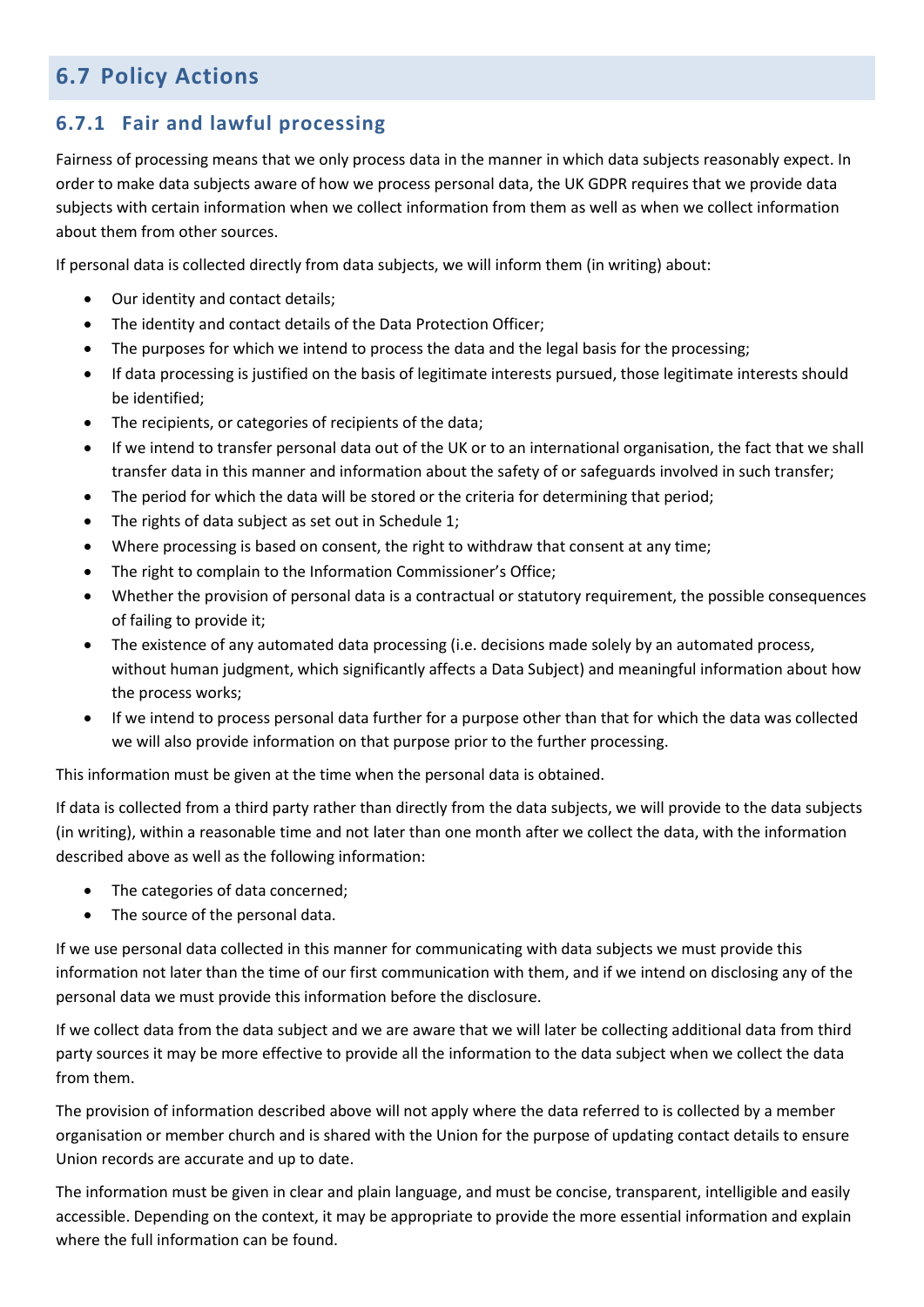## 6.7 Policy Actions

### 6.7.1 Fair and lawful processing

Fairness of processing means that we only process data in the manner in which data subjects reasonably expect. In order to make data subjects aware of how we process personal data, the UK GDPR requires that we provide data subjects with certain information when we collect information from them as well as when we collect information about them from other sources.

If personal data is collected directly from data subjects, we will inform them (in writing) about:

- Our identity and contact details;
- The identity and contact details of the Data Protection Officer;
- The purposes for which we intend to process the data and the legal basis for the processing;
- If data processing is justified on the basis of legitimate interests pursued, those legitimate interests should be identified;
- The recipients, or categories of recipients of the data;
- If we intend to transfer personal data out of the UK or to an international organisation, the fact that we shall transfer data in this manner and information about the safety of or safeguards involved in such transfer;
- The period for which the data will be stored or the criteria for determining that period;
- The rights of data subject as set out in Schedule 1;
- Where processing is based on consent, the right to withdraw that consent at any time;
- The right to complain to the Information Commissioner's Office;
- Whether the provision of personal data is a contractual or statutory requirement, the possible consequences of failing to provide it;
- The existence of any automated data processing (i.e. decisions made solely by an automated process, without human judgment, which significantly affects a Data Subject) and meaningful information about how the process works;
- If we intend to process personal data further for a purpose other than that for which the data was collected we will also provide information on that purpose prior to the further processing.

This information must be given at the time when the personal data is obtained.

If data is collected from a third party rather than directly from the data subjects, we will provide to the data subjects (in writing), within a reasonable time and not later than one month after we collect the data, with the information described above as well as the following information:

- The categories of data concerned;
- The source of the personal data.

If we use personal data collected in this manner for communicating with data subjects we must provide this information not later than the time of our first communication with them, and if we intend on disclosing any of the personal data we must provide this information before the disclosure.

If we collect data from the data subject and we are aware that we will later be collecting additional data from third party sources it may be more effective to provide all the information to the data subject when we collect the data from them.

The provision of information described above will not apply where the data referred to is collected by a member organisation or member church and is shared with the Union for the purpose of updating contact details to ensure Union records are accurate and up to date.

The information must be given in clear and plain language, and must be concise, transparent, intelligible and easily accessible. Depending on the context, it may be appropriate to provide the more essential information and explain where the full information can be found.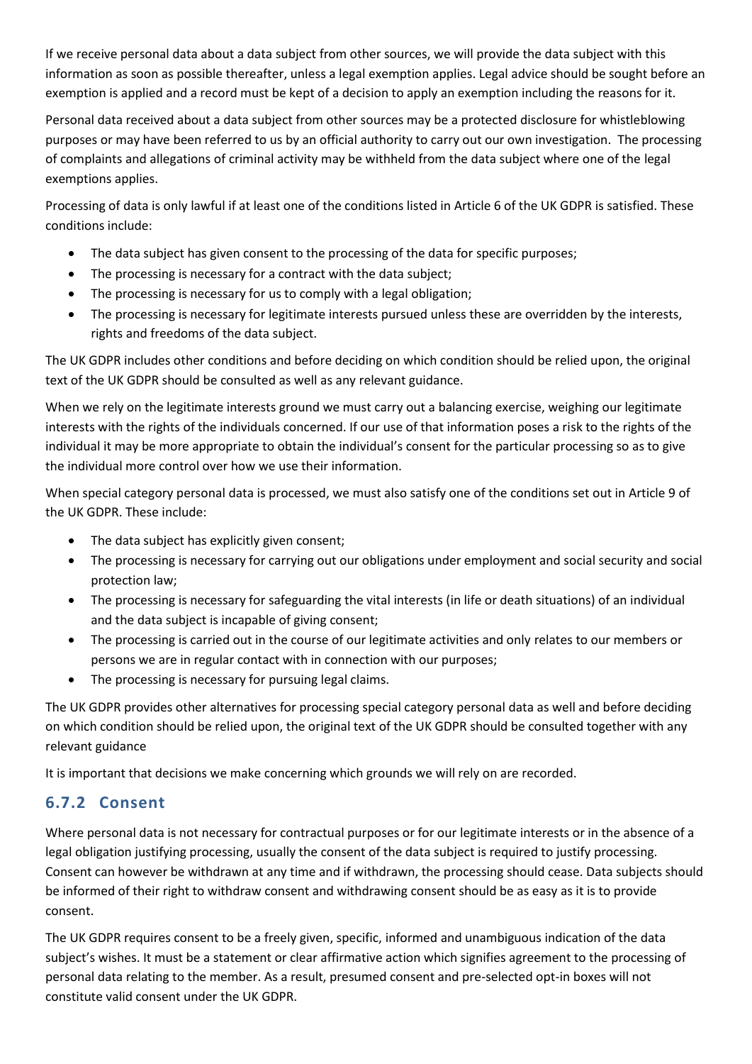If we receive personal data about a data subject from other sources, we will provide the data subject with this information as soon as possible thereafter, unless a legal exemption applies. Legal advice should be sought before an exemption is applied and a record must be kept of a decision to apply an exemption including the reasons for it.

Personal data received about a data subject from other sources may be a protected disclosure for whistleblowing purposes or may have been referred to us by an official authority to carry out our own investigation. The processing of complaints and allegations of criminal activity may be withheld from the data subject where one of the legal exemptions applies.

Processing of data is only lawful if at least one of the conditions listed in Article 6 of the UK GDPR is satisfied. These conditions include:

- The data subject has given consent to the processing of the data for specific purposes;
- The processing is necessary for a contract with the data subject;
- The processing is necessary for us to comply with a legal obligation;
- The processing is necessary for legitimate interests pursued unless these are overridden by the interests, rights and freedoms of the data subject.

The UK GDPR includes other conditions and before deciding on which condition should be relied upon, the original text of the UK GDPR should be consulted as well as any relevant guidance.

When we rely on the legitimate interests ground we must carry out a balancing exercise, weighing our legitimate interests with the rights of the individuals concerned. If our use of that information poses a risk to the rights of the individual it may be more appropriate to obtain the individual's consent for the particular processing so as to give the individual more control over how we use their information.

When special category personal data is processed, we must also satisfy one of the conditions set out in Article 9 of the UK GDPR. These include:

- The data subject has explicitly given consent;
- The processing is necessary for carrying out our obligations under employment and social security and social protection law;
- The processing is necessary for safeguarding the vital interests (in life or death situations) of an individual and the data subject is incapable of giving consent;
- The processing is carried out in the course of our legitimate activities and only relates to our members or persons we are in regular contact with in connection with our purposes;
- The processing is necessary for pursuing legal claims.

The UK GDPR provides other alternatives for processing special category personal data as well and before deciding on which condition should be relied upon, the original text of the UK GDPR should be consulted together with any relevant guidance

It is important that decisions we make concerning which grounds we will rely on are recorded.

### 6.7.2 Consent

Where personal data is not necessary for contractual purposes or for our legitimate interests or in the absence of a legal obligation justifying processing, usually the consent of the data subject is required to justify processing. Consent can however be withdrawn at any time and if withdrawn, the processing should cease. Data subjects should be informed of their right to withdraw consent and withdrawing consent should be as easy as it is to provide consent.

The UK GDPR requires consent to be a freely given, specific, informed and unambiguous indication of the data subject's wishes. It must be a statement or clear affirmative action which signifies agreement to the processing of personal data relating to the member. As a result, presumed consent and pre-selected opt-in boxes will not constitute valid consent under the UK GDPR.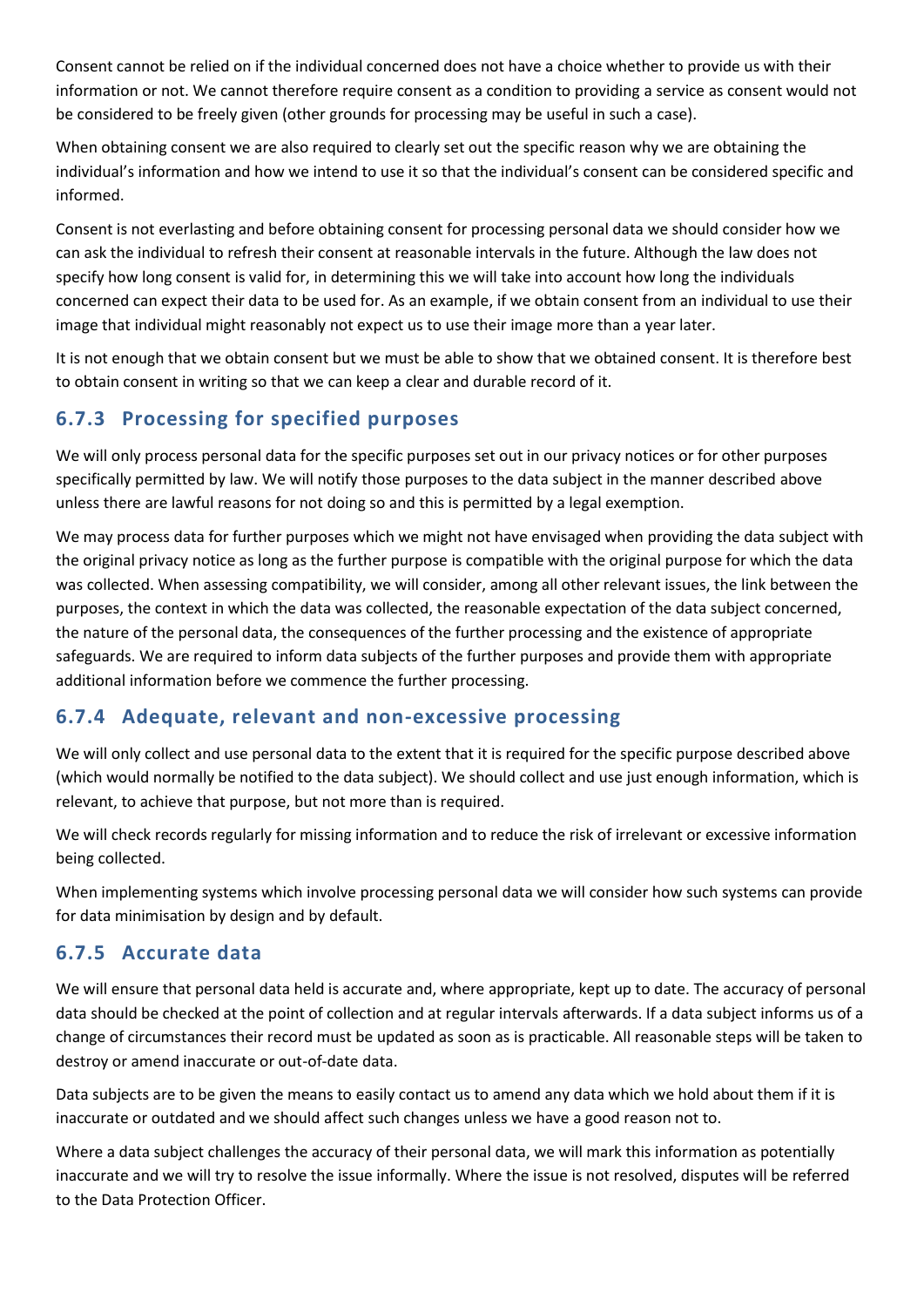Consent cannot be relied on if the individual concerned does not have a choice whether to provide us with their information or not. We cannot therefore require consent as a condition to providing a service as consent would not be considered to be freely given (other grounds for processing may be useful in such a case).

When obtaining consent we are also required to clearly set out the specific reason why we are obtaining the individual's information and how we intend to use it so that the individual's consent can be considered specific and informed.

Consent is not everlasting and before obtaining consent for processing personal data we should consider how we can ask the individual to refresh their consent at reasonable intervals in the future. Although the law does not specify how long consent is valid for, in determining this we will take into account how long the individuals concerned can expect their data to be used for. As an example, if we obtain consent from an individual to use their image that individual might reasonably not expect us to use their image more than a year later.

It is not enough that we obtain consent but we must be able to show that we obtained consent. It is therefore best to obtain consent in writing so that we can keep a clear and durable record of it.

### 6.7.3 Processing for specified purposes

We will only process personal data for the specific purposes set out in our privacy notices or for other purposes specifically permitted by law. We will notify those purposes to the data subject in the manner described above unless there are lawful reasons for not doing so and this is permitted by a legal exemption.

We may process data for further purposes which we might not have envisaged when providing the data subject with the original privacy notice as long as the further purpose is compatible with the original purpose for which the data was collected. When assessing compatibility, we will consider, among all other relevant issues, the link between the purposes, the context in which the data was collected, the reasonable expectation of the data subject concerned, the nature of the personal data, the consequences of the further processing and the existence of appropriate safeguards. We are required to inform data subjects of the further purposes and provide them with appropriate additional information before we commence the further processing.

### 6.7.4 Adequate, relevant and non-excessive processing

We will only collect and use personal data to the extent that it is required for the specific purpose described above (which would normally be notified to the data subject). We should collect and use just enough information, which is relevant, to achieve that purpose, but not more than is required.

We will check records regularly for missing information and to reduce the risk of irrelevant or excessive information being collected.

When implementing systems which involve processing personal data we will consider how such systems can provide for data minimisation by design and by default.

### 6.7.5 Accurate data

We will ensure that personal data held is accurate and, where appropriate, kept up to date. The accuracy of personal data should be checked at the point of collection and at regular intervals afterwards. If a data subject informs us of a change of circumstances their record must be updated as soon as is practicable. All reasonable steps will be taken to destroy or amend inaccurate or out-of-date data.

Data subjects are to be given the means to easily contact us to amend any data which we hold about them if it is inaccurate or outdated and we should affect such changes unless we have a good reason not to.

Where a data subject challenges the accuracy of their personal data, we will mark this information as potentially inaccurate and we will try to resolve the issue informally. Where the issue is not resolved, disputes will be referred to the Data Protection Officer.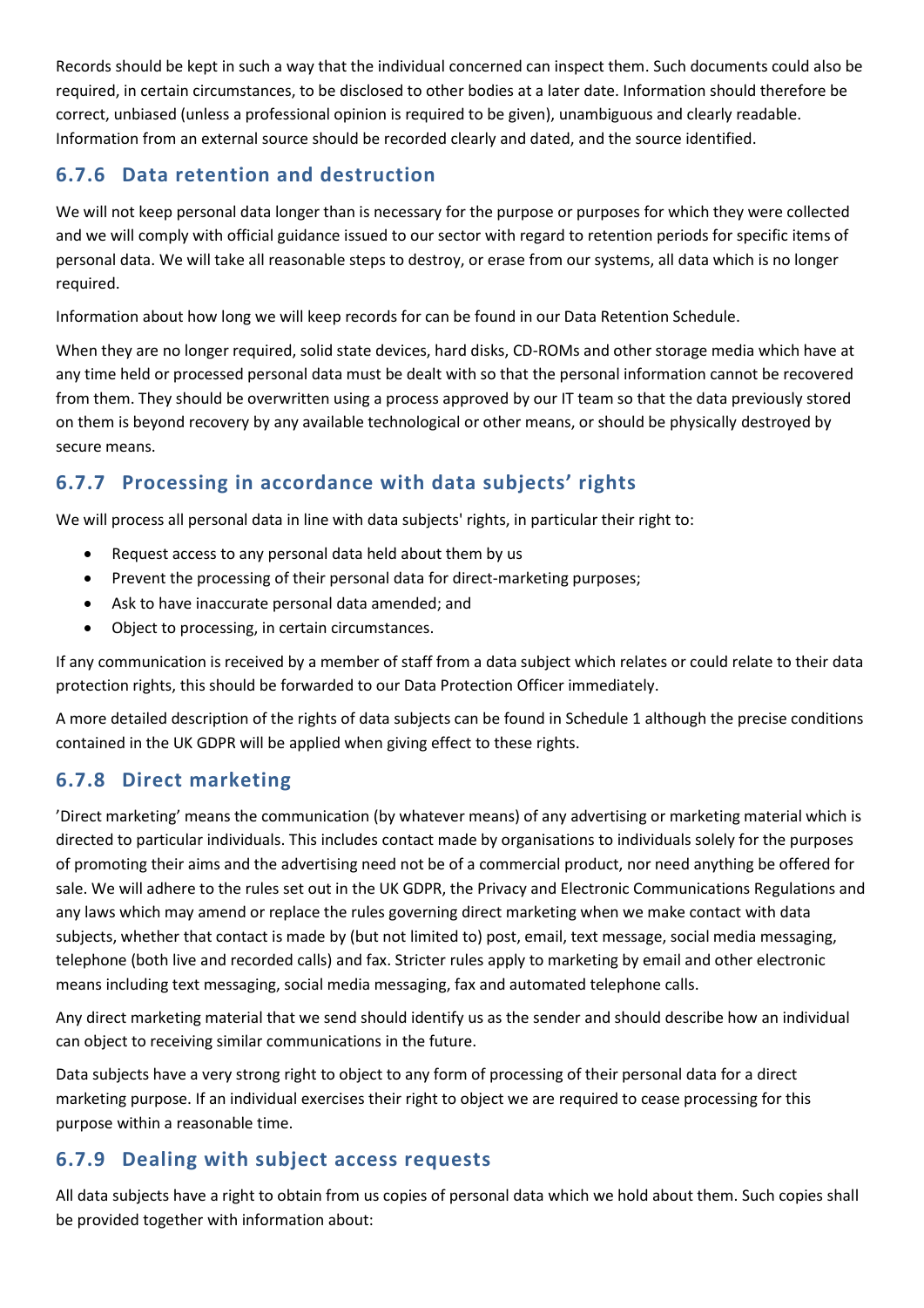Records should be kept in such a way that the individual concerned can inspect them. Such documents could also be required, in certain circumstances, to be disclosed to other bodies at a later date. Information should therefore be correct, unbiased (unless a professional opinion is required to be given), unambiguous and clearly readable. Information from an external source should be recorded clearly and dated, and the source identified.

### 6.7.6 Data retention and destruction

We will not keep personal data longer than is necessary for the purpose or purposes for which they were collected and we will comply with official guidance issued to our sector with regard to retention periods for specific items of personal data. We will take all reasonable steps to destroy, or erase from our systems, all data which is no longer required.

Information about how long we will keep records for can be found in our Data Retention Schedule.

When they are no longer required, solid state devices, hard disks, CD-ROMs and other storage media which have at any time held or processed personal data must be dealt with so that the personal information cannot be recovered from them. They should be overwritten using a process approved by our IT team so that the data previously stored on them is beyond recovery by any available technological or other means, or should be physically destroyed by secure means.

### 6.7.7 Processing in accordance with data subjects' rights

We will process all personal data in line with data subjects' rights, in particular their right to:

- Request access to any personal data held about them by us
- Prevent the processing of their personal data for direct-marketing purposes;
- Ask to have inaccurate personal data amended; and
- Object to processing, in certain circumstances.

If any communication is received by a member of staff from a data subject which relates or could relate to their data protection rights, this should be forwarded to our Data Protection Officer immediately.

A more detailed description of the rights of data subjects can be found in Schedule 1 although the precise conditions contained in the UK GDPR will be applied when giving effect to these rights.

### 6.7.8 Direct marketing

'Direct marketing' means the communication (by whatever means) of any advertising or marketing material which is directed to particular individuals. This includes contact made by organisations to individuals solely for the purposes of promoting their aims and the advertising need not be of a commercial product, nor need anything be offered for sale. We will adhere to the rules set out in the UK GDPR, the Privacy and Electronic Communications Regulations and any laws which may amend or replace the rules governing direct marketing when we make contact with data subjects, whether that contact is made by (but not limited to) post, email, text message, social media messaging, telephone (both live and recorded calls) and fax. Stricter rules apply to marketing by email and other electronic means including text messaging, social media messaging, fax and automated telephone calls.

Any direct marketing material that we send should identify us as the sender and should describe how an individual can object to receiving similar communications in the future.

Data subjects have a very strong right to object to any form of processing of their personal data for a direct marketing purpose. If an individual exercises their right to object we are required to cease processing for this purpose within a reasonable time.

### 6.7.9 Dealing with subject access requests

All data subjects have a right to obtain from us copies of personal data which we hold about them. Such copies shall be provided together with information about: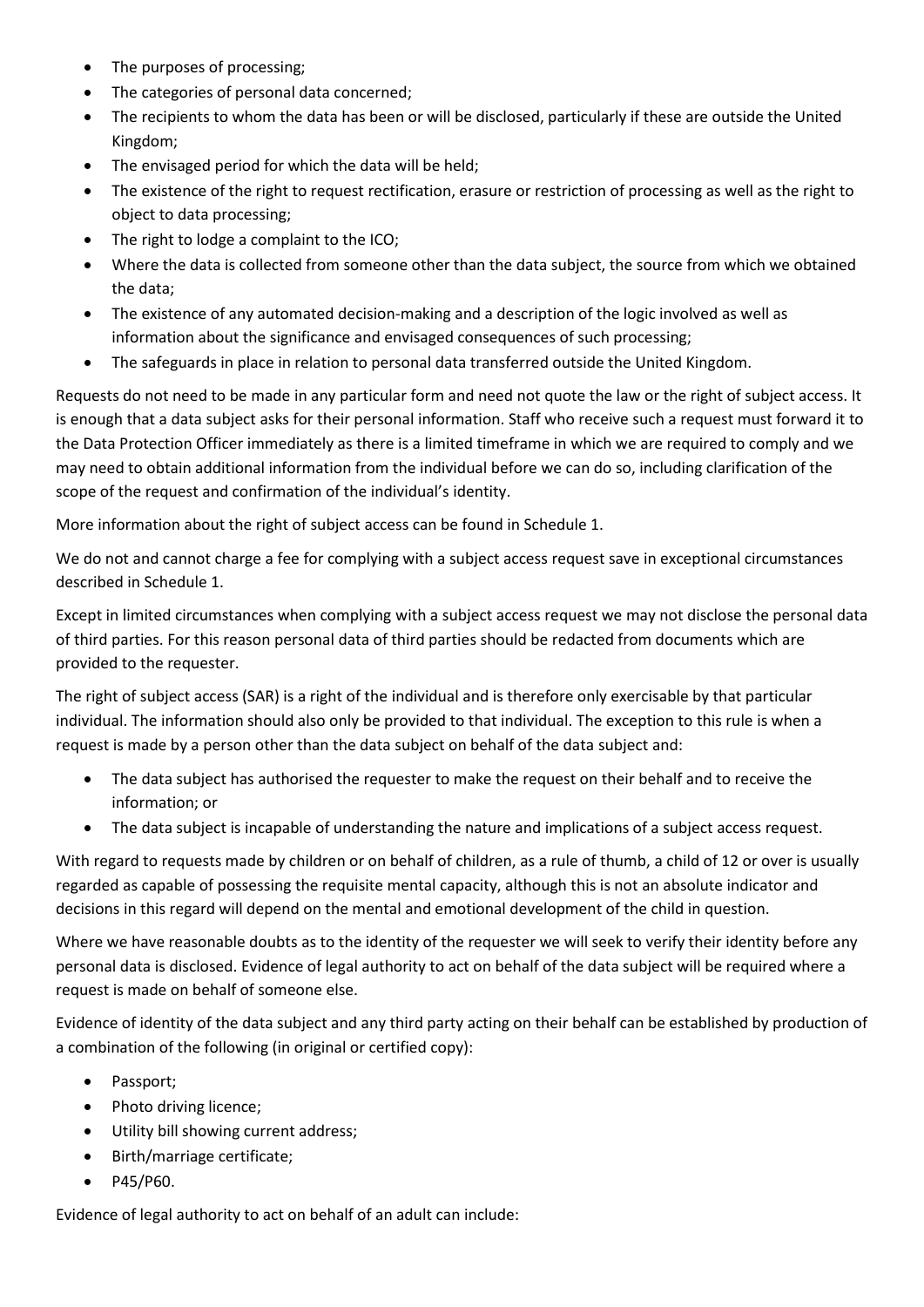- The purposes of processing;
- The categories of personal data concerned;
- The recipients to whom the data has been or will be disclosed, particularly if these are outside the United Kingdom;
- The envisaged period for which the data will be held;
- The existence of the right to request rectification, erasure or restriction of processing as well as the right to object to data processing;
- The right to lodge a complaint to the ICO;
- Where the data is collected from someone other than the data subject, the source from which we obtained the data;
- The existence of any automated decision-making and a description of the logic involved as well as information about the significance and envisaged consequences of such processing;
- The safeguards in place in relation to personal data transferred outside the United Kingdom.

Requests do not need to be made in any particular form and need not quote the law or the right of subject access. It is enough that a data subject asks for their personal information. Staff who receive such a request must forward it to the Data Protection Officer immediately as there is a limited timeframe in which we are required to comply and we may need to obtain additional information from the individual before we can do so, including clarification of the scope of the request and confirmation of the individual's identity.

More information about the right of subject access can be found in Schedule 1.

We do not and cannot charge a fee for complying with a subject access request save in exceptional circumstances described in Schedule 1.

Except in limited circumstances when complying with a subject access request we may not disclose the personal data of third parties. For this reason personal data of third parties should be redacted from documents which are provided to the requester.

The right of subject access (SAR) is a right of the individual and is therefore only exercisable by that particular individual. The information should also only be provided to that individual. The exception to this rule is when a request is made by a person other than the data subject on behalf of the data subject and:

- The data subject has authorised the requester to make the request on their behalf and to receive the information; or
- The data subject is incapable of understanding the nature and implications of a subject access request.

With regard to requests made by children or on behalf of children, as a rule of thumb, a child of 12 or over is usually regarded as capable of possessing the requisite mental capacity, although this is not an absolute indicator and decisions in this regard will depend on the mental and emotional development of the child in question.

Where we have reasonable doubts as to the identity of the requester we will seek to verify their identity before any personal data is disclosed. Evidence of legal authority to act on behalf of the data subject will be required where a request is made on behalf of someone else.

Evidence of identity of the data subject and any third party acting on their behalf can be established by production of a combination of the following (in original or certified copy):

- Passport;
- Photo driving licence;
- Utility bill showing current address;
- Birth/marriage certificate;
- P45/P60.

Evidence of legal authority to act on behalf of an adult can include: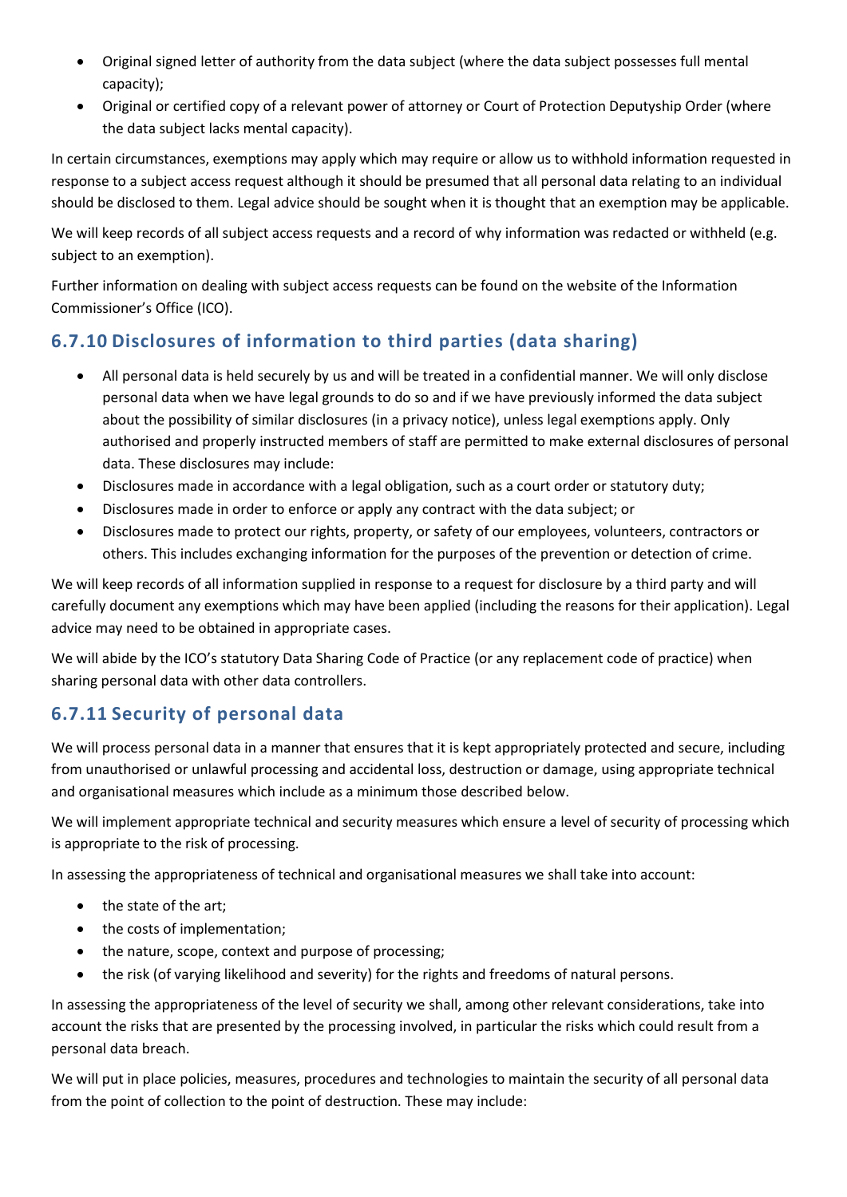- Original signed letter of authority from the data subject (where the data subject possesses full mental capacity);
- Original or certified copy of a relevant power of attorney or Court of Protection Deputyship Order (where the data subject lacks mental capacity).

In certain circumstances, exemptions may apply which may require or allow us to withhold information requested in response to a subject access request although it should be presumed that all personal data relating to an individual should be disclosed to them. Legal advice should be sought when it is thought that an exemption may be applicable.

We will keep records of all subject access requests and a record of why information was redacted or withheld (e.g. subject to an exemption).

Further information on dealing with subject access requests can be found on the website of the Information Commissioner's Office (ICO).

## 6.7.10 Disclosures of information to third parties (data sharing)

- All personal data is held securely by us and will be treated in a confidential manner. We will only disclose personal data when we have legal grounds to do so and if we have previously informed the data subject about the possibility of similar disclosures (in a privacy notice), unless legal exemptions apply. Only authorised and properly instructed members of staff are permitted to make external disclosures of personal data. These disclosures may include:
- Disclosures made in accordance with a legal obligation, such as a court order or statutory duty;
- Disclosures made in order to enforce or apply any contract with the data subject; or
- Disclosures made to protect our rights, property, or safety of our employees, volunteers, contractors or others. This includes exchanging information for the purposes of the prevention or detection of crime.

We will keep records of all information supplied in response to a request for disclosure by a third party and will carefully document any exemptions which may have been applied (including the reasons for their application). Legal advice may need to be obtained in appropriate cases.

We will abide by the ICO's statutory Data Sharing Code of Practice (or any replacement code of practice) when sharing personal data with other data controllers.

## 6.7.11 Security of personal data

We will process personal data in a manner that ensures that it is kept appropriately protected and secure, including from unauthorised or unlawful processing and accidental loss, destruction or damage, using appropriate technical and organisational measures which include as a minimum those described below.

We will implement appropriate technical and security measures which ensure a level of security of processing which is appropriate to the risk of processing.

In assessing the appropriateness of technical and organisational measures we shall take into account:

- the state of the art;
- the costs of implementation;
- the nature, scope, context and purpose of processing;
- the risk (of varying likelihood and severity) for the rights and freedoms of natural persons.

In assessing the appropriateness of the level of security we shall, among other relevant considerations, take into account the risks that are presented by the processing involved, in particular the risks which could result from a personal data breach.

We will put in place policies, measures, procedures and technologies to maintain the security of all personal data from the point of collection to the point of destruction. These may include: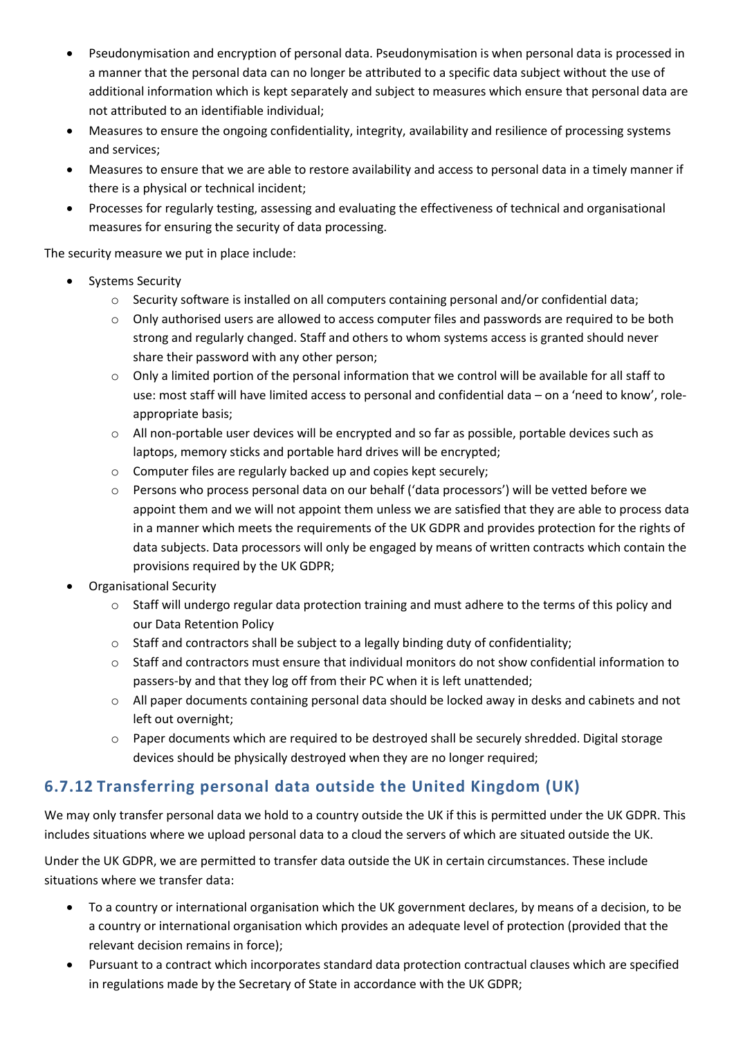- Pseudonymisation and encryption of personal data. Pseudonymisation is when personal data is processed in a manner that the personal data can no longer be attributed to a specific data subject without the use of additional information which is kept separately and subject to measures which ensure that personal data are not attributed to an identifiable individual;
- Measures to ensure the ongoing confidentiality, integrity, availability and resilience of processing systems and services;
- Measures to ensure that we are able to restore availability and access to personal data in a timely manner if there is a physical or technical incident;
- Processes for regularly testing, assessing and evaluating the effectiveness of technical and organisational measures for ensuring the security of data processing.

The security measure we put in place include:

- Systems Security
  - Security software is installed on all computers containing personal and/or confidential data;
  - Only authorised users are allowed to access computer files and passwords are required to be both strong and regularly changed. Staff and others to whom systems access is granted should never share their password with any other person;
  - Only a limited portion of the personal information that we control will be available for all staff to use: most staff will have limited access to personal and confidential data – on a 'need to know', role-appropriate basis;
  - All non-portable user devices will be encrypted and so far as possible, portable devices such as laptops, memory sticks and portable hard drives will be encrypted;
  - Computer files are regularly backed up and copies kept securely;
  - Persons who process personal data on our behalf ('data processors') will be vetted before we appoint them and we will not appoint them unless we are satisfied that they are able to process data in a manner which meets the requirements of the UK GDPR and provides protection for the rights of data subjects. Data processors will only be engaged by means of written contracts which contain the provisions required by the UK GDPR;
- Organisational Security
  - Staff will undergo regular data protection training and must adhere to the terms of this policy and our Data Retention Policy
  - Staff and contractors shall be subject to a legally binding duty of confidentiality;
  - Staff and contractors must ensure that individual monitors do not show confidential information to passers-by and that they log off from their PC when it is left unattended;
  - All paper documents containing personal data should be locked away in desks and cabinets and not left out overnight;
  - Paper documents which are required to be destroyed shall be securely shredded. Digital storage devices should be physically destroyed when they are no longer required;

### 6.7.12 Transferring personal data outside the United Kingdom (UK)

We may only transfer personal data we hold to a country outside the UK if this is permitted under the UK GDPR. This includes situations where we upload personal data to a cloud the servers of which are situated outside the UK.

Under the UK GDPR, we are permitted to transfer data outside the UK in certain circumstances. These include situations where we transfer data:

- To a country or international organisation which the UK government declares, by means of a decision, to be a country or international organisation which provides an adequate level of protection (provided that the relevant decision remains in force);
- Pursuant to a contract which incorporates standard data protection contractual clauses which are specified in regulations made by the Secretary of State in accordance with the UK GDPR;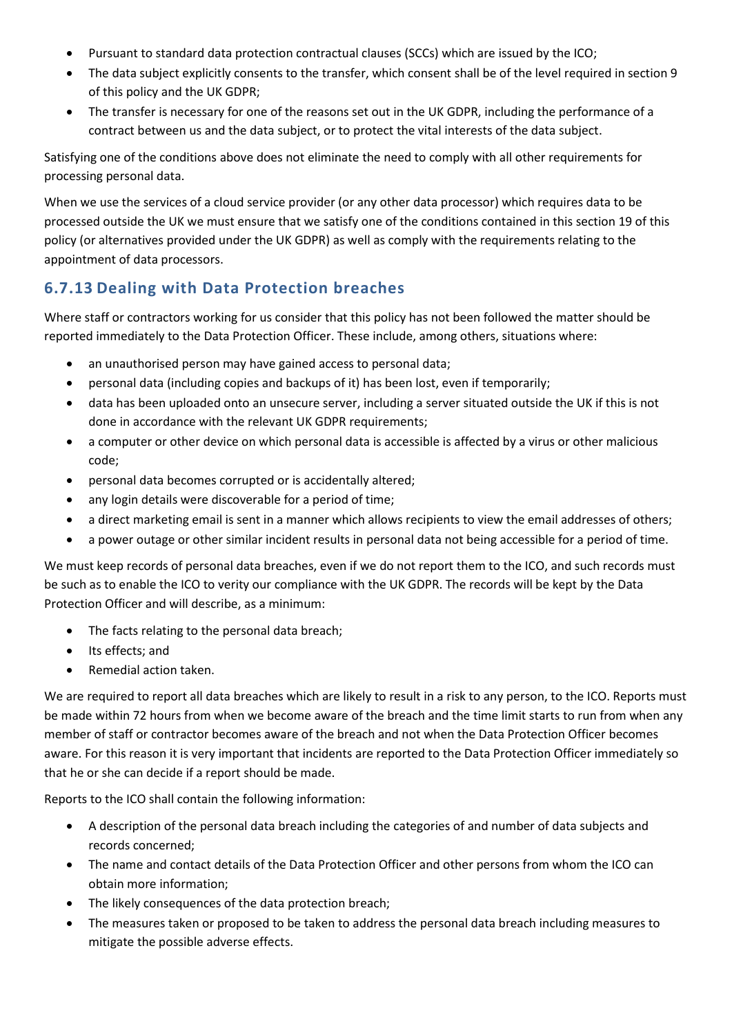- Pursuant to standard data protection contractual clauses (SCCs) which are issued by the ICO;
- The data subject explicitly consents to the transfer, which consent shall be of the level required in section 9 of this policy and the UK GDPR;
- The transfer is necessary for one of the reasons set out in the UK GDPR, including the performance of a contract between us and the data subject, or to protect the vital interests of the data subject.

Satisfying one of the conditions above does not eliminate the need to comply with all other requirements for processing personal data.

When we use the services of a cloud service provider (or any other data processor) which requires data to be processed outside the UK we must ensure that we satisfy one of the conditions contained in this section 19 of this policy (or alternatives provided under the UK GDPR) as well as comply with the requirements relating to the appointment of data processors.

## 6.7.13 Dealing with Data Protection breaches

Where staff or contractors working for us consider that this policy has not been followed the matter should be reported immediately to the Data Protection Officer. These include, among others, situations where:

- an unauthorised person may have gained access to personal data;
- personal data (including copies and backups of it) has been lost, even if temporarily;
- data has been uploaded onto an unsecure server, including a server situated outside the UK if this is not done in accordance with the relevant UK GDPR requirements;
- a computer or other device on which personal data is accessible is affected by a virus or other malicious code;
- personal data becomes corrupted or is accidentally altered;
- any login details were discoverable for a period of time;
- a direct marketing email is sent in a manner which allows recipients to view the email addresses of others;
- a power outage or other similar incident results in personal data not being accessible for a period of time.

We must keep records of personal data breaches, even if we do not report them to the ICO, and such records must be such as to enable the ICO to verity our compliance with the UK GDPR. The records will be kept by the Data Protection Officer and will describe, as a minimum:

- The facts relating to the personal data breach;
- Its effects; and
- Remedial action taken.

We are required to report all data breaches which are likely to result in a risk to any person, to the ICO. Reports must be made within 72 hours from when we become aware of the breach and the time limit starts to run from when any member of staff or contractor becomes aware of the breach and not when the Data Protection Officer becomes aware. For this reason it is very important that incidents are reported to the Data Protection Officer immediately so that he or she can decide if a report should be made.

Reports to the ICO shall contain the following information:

- A description of the personal data breach including the categories of and number of data subjects and records concerned;
- The name and contact details of the Data Protection Officer and other persons from whom the ICO can obtain more information;
- The likely consequences of the data protection breach;
- The measures taken or proposed to be taken to address the personal data breach including measures to mitigate the possible adverse effects.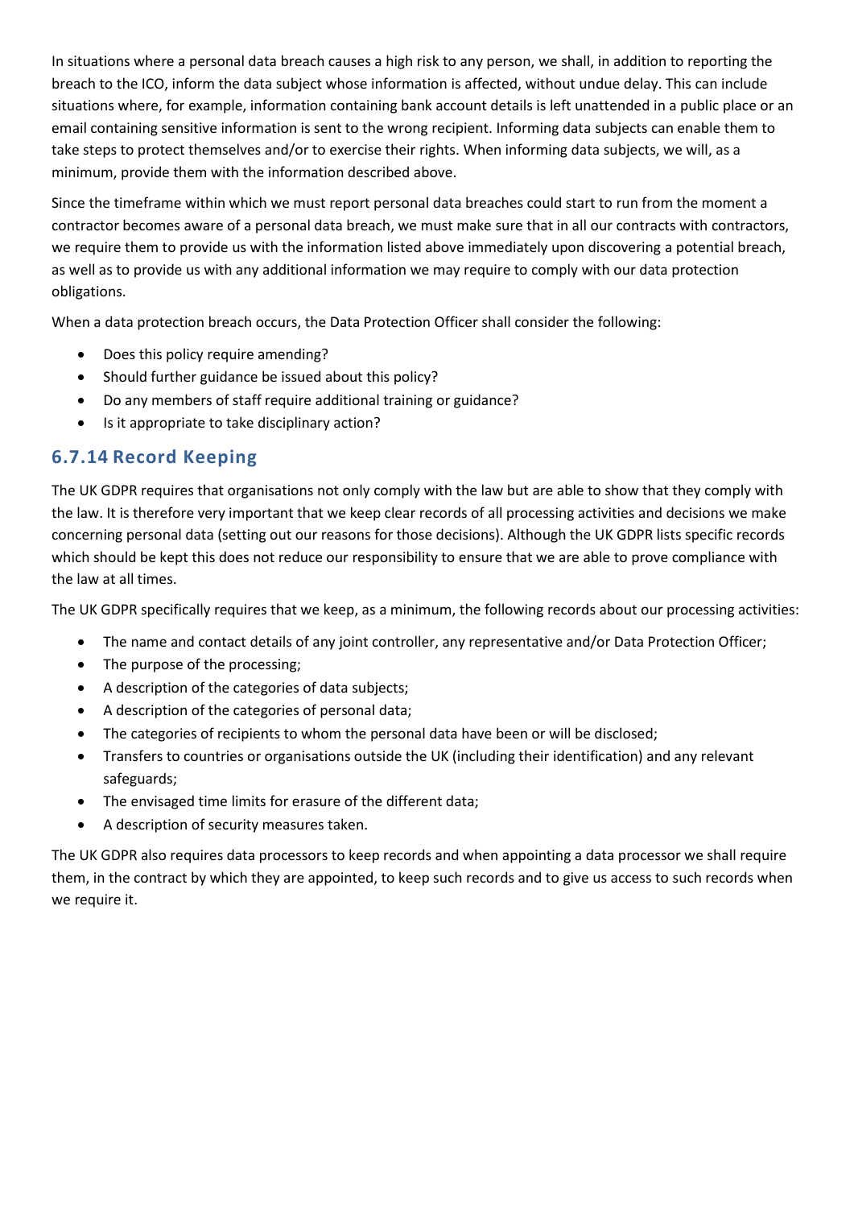In situations where a personal data breach causes a high risk to any person, we shall, in addition to reporting the breach to the ICO, inform the data subject whose information is affected, without undue delay. This can include situations where, for example, information containing bank account details is left unattended in a public place or an email containing sensitive information is sent to the wrong recipient. Informing data subjects can enable them to take steps to protect themselves and/or to exercise their rights. When informing data subjects, we will, as a minimum, provide them with the information described above.

Since the timeframe within which we must report personal data breaches could start to run from the moment a contractor becomes aware of a personal data breach, we must make sure that in all our contracts with contractors, we require them to provide us with the information listed above immediately upon discovering a potential breach, as well as to provide us with any additional information we may require to comply with our data protection obligations.

When a data protection breach occurs, the Data Protection Officer shall consider the following:

- Does this policy require amending?
- Should further guidance be issued about this policy?
- Do any members of staff require additional training or guidance?
- Is it appropriate to take disciplinary action?

### 6.7.14 Record Keeping

The UK GDPR requires that organisations not only comply with the law but are able to show that they comply with the law. It is therefore very important that we keep clear records of all processing activities and decisions we make concerning personal data (setting out our reasons for those decisions). Although the UK GDPR lists specific records which should be kept this does not reduce our responsibility to ensure that we are able to prove compliance with the law at all times.

The UK GDPR specifically requires that we keep, as a minimum, the following records about our processing activities:

- The name and contact details of any joint controller, any representative and/or Data Protection Officer;
- The purpose of the processing;
- A description of the categories of data subjects;
- A description of the categories of personal data;
- The categories of recipients to whom the personal data have been or will be disclosed;
- Transfers to countries or organisations outside the UK (including their identification) and any relevant safeguards;
- The envisaged time limits for erasure of the different data;
- A description of security measures taken.

The UK GDPR also requires data processors to keep records and when appointing a data processor we shall require them, in the contract by which they are appointed, to keep such records and to give us access to such records when we require it.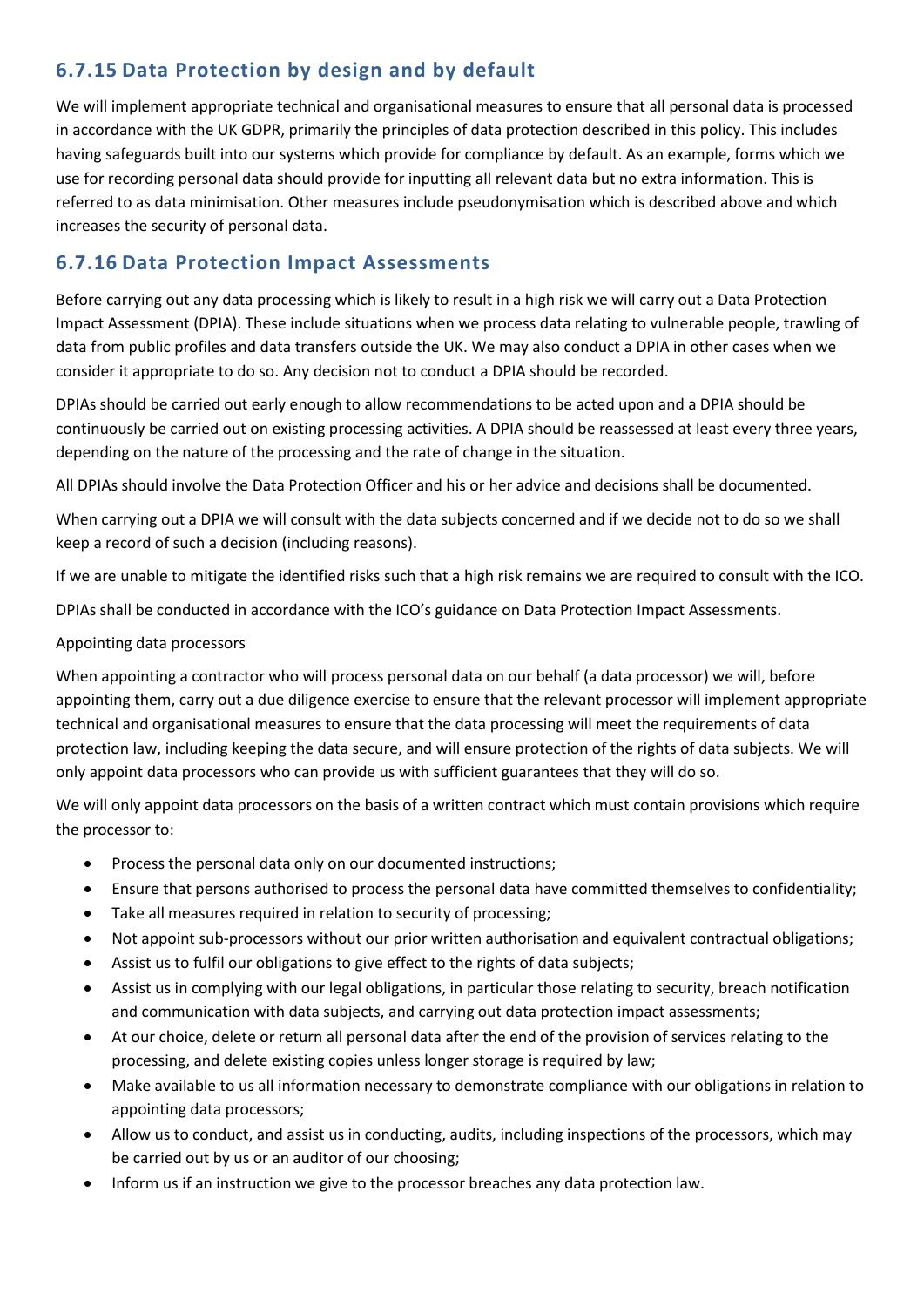### 6.7.15 Data Protection by design and by default

We will implement appropriate technical and organisational measures to ensure that all personal data is processed in accordance with the UK GDPR, primarily the principles of data protection described in this policy. This includes having safeguards built into our systems which provide for compliance by default. As an example, forms which we use for recording personal data should provide for inputting all relevant data but no extra information. This is referred to as data minimisation. Other measures include pseudonymisation which is described above and which increases the security of personal data.

### 6.7.16 Data Protection Impact Assessments

Before carrying out any data processing which is likely to result in a high risk we will carry out a Data Protection Impact Assessment (DPIA). These include situations when we process data relating to vulnerable people, trawling of data from public profiles and data transfers outside the UK. We may also conduct a DPIA in other cases when we consider it appropriate to do so. Any decision not to conduct a DPIA should be recorded.

DPIAs should be carried out early enough to allow recommendations to be acted upon and a DPIA should be continuously be carried out on existing processing activities. A DPIA should be reassessed at least every three years, depending on the nature of the processing and the rate of change in the situation.

All DPIAs should involve the Data Protection Officer and his or her advice and decisions shall be documented.

When carrying out a DPIA we will consult with the data subjects concerned and if we decide not to do so we shall keep a record of such a decision (including reasons).

If we are unable to mitigate the identified risks such that a high risk remains we are required to consult with the ICO.

DPIAs shall be conducted in accordance with the ICO's guidance on Data Protection Impact Assessments.

Appointing data processors

When appointing a contractor who will process personal data on our behalf (a data processor) we will, before appointing them, carry out a due diligence exercise to ensure that the relevant processor will implement appropriate technical and organisational measures to ensure that the data processing will meet the requirements of data protection law, including keeping the data secure, and will ensure protection of the rights of data subjects. We will only appoint data processors who can provide us with sufficient guarantees that they will do so.

We will only appoint data processors on the basis of a written contract which must contain provisions which require the processor to:

- Process the personal data only on our documented instructions;
- Ensure that persons authorised to process the personal data have committed themselves to confidentiality;
- Take all measures required in relation to security of processing;
- Not appoint sub-processors without our prior written authorisation and equivalent contractual obligations;
- Assist us to fulfil our obligations to give effect to the rights of data subjects;
- Assist us in complying with our legal obligations, in particular those relating to security, breach notification and communication with data subjects, and carrying out data protection impact assessments;
- At our choice, delete or return all personal data after the end of the provision of services relating to the processing, and delete existing copies unless longer storage is required by law;
- Make available to us all information necessary to demonstrate compliance with our obligations in relation to appointing data processors;
- Allow us to conduct, and assist us in conducting, audits, including inspections of the processors, which may be carried out by us or an auditor of our choosing;
- Inform us if an instruction we give to the processor breaches any data protection law.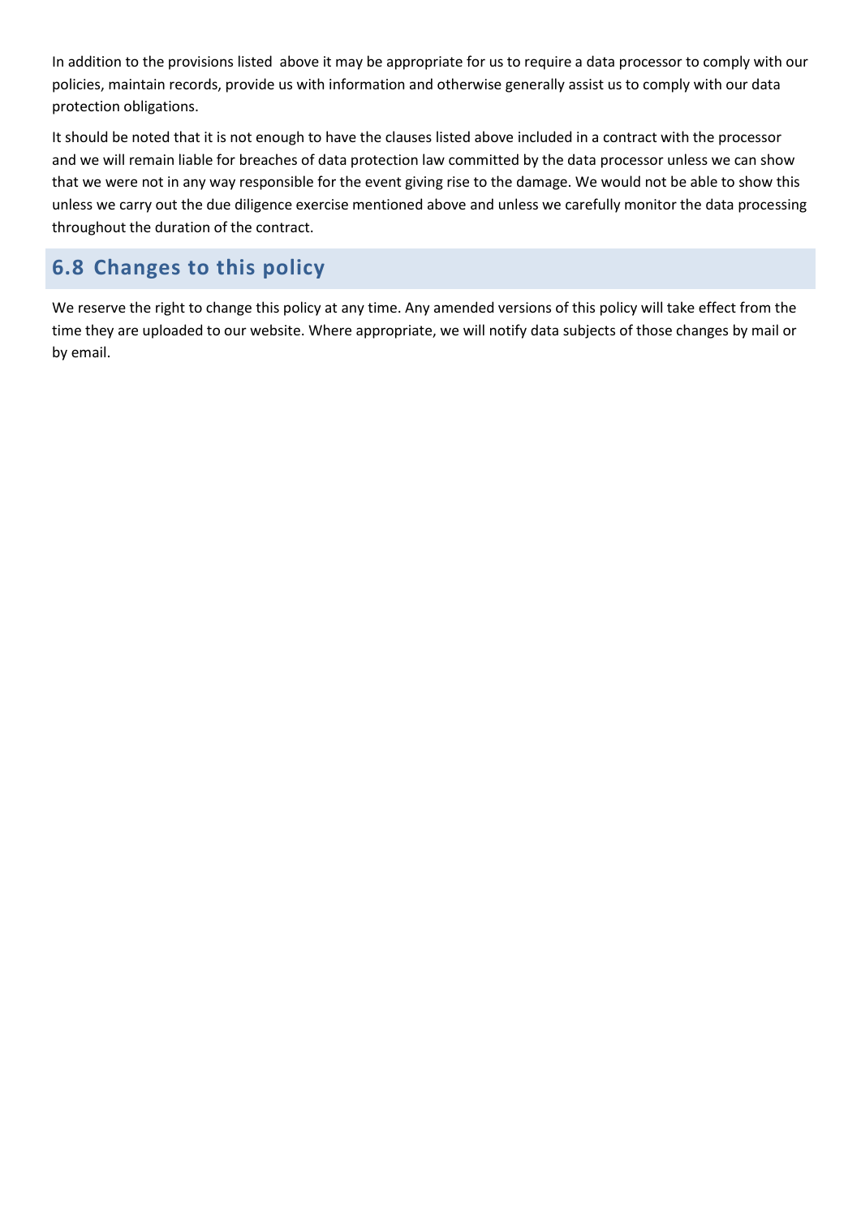In addition to the provisions listed above it may be appropriate for us to require a data processor to comply with our policies, maintain records, provide us with information and otherwise generally assist us to comply with our data protection obligations.

It should be noted that it is not enough to have the clauses listed above included in a contract with the processor and we will remain liable for breaches of data protection law committed by the data processor unless we can show that we were not in any way responsible for the event giving rise to the damage. We would not be able to show this unless we carry out the due diligence exercise mentioned above and unless we carefully monitor the data processing throughout the duration of the contract.

## 6.8 Changes to this policy

We reserve the right to change this policy at any time. Any amended versions of this policy will take effect from the time they are uploaded to our website. Where appropriate, we will notify data subjects of those changes by mail or by email.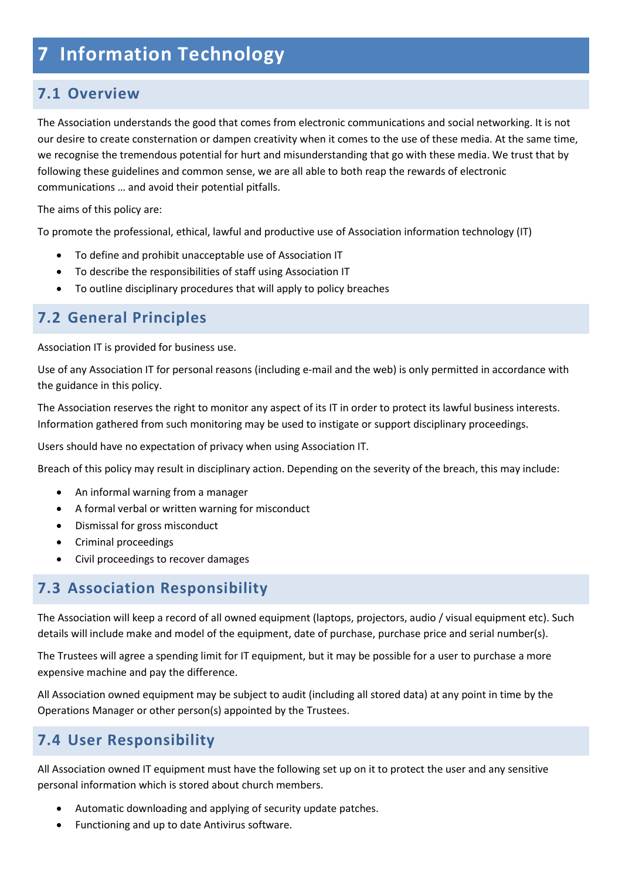# 7 Information Technology

## 7.1 Overview

The Association understands the good that comes from electronic communications and social networking. It is not our desire to create consternation or dampen creativity when it comes to the use of these media. At the same time, we recognise the tremendous potential for hurt and misunderstanding that go with these media. We trust that by following these guidelines and common sense, we are all able to both reap the rewards of electronic communications … and avoid their potential pitfalls.

The aims of this policy are:

To promote the professional, ethical, lawful and productive use of Association information technology (IT)

- To define and prohibit unacceptable use of Association IT
- To describe the responsibilities of staff using Association IT
- To outline disciplinary procedures that will apply to policy breaches

## 7.2 General Principles

Association IT is provided for business use.

Use of any Association IT for personal reasons (including e-mail and the web) is only permitted in accordance with the guidance in this policy.

The Association reserves the right to monitor any aspect of its IT in order to protect its lawful business interests. Information gathered from such monitoring may be used to instigate or support disciplinary proceedings.

Users should have no expectation of privacy when using Association IT.

Breach of this policy may result in disciplinary action. Depending on the severity of the breach, this may include:

- An informal warning from a manager
- A formal verbal or written warning for misconduct
- Dismissal for gross misconduct
- Criminal proceedings
- Civil proceedings to recover damages

## 7.3 Association Responsibility

The Association will keep a record of all owned equipment (laptops, projectors, audio / visual equipment etc). Such details will include make and model of the equipment, date of purchase, purchase price and serial number(s).

The Trustees will agree a spending limit for IT equipment, but it may be possible for a user to purchase a more expensive machine and pay the difference.

All Association owned equipment may be subject to audit (including all stored data) at any point in time by the Operations Manager or other person(s) appointed by the Trustees.

## 7.4 User Responsibility

All Association owned IT equipment must have the following set up on it to protect the user and any sensitive personal information which is stored about church members.

- Automatic downloading and applying of security update patches.
- Functioning and up to date Antivirus software.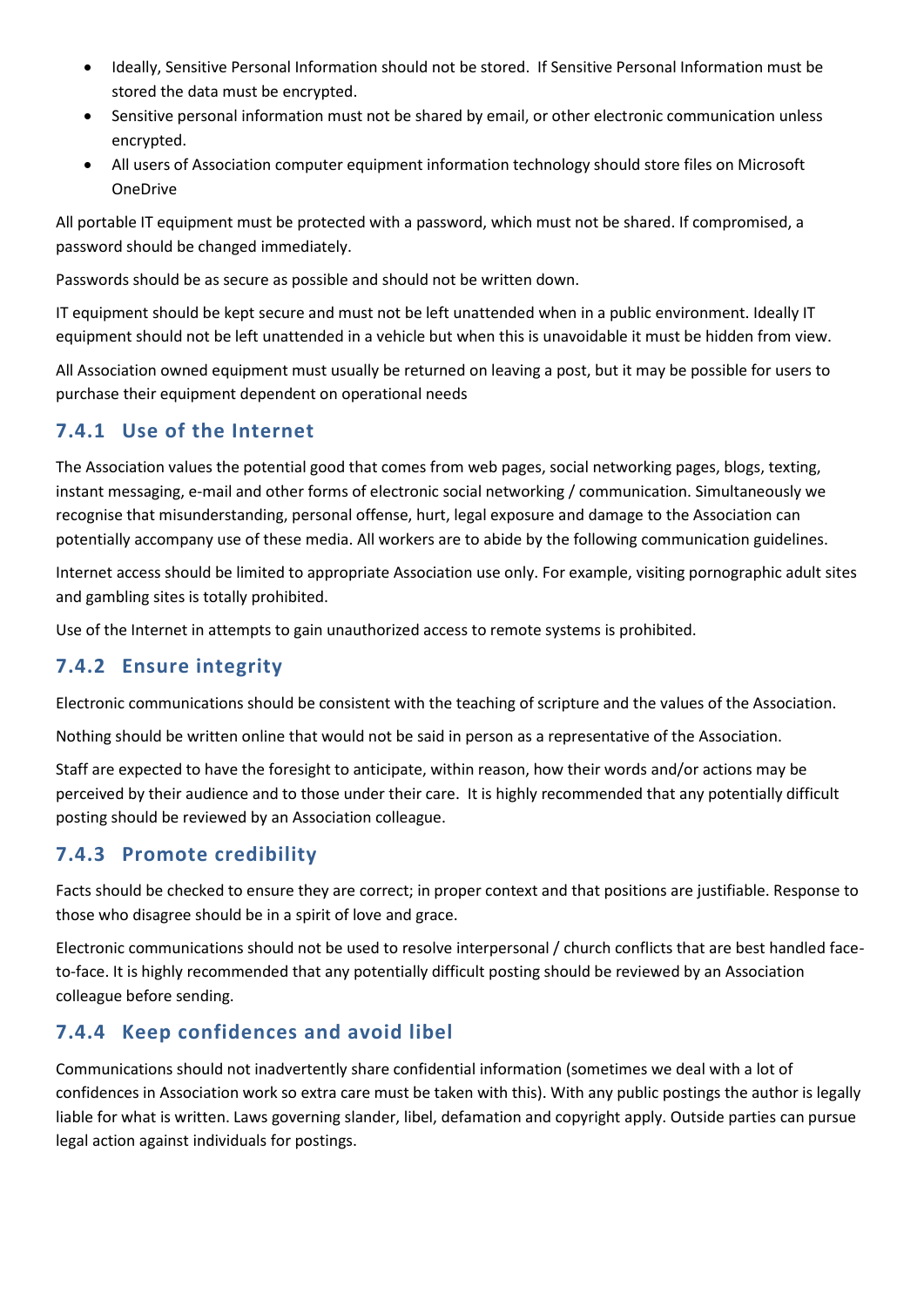- Ideally, Sensitive Personal Information should not be stored. If Sensitive Personal Information must be stored the data must be encrypted.
- Sensitive personal information must not be shared by email, or other electronic communication unless encrypted.
- All users of Association computer equipment information technology should store files on Microsoft OneDrive

All portable IT equipment must be protected with a password, which must not be shared. If compromised, a password should be changed immediately.

Passwords should be as secure as possible and should not be written down.

IT equipment should be kept secure and must not be left unattended when in a public environment. Ideally IT equipment should not be left unattended in a vehicle but when this is unavoidable it must be hidden from view.

All Association owned equipment must usually be returned on leaving a post, but it may be possible for users to purchase their equipment dependent on operational needs

### 7.4.1 Use of the Internet

The Association values the potential good that comes from web pages, social networking pages, blogs, texting, instant messaging, e-mail and other forms of electronic social networking / communication. Simultaneously we recognise that misunderstanding, personal offense, hurt, legal exposure and damage to the Association can potentially accompany use of these media. All workers are to abide by the following communication guidelines.

Internet access should be limited to appropriate Association use only. For example, visiting pornographic adult sites and gambling sites is totally prohibited.

Use of the Internet in attempts to gain unauthorized access to remote systems is prohibited.

### 7.4.2 Ensure integrity

Electronic communications should be consistent with the teaching of scripture and the values of the Association.

Nothing should be written online that would not be said in person as a representative of the Association.

Staff are expected to have the foresight to anticipate, within reason, how their words and/or actions may be perceived by their audience and to those under their care. It is highly recommended that any potentially difficult posting should be reviewed by an Association colleague.

### 7.4.3 Promote credibility

Facts should be checked to ensure they are correct; in proper context and that positions are justifiable. Response to those who disagree should be in a spirit of love and grace.

Electronic communications should not be used to resolve interpersonal / church conflicts that are best handled face-to-face. It is highly recommended that any potentially difficult posting should be reviewed by an Association colleague before sending.

### 7.4.4 Keep confidences and avoid libel

Communications should not inadvertently share confidential information (sometimes we deal with a lot of confidences in Association work so extra care must be taken with this). With any public postings the author is legally liable for what is written. Laws governing slander, libel, defamation and copyright apply. Outside parties can pursue legal action against individuals for postings.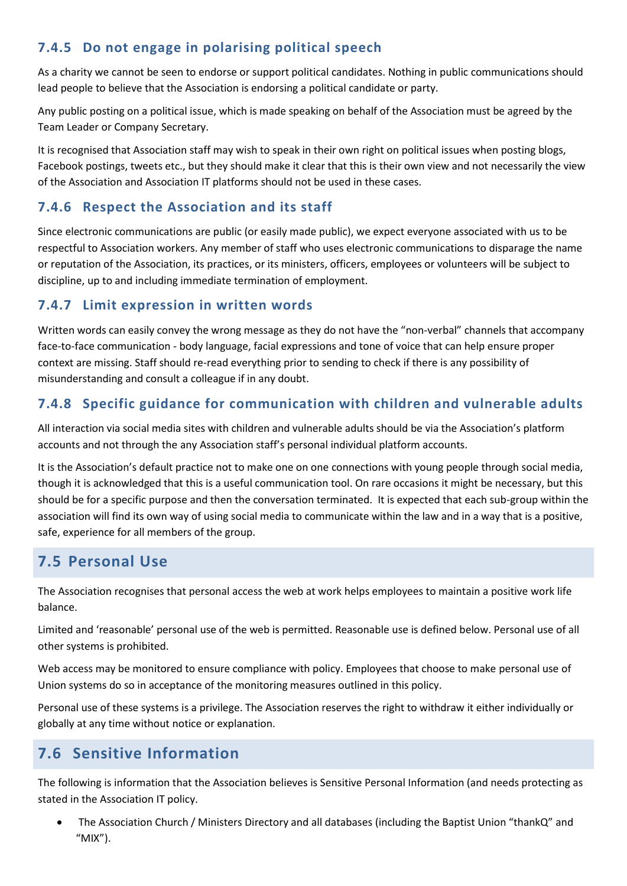### 7.4.5 Do not engage in polarising political speech

As a charity we cannot be seen to endorse or support political candidates. Nothing in public communications should lead people to believe that the Association is endorsing a political candidate or party.

Any public posting on a political issue, which is made speaking on behalf of the Association must be agreed by the Team Leader or Company Secretary.

It is recognised that Association staff may wish to speak in their own right on political issues when posting blogs, Facebook postings, tweets etc., but they should make it clear that this is their own view and not necessarily the view of the Association and Association IT platforms should not be used in these cases.

### 7.4.6 Respect the Association and its staff

Since electronic communications are public (or easily made public), we expect everyone associated with us to be respectful to Association workers. Any member of staff who uses electronic communications to disparage the name or reputation of the Association, its practices, or its ministers, officers, employees or volunteers will be subject to discipline, up to and including immediate termination of employment.

### 7.4.7 Limit expression in written words

Written words can easily convey the wrong message as they do not have the "non-verbal" channels that accompany face-to-face communication - body language, facial expressions and tone of voice that can help ensure proper context are missing. Staff should re-read everything prior to sending to check if there is any possibility of misunderstanding and consult a colleague if in any doubt.

### 7.4.8 Specific guidance for communication with children and vulnerable adults

All interaction via social media sites with children and vulnerable adults should be via the Association's platform accounts and not through the any Association staff's personal individual platform accounts.

It is the Association's default practice not to make one on one connections with young people through social media, though it is acknowledged that this is a useful communication tool. On rare occasions it might be necessary, but this should be for a specific purpose and then the conversation terminated. It is expected that each sub-group within the association will find its own way of using social media to communicate within the law and in a way that is a positive, safe, experience for all members of the group.

## 7.5 Personal Use

The Association recognises that personal access the web at work helps employees to maintain a positive work life balance.

Limited and 'reasonable' personal use of the web is permitted. Reasonable use is defined below. Personal use of all other systems is prohibited.

Web access may be monitored to ensure compliance with policy. Employees that choose to make personal use of Union systems do so in acceptance of the monitoring measures outlined in this policy.

Personal use of these systems is a privilege. The Association reserves the right to withdraw it either individually or globally at any time without notice or explanation.

## 7.6 Sensitive Information

The following is information that the Association believes is Sensitive Personal Information (and needs protecting as stated in the Association IT policy.

- The Association Church / Ministers Directory and all databases (including the Baptist Union "thankQ" and "MIX").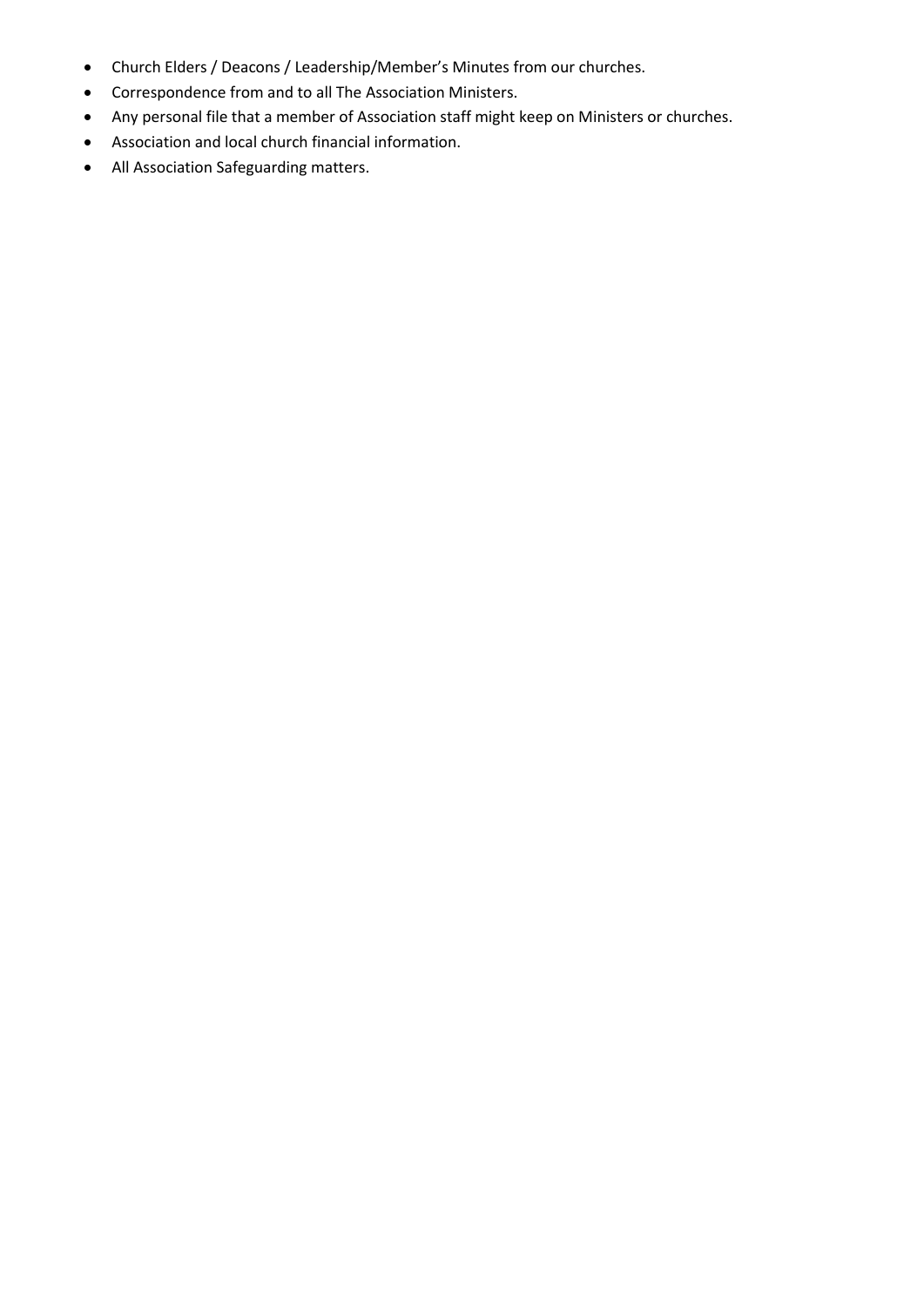- Church Elders / Deacons / Leadership/Member's Minutes from our churches.
- Correspondence from and to all The Association Ministers.
- Any personal file that a member of Association staff might keep on Ministers or churches.
- Association and local church financial information.
- All Association Safeguarding matters.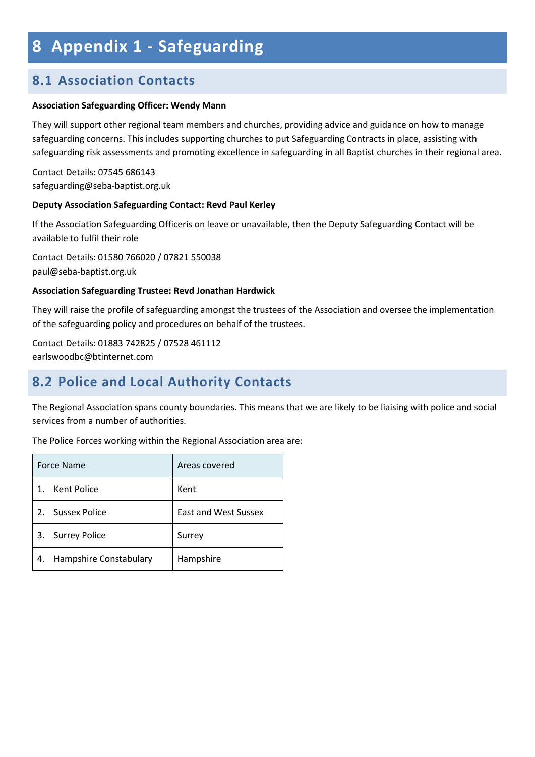# 8 Appendix 1 - Safeguarding

## 8.1 Association Contacts

**Association Safeguarding Officer: Wendy Mann**

They will support other regional team members and churches, providing advice and guidance on how to manage safeguarding concerns. This includes supporting churches to put Safeguarding Contracts in place, assisting with safeguarding risk assessments and promoting excellence in safeguarding in all Baptist churches in their regional area.

Contact Details: 07545 686143
safeguarding@seba-baptist.org.uk

**Deputy Association Safeguarding Contact: Revd Paul Kerley**

If the Association Safeguarding Officeris on leave or unavailable, then the Deputy Safeguarding Contact will be available to fulfil their role

Contact Details: 01580 766020 / 07821 550038
paul@seba-baptist.org.uk

**Association Safeguarding Trustee: Revd Jonathan Hardwick**

They will raise the profile of safeguarding amongst the trustees of the Association and oversee the implementation of the safeguarding policy and procedures on behalf of the trustees.

Contact Details: 01883 742825 / 07528 461112
earlswoodbc@btinternet.com

## 8.2 Police and Local Authority Contacts

The Regional Association spans county boundaries. This means that we are likely to be liaising with police and social services from a number of authorities.

The Police Forces working within the Regional Association area are:

| Force Name | Areas covered |
|---|---|
| 1. Kent Police | Kent |
| 2. Sussex Police | East and West Sussex |
| 3. Surrey Police | Surrey |
| 4. Hampshire Constabulary | Hampshire |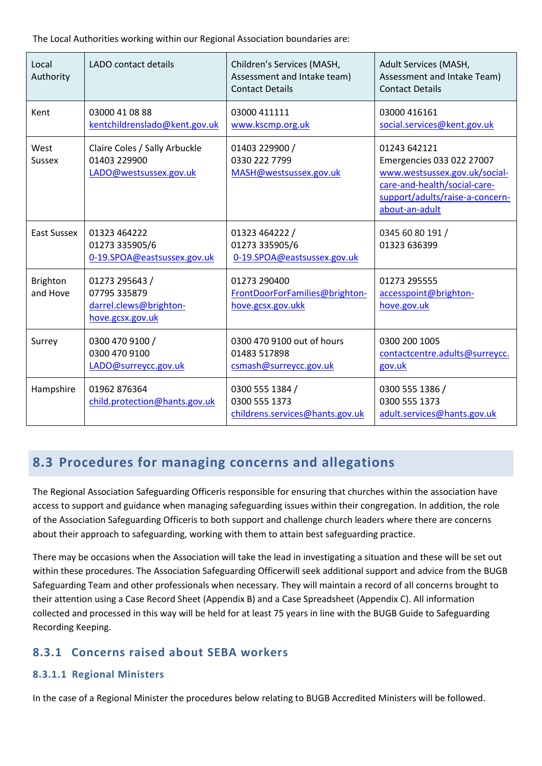The Local Authorities working within our Regional Association boundaries are:

| Local Authority | LADO contact details | Children's Services (MASH, Assessment and Intake team) Contact Details | Adult Services (MASH, Assessment and Intake Team) Contact Details |
|---|---|---|---|
| Kent | 03000 41 08 88 kentchildrenslado@kent.gov.uk | 03000 411111 www.kscmp.org.uk | 03000 416161 social.services@kent.gov.uk |
| West Sussex | Claire Coles / Sally Arbuckle 01403 229900 LADO@westsussex.gov.uk | 01403 229900 / 0330 222 7799 MASH@westsussex.gov.uk | 01243 642121 Emergencies 033 022 27007 www.westsussex.gov.uk/social-care-and-health/social-care-support/adults/raise-a-concern-about-an-adult |
| East Sussex | 01323 464222 01273 335905/6 0-19.SPOA@eastsussex.gov.uk | 01323 464222 / 01273 335905/6 0-19.SPOA@eastsussex.gov.uk | 0345 60 80 191 / 01323 636399 |
| Brighton and Hove | 01273 295643 / 07795 335879 darrel.clews@brighton-hove.gcsx.gov.uk | 01273 290400 FrontDoorForFamilies@brighton-hove.gcsx.gov.ukk | 01273 295555 accesspoint@brighton-hove.gov.uk |
| Surrey | 0300 470 9100 / 0300 470 9100 LADO@surreycc.gov.uk | 0300 470 9100 out of hours 01483 517898 csmash@surreycc.gov.uk | 0300 200 1005 contactcentre.adults@surreycc.gov.uk |
| Hampshire | 01962 876364 child.protection@hants.gov.uk | 0300 555 1384 / 0300 555 1373 childrens.services@hants.gov.uk | 0300 555 1386 / 0300 555 1373 adult.services@hants.gov.uk |

## 8.3 Procedures for managing concerns and allegations

The Regional Association Safeguarding Officeris responsible for ensuring that churches within the association have access to support and guidance when managing safeguarding issues within their congregation. In addition, the role of the Association Safeguarding Officeris to both support and challenge church leaders where there are concerns about their approach to safeguarding, working with them to attain best safeguarding practice.

There may be occasions when the Association will take the lead in investigating a situation and these will be set out within these procedures. The Association Safeguarding Officerwill seek additional support and advice from the BUGB Safeguarding Team and other professionals when necessary. They will maintain a record of all concerns brought to their attention using a Case Record Sheet (Appendix B) and a Case Spreadsheet (Appendix C). All information collected and processed in this way will be held for at least 75 years in line with the BUGB Guide to Safeguarding Recording Keeping.

### 8.3.1 Concerns raised about SEBA workers

#### 8.3.1.1 Regional Ministers

In the case of a Regional Minister the procedures below relating to BUGB Accredited Ministers will be followed.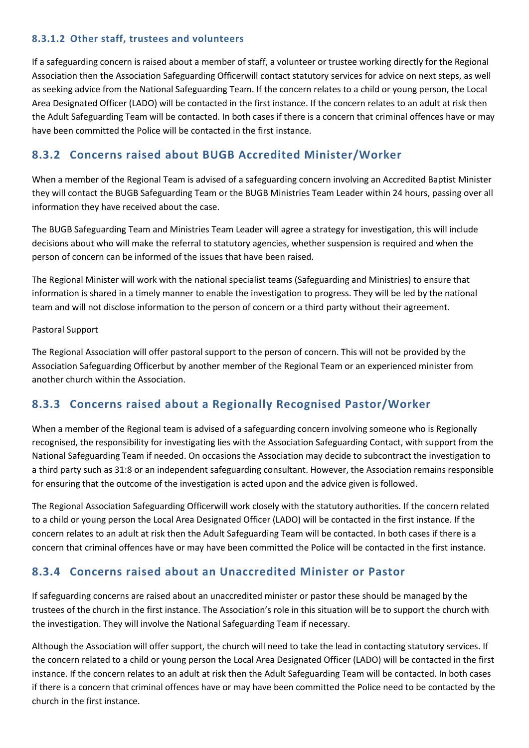#### 8.3.1.2 Other staff, trustees and volunteers

If a safeguarding concern is raised about a member of staff, a volunteer or trustee working directly for the Regional Association then the Association Safeguarding Officerwill contact statutory services for advice on next steps, as well as seeking advice from the National Safeguarding Team. If the concern relates to a child or young person, the Local Area Designated Officer (LADO) will be contacted in the first instance. If the concern relates to an adult at risk then the Adult Safeguarding Team will be contacted. In both cases if there is a concern that criminal offences have or may have been committed the Police will be contacted in the first instance.

### 8.3.2 Concerns raised about BUGB Accredited Minister/Worker

When a member of the Regional Team is advised of a safeguarding concern involving an Accredited Baptist Minister they will contact the BUGB Safeguarding Team or the BUGB Ministries Team Leader within 24 hours, passing over all information they have received about the case.

The BUGB Safeguarding Team and Ministries Team Leader will agree a strategy for investigation, this will include decisions about who will make the referral to statutory agencies, whether suspension is required and when the person of concern can be informed of the issues that have been raised.

The Regional Minister will work with the national specialist teams (Safeguarding and Ministries) to ensure that information is shared in a timely manner to enable the investigation to progress. They will be led by the national team and will not disclose information to the person of concern or a third party without their agreement.

Pastoral Support

The Regional Association will offer pastoral support to the person of concern. This will not be provided by the Association Safeguarding Officerbut by another member of the Regional Team or an experienced minister from another church within the Association.

### 8.3.3 Concerns raised about a Regionally Recognised Pastor/Worker

When a member of the Regional team is advised of a safeguarding concern involving someone who is Regionally recognised, the responsibility for investigating lies with the Association Safeguarding Contact, with support from the National Safeguarding Team if needed. On occasions the Association may decide to subcontract the investigation to a third party such as 31:8 or an independent safeguarding consultant. However, the Association remains responsible for ensuring that the outcome of the investigation is acted upon and the advice given is followed.

The Regional Association Safeguarding Officerwill work closely with the statutory authorities. If the concern related to a child or young person the Local Area Designated Officer (LADO) will be contacted in the first instance. If the concern relates to an adult at risk then the Adult Safeguarding Team will be contacted. In both cases if there is a concern that criminal offences have or may have been committed the Police will be contacted in the first instance.

### 8.3.4 Concerns raised about an Unaccredited Minister or Pastor

If safeguarding concerns are raised about an unaccredited minister or pastor these should be managed by the trustees of the church in the first instance. The Association's role in this situation will be to support the church with the investigation. They will involve the National Safeguarding Team if necessary.

Although the Association will offer support, the church will need to take the lead in contacting statutory services. If the concern related to a child or young person the Local Area Designated Officer (LADO) will be contacted in the first instance. If the concern relates to an adult at risk then the Adult Safeguarding Team will be contacted. In both cases if there is a concern that criminal offences have or may have been committed the Police need to be contacted by the church in the first instance.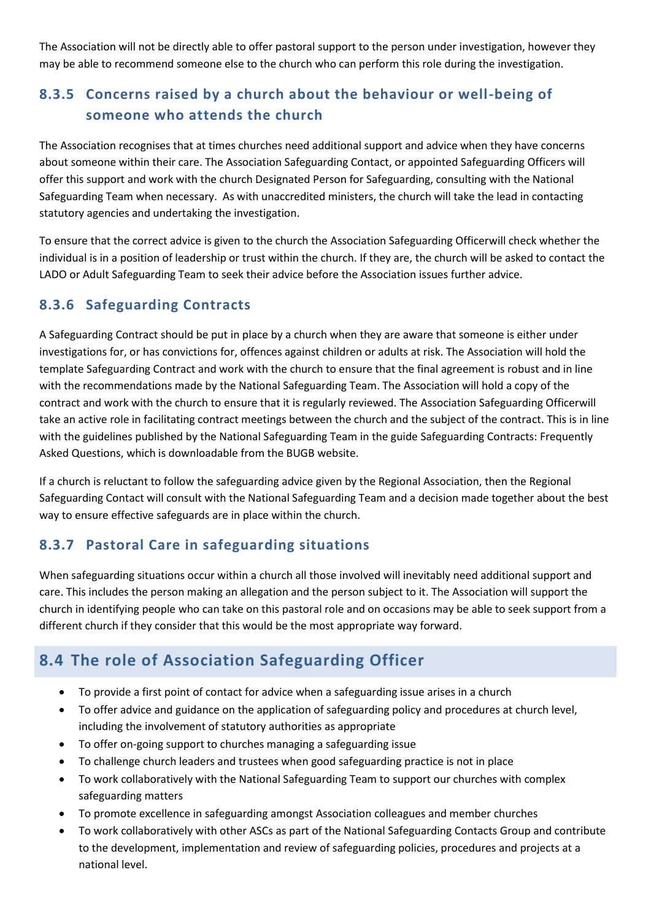The Association will not be directly able to offer pastoral support to the person under investigation, however they may be able to recommend someone else to the church who can perform this role during the investigation.

### 8.3.5 Concerns raised by a church about the behaviour or well-being of someone who attends the church

The Association recognises that at times churches need additional support and advice when they have concerns about someone within their care. The Association Safeguarding Contact, or appointed Safeguarding Officers will offer this support and work with the church Designated Person for Safeguarding, consulting with the National Safeguarding Team when necessary. As with unaccredited ministers, the church will take the lead in contacting statutory agencies and undertaking the investigation.

To ensure that the correct advice is given to the church the Association Safeguarding Officerwill check whether the individual is in a position of leadership or trust within the church. If they are, the church will be asked to contact the LADO or Adult Safeguarding Team to seek their advice before the Association issues further advice.

### 8.3.6 Safeguarding Contracts

A Safeguarding Contract should be put in place by a church when they are aware that someone is either under investigations for, or has convictions for, offences against children or adults at risk. The Association will hold the template Safeguarding Contract and work with the church to ensure that the final agreement is robust and in line with the recommendations made by the National Safeguarding Team. The Association will hold a copy of the contract and work with the church to ensure that it is regularly reviewed. The Association Safeguarding Officerwill take an active role in facilitating contract meetings between the church and the subject of the contract. This is in line with the guidelines published by the National Safeguarding Team in the guide Safeguarding Contracts: Frequently Asked Questions, which is downloadable from the BUGB website.

If a church is reluctant to follow the safeguarding advice given by the Regional Association, then the Regional Safeguarding Contact will consult with the National Safeguarding Team and a decision made together about the best way to ensure effective safeguards are in place within the church.

### 8.3.7 Pastoral Care in safeguarding situations

When safeguarding situations occur within a church all those involved will inevitably need additional support and care. This includes the person making an allegation and the person subject to it. The Association will support the church in identifying people who can take on this pastoral role and on occasions may be able to seek support from a different church if they consider that this would be the most appropriate way forward.

## 8.4 The role of Association Safeguarding Officer

- To provide a first point of contact for advice when a safeguarding issue arises in a church
- To offer advice and guidance on the application of safeguarding policy and procedures at church level, including the involvement of statutory authorities as appropriate
- To offer on-going support to churches managing a safeguarding issue
- To challenge church leaders and trustees when good safeguarding practice is not in place
- To work collaboratively with the National Safeguarding Team to support our churches with complex safeguarding matters
- To promote excellence in safeguarding amongst Association colleagues and member churches
- To work collaboratively with other ASCs as part of the National Safeguarding Contacts Group and contribute to the development, implementation and review of safeguarding policies, procedures and projects at a national level.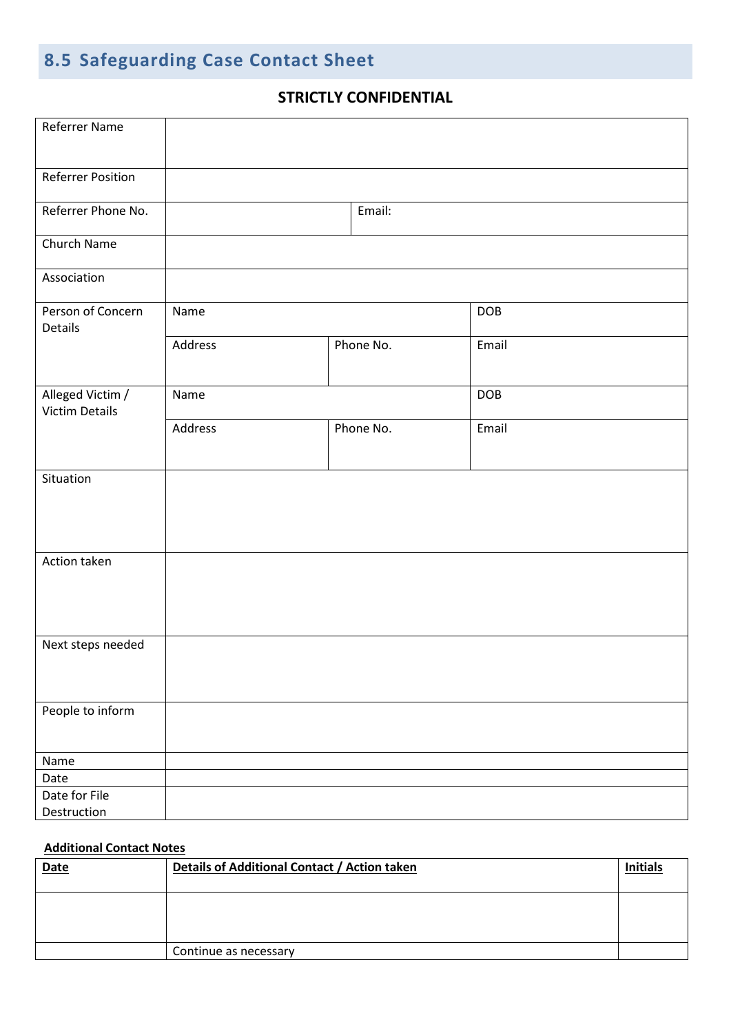## 8.5 Safeguarding Case Contact Sheet

**STRICTLY CONFIDENTIAL**

| | | | |
|---|---|---|---|
| Referrer Name | | | |
| Referrer Position | | | |
| Referrer Phone No. | | Email: | |
| Church Name | | | |
| Association | | | |
| Person of Concern Details | Name | | DOB |
| | Address | Phone No. | Email |
| Alleged Victim / Victim Details | Name | | DOB |
| | Address | Phone No. | Email |
| Situation | | | |
| Action taken | | | |
| Next steps needed | | | |
| People to inform | | | |
| Name | | | |
| Date | | | |
| Date for File Destruction | | | |

**Additional Contact Notes**

| **Date** | **Details of Additional Contact / Action taken** | **Initials** |
|---|---|---|
| | | |
| | Continue as necessary | |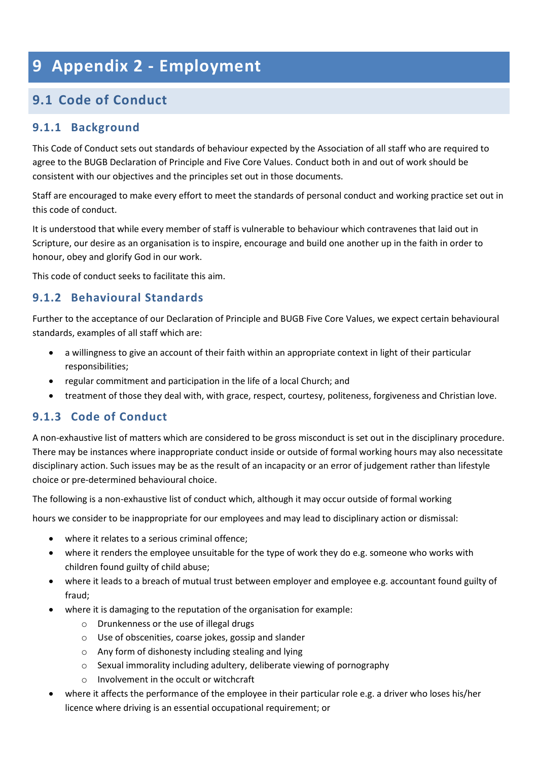# 9 Appendix 2 - Employment

## 9.1 Code of Conduct

### 9.1.1 Background

This Code of Conduct sets out standards of behaviour expected by the Association of all staff who are required to agree to the BUGB Declaration of Principle and Five Core Values. Conduct both in and out of work should be consistent with our objectives and the principles set out in those documents.

Staff are encouraged to make every effort to meet the standards of personal conduct and working practice set out in this code of conduct.

It is understood that while every member of staff is vulnerable to behaviour which contravenes that laid out in Scripture, our desire as an organisation is to inspire, encourage and build one another up in the faith in order to honour, obey and glorify God in our work.

This code of conduct seeks to facilitate this aim.

### 9.1.2 Behavioural Standards

Further to the acceptance of our Declaration of Principle and BUGB Five Core Values, we expect certain behavioural standards, examples of all staff which are:

- a willingness to give an account of their faith within an appropriate context in light of their particular responsibilities;
- regular commitment and participation in the life of a local Church; and
- treatment of those they deal with, with grace, respect, courtesy, politeness, forgiveness and Christian love.

### 9.1.3 Code of Conduct

A non-exhaustive list of matters which are considered to be gross misconduct is set out in the disciplinary procedure. There may be instances where inappropriate conduct inside or outside of formal working hours may also necessitate disciplinary action. Such issues may be as the result of an incapacity or an error of judgement rather than lifestyle choice or pre-determined behavioural choice.

The following is a non-exhaustive list of conduct which, although it may occur outside of formal working

hours we consider to be inappropriate for our employees and may lead to disciplinary action or dismissal:

- where it relates to a serious criminal offence;
- where it renders the employee unsuitable for the type of work they do e.g. someone who works with children found guilty of child abuse;
- where it leads to a breach of mutual trust between employer and employee e.g. accountant found guilty of fraud;
- where it is damaging to the reputation of the organisation for example:
  - Drunkenness or the use of illegal drugs
  - Use of obscenities, coarse jokes, gossip and slander
  - Any form of dishonesty including stealing and lying
  - Sexual immorality including adultery, deliberate viewing of pornography
  - Involvement in the occult or witchcraft
- where it affects the performance of the employee in their particular role e.g. a driver who loses his/her licence where driving is an essential occupational requirement; or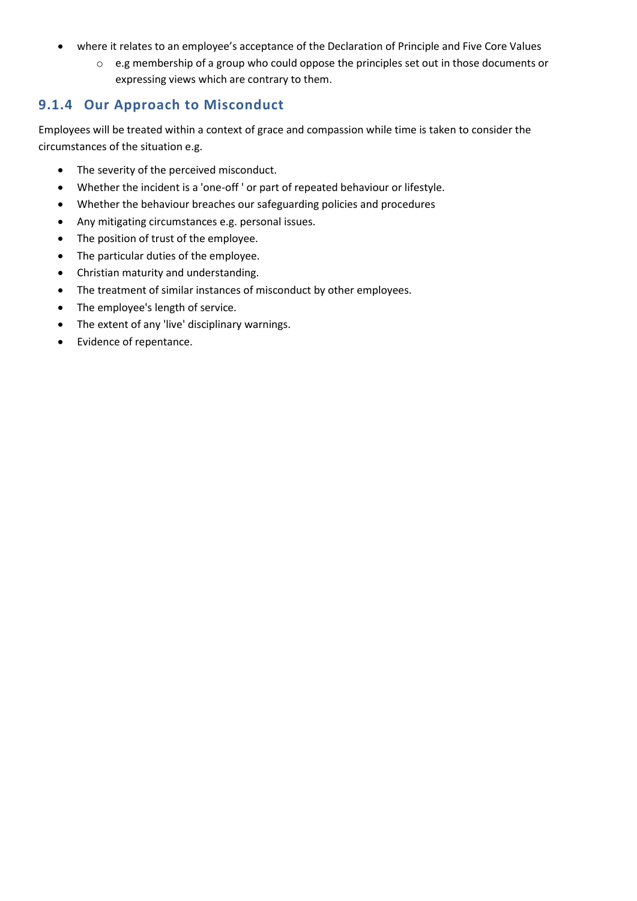- where it relates to an employee's acceptance of the Declaration of Principle and Five Core Values
  - e.g membership of a group who could oppose the principles set out in those documents or expressing views which are contrary to them.

### 9.1.4 Our Approach to Misconduct

Employees will be treated within a context of grace and compassion while time is taken to consider the circumstances of the situation e.g.

- The severity of the perceived misconduct.
- Whether the incident is a 'one-off ' or part of repeated behaviour or lifestyle.
- Whether the behaviour breaches our safeguarding policies and procedures
- Any mitigating circumstances e.g. personal issues.
- The position of trust of the employee.
- The particular duties of the employee.
- Christian maturity and understanding.
- The treatment of similar instances of misconduct by other employees.
- The employee's length of service.
- The extent of any 'live' disciplinary warnings.
- Evidence of repentance.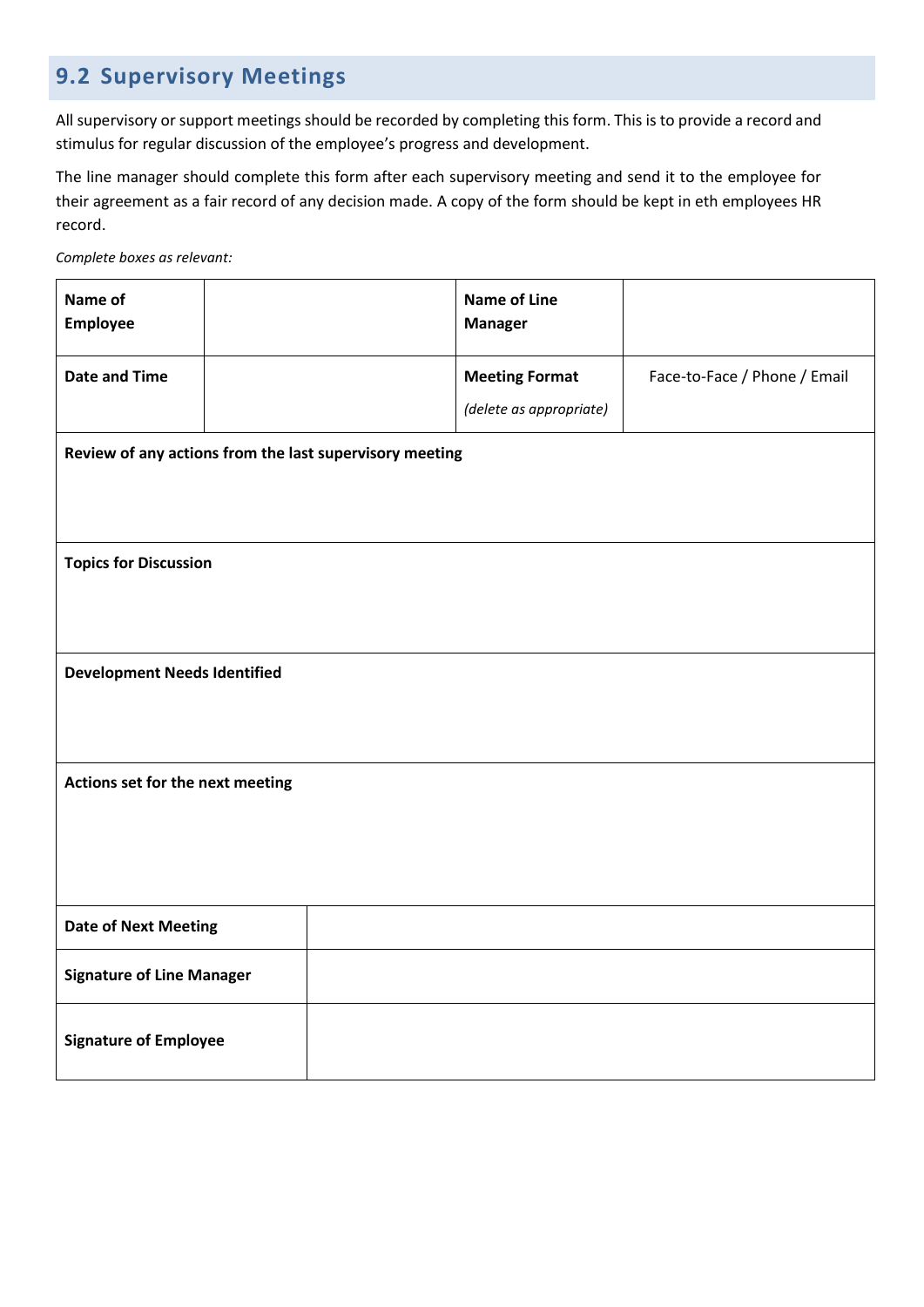## 9.2 Supervisory Meetings

All supervisory or support meetings should be recorded by completing this form. This is to provide a record and stimulus for regular discussion of the employee's progress and development.

The line manager should complete this form after each supervisory meeting and send it to the employee for their agreement as a fair record of any decision made. A copy of the form should be kept in eth employees HR record.

*Complete boxes as relevant:*

| **Name of Employee** | | **Name of Line Manager** | |
|---|---|---|---|
| **Date and Time** | | **Meeting Format** *(delete as appropriate)* | Face-to-Face / Phone / Email |
| **Review of any actions from the last supervisory meeting** | | | |
| **Topics for Discussion** | | | |
| **Development Needs Identified** | | | |
| **Actions set for the next meeting** | | | |
| **Date of Next Meeting** | | | |
| **Signature of Line Manager** | | | |
| **Signature of Employee** | | | |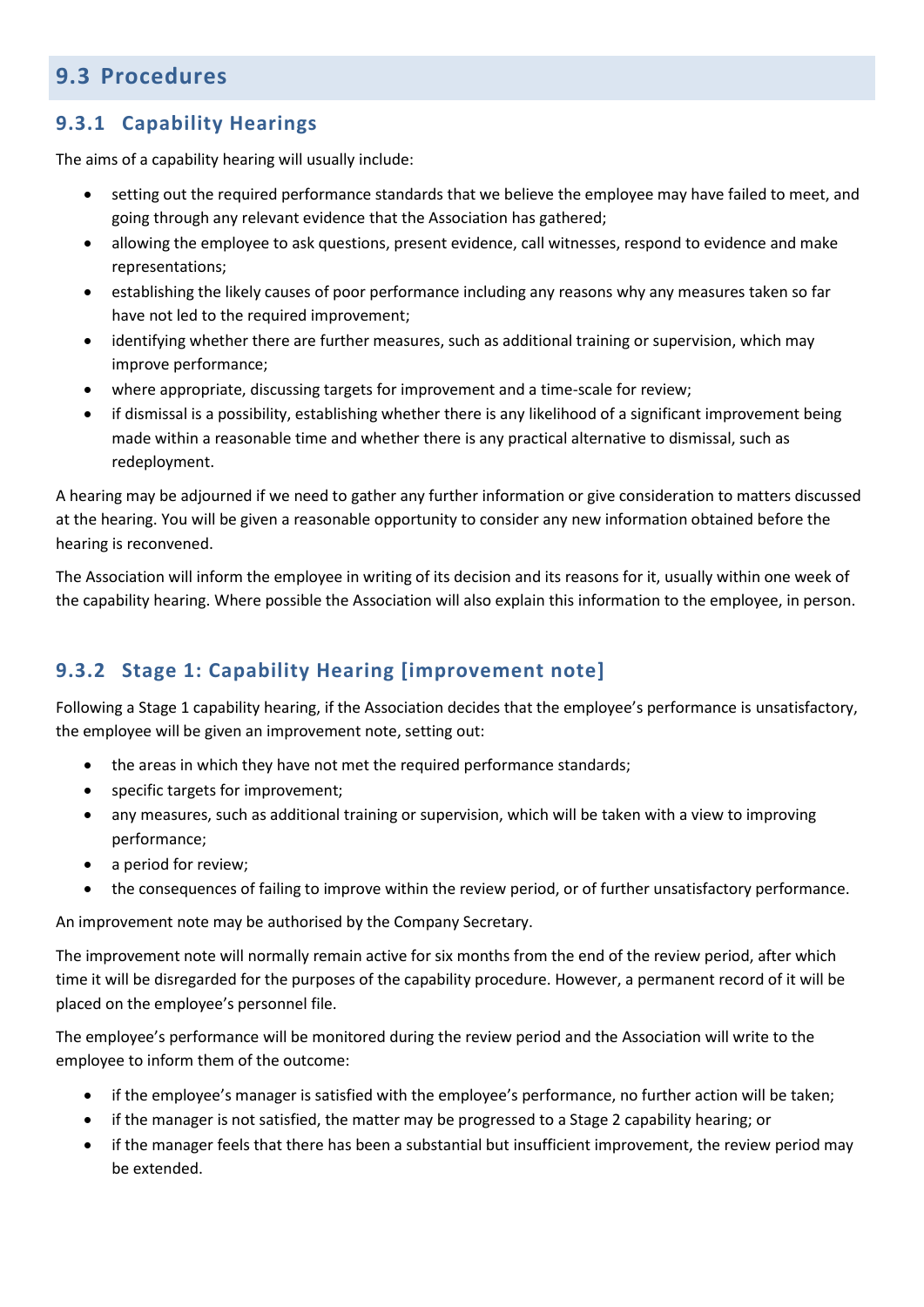## 9.3 Procedures

### 9.3.1 Capability Hearings

The aims of a capability hearing will usually include:

- setting out the required performance standards that we believe the employee may have failed to meet, and going through any relevant evidence that the Association has gathered;
- allowing the employee to ask questions, present evidence, call witnesses, respond to evidence and make representations;
- establishing the likely causes of poor performance including any reasons why any measures taken so far have not led to the required improvement;
- identifying whether there are further measures, such as additional training or supervision, which may improve performance;
- where appropriate, discussing targets for improvement and a time-scale for review;
- if dismissal is a possibility, establishing whether there is any likelihood of a significant improvement being made within a reasonable time and whether there is any practical alternative to dismissal, such as redeployment.

A hearing may be adjourned if we need to gather any further information or give consideration to matters discussed at the hearing. You will be given a reasonable opportunity to consider any new information obtained before the hearing is reconvened.

The Association will inform the employee in writing of its decision and its reasons for it, usually within one week of the capability hearing. Where possible the Association will also explain this information to the employee, in person.

### 9.3.2 Stage 1: Capability Hearing [improvement note]

Following a Stage 1 capability hearing, if the Association decides that the employee's performance is unsatisfactory, the employee will be given an improvement note, setting out:

- the areas in which they have not met the required performance standards;
- specific targets for improvement;
- any measures, such as additional training or supervision, which will be taken with a view to improving performance;
- a period for review;
- the consequences of failing to improve within the review period, or of further unsatisfactory performance.

An improvement note may be authorised by the Company Secretary.

The improvement note will normally remain active for six months from the end of the review period, after which time it will be disregarded for the purposes of the capability procedure. However, a permanent record of it will be placed on the employee's personnel file.

The employee's performance will be monitored during the review period and the Association will write to the employee to inform them of the outcome:

- if the employee's manager is satisfied with the employee's performance, no further action will be taken;
- if the manager is not satisfied, the matter may be progressed to a Stage 2 capability hearing; or
- if the manager feels that there has been a substantial but insufficient improvement, the review period may be extended.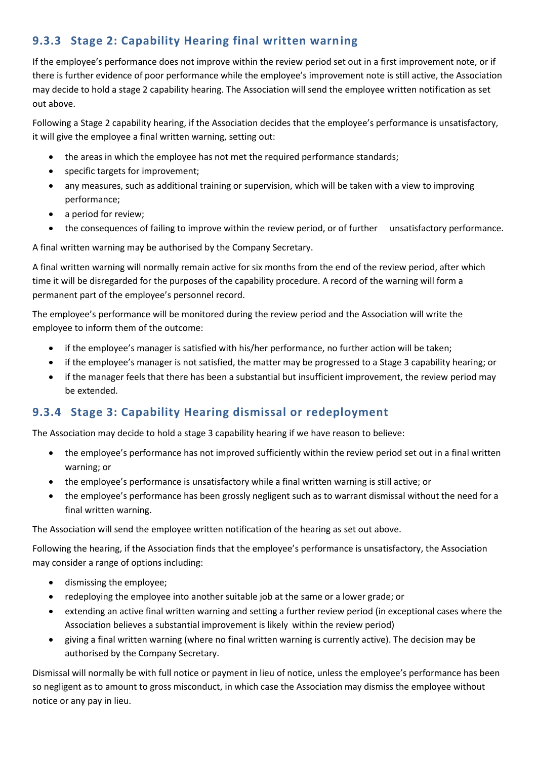### 9.3.3 Stage 2: Capability Hearing final written warning

If the employee's performance does not improve within the review period set out in a first improvement note, or if there is further evidence of poor performance while the employee's improvement note is still active, the Association may decide to hold a stage 2 capability hearing. The Association will send the employee written notification as set out above.

Following a Stage 2 capability hearing, if the Association decides that the employee's performance is unsatisfactory, it will give the employee a final written warning, setting out:

- the areas in which the employee has not met the required performance standards;
- specific targets for improvement;
- any measures, such as additional training or supervision, which will be taken with a view to improving performance;
- a period for review;
- the consequences of failing to improve within the review period, or of further unsatisfactory performance.

A final written warning may be authorised by the Company Secretary.

A final written warning will normally remain active for six months from the end of the review period, after which time it will be disregarded for the purposes of the capability procedure. A record of the warning will form a permanent part of the employee's personnel record.

The employee's performance will be monitored during the review period and the Association will write the employee to inform them of the outcome:

- if the employee's manager is satisfied with his/her performance, no further action will be taken;
- if the employee's manager is not satisfied, the matter may be progressed to a Stage 3 capability hearing; or
- if the manager feels that there has been a substantial but insufficient improvement, the review period may be extended.

### 9.3.4 Stage 3: Capability Hearing dismissal or redeployment

The Association may decide to hold a stage 3 capability hearing if we have reason to believe:

- the employee's performance has not improved sufficiently within the review period set out in a final written warning; or
- the employee's performance is unsatisfactory while a final written warning is still active; or
- the employee's performance has been grossly negligent such as to warrant dismissal without the need for a final written warning.

The Association will send the employee written notification of the hearing as set out above.

Following the hearing, if the Association finds that the employee's performance is unsatisfactory, the Association may consider a range of options including:

- dismissing the employee;
- redeploying the employee into another suitable job at the same or a lower grade; or
- extending an active final written warning and setting a further review period (in exceptional cases where the Association believes a substantial improvement is likely within the review period)
- giving a final written warning (where no final written warning is currently active). The decision may be authorised by the Company Secretary.

Dismissal will normally be with full notice or payment in lieu of notice, unless the employee's performance has been so negligent as to amount to gross misconduct, in which case the Association may dismiss the employee without notice or any pay in lieu.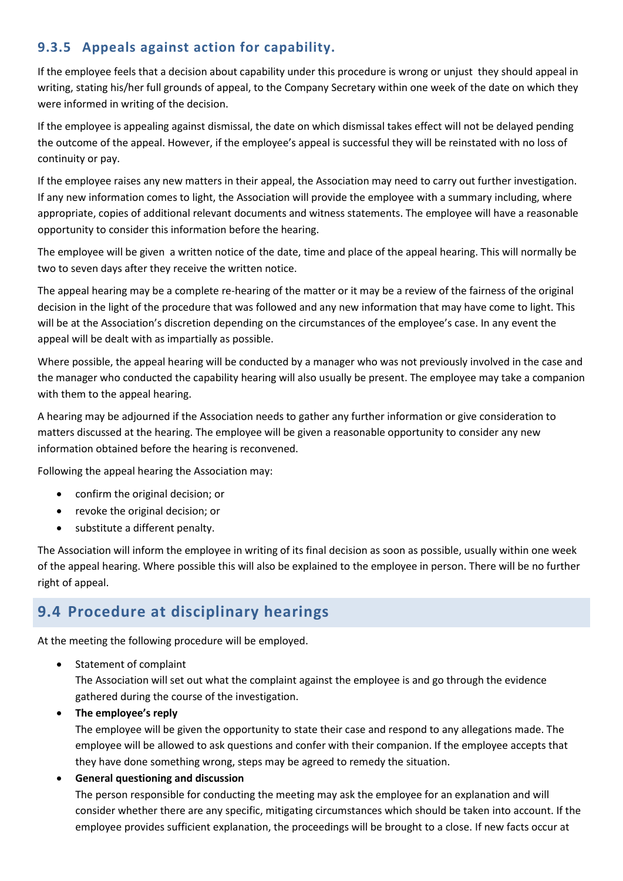### 9.3.5 Appeals against action for capability.

If the employee feels that a decision about capability under this procedure is wrong or unjust they should appeal in writing, stating his/her full grounds of appeal, to the Company Secretary within one week of the date on which they were informed in writing of the decision.

If the employee is appealing against dismissal, the date on which dismissal takes effect will not be delayed pending the outcome of the appeal. However, if the employee's appeal is successful they will be reinstated with no loss of continuity or pay.

If the employee raises any new matters in their appeal, the Association may need to carry out further investigation. If any new information comes to light, the Association will provide the employee with a summary including, where appropriate, copies of additional relevant documents and witness statements. The employee will have a reasonable opportunity to consider this information before the hearing.

The employee will be given a written notice of the date, time and place of the appeal hearing. This will normally be two to seven days after they receive the written notice.

The appeal hearing may be a complete re-hearing of the matter or it may be a review of the fairness of the original decision in the light of the procedure that was followed and any new information that may have come to light. This will be at the Association's discretion depending on the circumstances of the employee's case. In any event the appeal will be dealt with as impartially as possible.

Where possible, the appeal hearing will be conducted by a manager who was not previously involved in the case and the manager who conducted the capability hearing will also usually be present. The employee may take a companion with them to the appeal hearing.

A hearing may be adjourned if the Association needs to gather any further information or give consideration to matters discussed at the hearing. The employee will be given a reasonable opportunity to consider any new information obtained before the hearing is reconvened.

Following the appeal hearing the Association may:

- confirm the original decision; or
- revoke the original decision; or
- substitute a different penalty.

The Association will inform the employee in writing of its final decision as soon as possible, usually within one week of the appeal hearing. Where possible this will also be explained to the employee in person. There will be no further right of appeal.

## 9.4 Procedure at disciplinary hearings

At the meeting the following procedure will be employed.

- Statement of complaint
  The Association will set out what the complaint against the employee is and go through the evidence gathered during the course of the investigation.
- **The employee's reply**
  The employee will be given the opportunity to state their case and respond to any allegations made. The employee will be allowed to ask questions and confer with their companion. If the employee accepts that they have done something wrong, steps may be agreed to remedy the situation.
- **General questioning and discussion**
  The person responsible for conducting the meeting may ask the employee for an explanation and will consider whether there are any specific, mitigating circumstances which should be taken into account. If the employee provides sufficient explanation, the proceedings will be brought to a close. If new facts occur at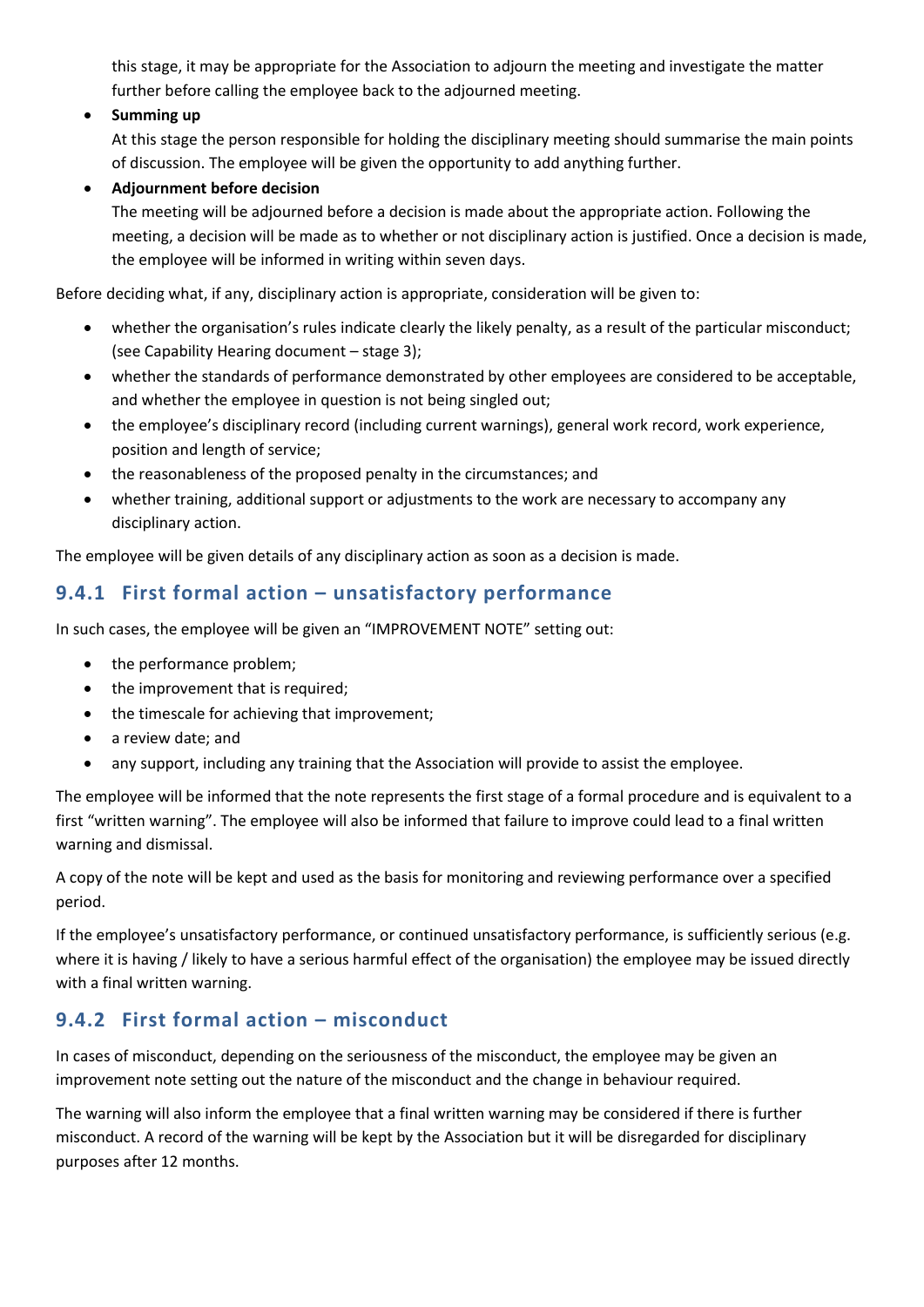this stage, it may be appropriate for the Association to adjourn the meeting and investigate the matter further before calling the employee back to the adjourned meeting.

- **Summing up**
  At this stage the person responsible for holding the disciplinary meeting should summarise the main points of discussion. The employee will be given the opportunity to add anything further.
- **Adjournment before decision**
  The meeting will be adjourned before a decision is made about the appropriate action. Following the meeting, a decision will be made as to whether or not disciplinary action is justified. Once a decision is made, the employee will be informed in writing within seven days.

Before deciding what, if any, disciplinary action is appropriate, consideration will be given to:

- whether the organisation's rules indicate clearly the likely penalty, as a result of the particular misconduct; (see Capability Hearing document – stage 3);
- whether the standards of performance demonstrated by other employees are considered to be acceptable, and whether the employee in question is not being singled out;
- the employee's disciplinary record (including current warnings), general work record, work experience, position and length of service;
- the reasonableness of the proposed penalty in the circumstances; and
- whether training, additional support or adjustments to the work are necessary to accompany any disciplinary action.

The employee will be given details of any disciplinary action as soon as a decision is made.

### 9.4.1 First formal action – unsatisfactory performance

In such cases, the employee will be given an "IMPROVEMENT NOTE" setting out:

- the performance problem;
- the improvement that is required;
- the timescale for achieving that improvement;
- a review date; and
- any support, including any training that the Association will provide to assist the employee.

The employee will be informed that the note represents the first stage of a formal procedure and is equivalent to a first "written warning". The employee will also be informed that failure to improve could lead to a final written warning and dismissal.

A copy of the note will be kept and used as the basis for monitoring and reviewing performance over a specified period.

If the employee's unsatisfactory performance, or continued unsatisfactory performance, is sufficiently serious (e.g. where it is having / likely to have a serious harmful effect of the organisation) the employee may be issued directly with a final written warning.

### 9.4.2 First formal action – misconduct

In cases of misconduct, depending on the seriousness of the misconduct, the employee may be given an improvement note setting out the nature of the misconduct and the change in behaviour required.

The warning will also inform the employee that a final written warning may be considered if there is further misconduct. A record of the warning will be kept by the Association but it will be disregarded for disciplinary purposes after 12 months.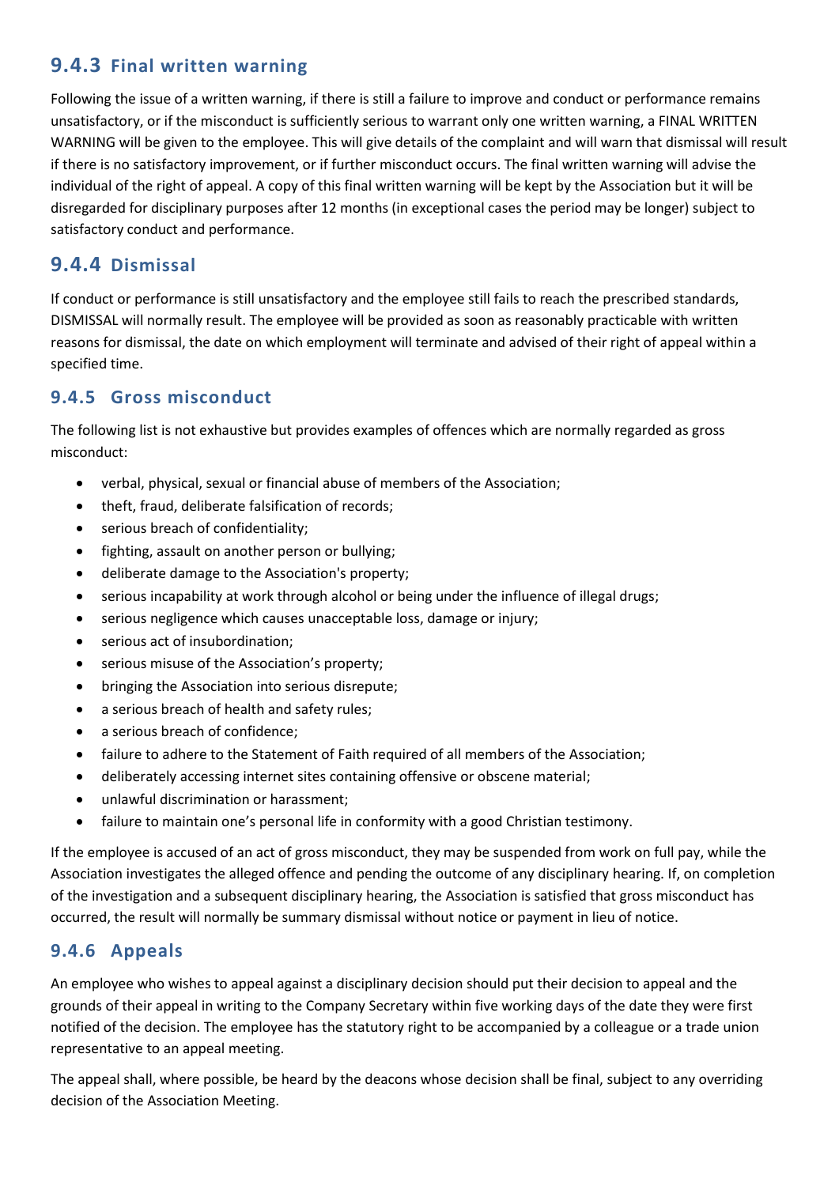### 9.4.3 Final written warning

Following the issue of a written warning, if there is still a failure to improve and conduct or performance remains unsatisfactory, or if the misconduct is sufficiently serious to warrant only one written warning, a FINAL WRITTEN WARNING will be given to the employee. This will give details of the complaint and will warn that dismissal will result if there is no satisfactory improvement, or if further misconduct occurs. The final written warning will advise the individual of the right of appeal. A copy of this final written warning will be kept by the Association but it will be disregarded for disciplinary purposes after 12 months (in exceptional cases the period may be longer) subject to satisfactory conduct and performance.

### 9.4.4 Dismissal

If conduct or performance is still unsatisfactory and the employee still fails to reach the prescribed standards, DISMISSAL will normally result. The employee will be provided as soon as reasonably practicable with written reasons for dismissal, the date on which employment will terminate and advised of their right of appeal within a specified time.

### 9.4.5 Gross misconduct

The following list is not exhaustive but provides examples of offences which are normally regarded as gross misconduct:

- verbal, physical, sexual or financial abuse of members of the Association;
- theft, fraud, deliberate falsification of records;
- serious breach of confidentiality;
- fighting, assault on another person or bullying;
- deliberate damage to the Association's property;
- serious incapability at work through alcohol or being under the influence of illegal drugs;
- serious negligence which causes unacceptable loss, damage or injury;
- serious act of insubordination;
- serious misuse of the Association's property;
- bringing the Association into serious disrepute;
- a serious breach of health and safety rules;
- a serious breach of confidence;
- failure to adhere to the Statement of Faith required of all members of the Association;
- deliberately accessing internet sites containing offensive or obscene material;
- unlawful discrimination or harassment;
- failure to maintain one's personal life in conformity with a good Christian testimony.

If the employee is accused of an act of gross misconduct, they may be suspended from work on full pay, while the Association investigates the alleged offence and pending the outcome of any disciplinary hearing. If, on completion of the investigation and a subsequent disciplinary hearing, the Association is satisfied that gross misconduct has occurred, the result will normally be summary dismissal without notice or payment in lieu of notice.

### 9.4.6 Appeals

An employee who wishes to appeal against a disciplinary decision should put their decision to appeal and the grounds of their appeal in writing to the Company Secretary within five working days of the date they were first notified of the decision. The employee has the statutory right to be accompanied by a colleague or a trade union representative to an appeal meeting.

The appeal shall, where possible, be heard by the deacons whose decision shall be final, subject to any overriding decision of the Association Meeting.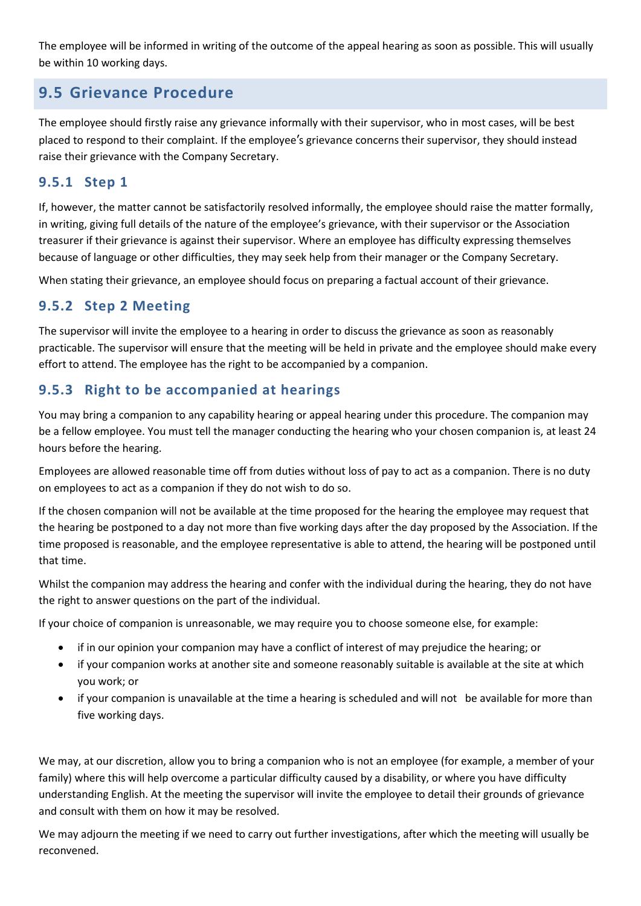The employee will be informed in writing of the outcome of the appeal hearing as soon as possible. This will usually be within 10 working days.

## 9.5 Grievance Procedure

The employee should firstly raise any grievance informally with their supervisor, who in most cases, will be best placed to respond to their complaint. If the employee's grievance concerns their supervisor, they should instead raise their grievance with the Company Secretary.

### 9.5.1 Step 1

If, however, the matter cannot be satisfactorily resolved informally, the employee should raise the matter formally, in writing, giving full details of the nature of the employee's grievance, with their supervisor or the Association treasurer if their grievance is against their supervisor. Where an employee has difficulty expressing themselves because of language or other difficulties, they may seek help from their manager or the Company Secretary.

When stating their grievance, an employee should focus on preparing a factual account of their grievance.

### 9.5.2 Step 2 Meeting

The supervisor will invite the employee to a hearing in order to discuss the grievance as soon as reasonably practicable. The supervisor will ensure that the meeting will be held in private and the employee should make every effort to attend. The employee has the right to be accompanied by a companion.

### 9.5.3 Right to be accompanied at hearings

You may bring a companion to any capability hearing or appeal hearing under this procedure. The companion may be a fellow employee. You must tell the manager conducting the hearing who your chosen companion is, at least 24 hours before the hearing.

Employees are allowed reasonable time off from duties without loss of pay to act as a companion. There is no duty on employees to act as a companion if they do not wish to do so.

If the chosen companion will not be available at the time proposed for the hearing the employee may request that the hearing be postponed to a day not more than five working days after the day proposed by the Association. If the time proposed is reasonable, and the employee representative is able to attend, the hearing will be postponed until that time.

Whilst the companion may address the hearing and confer with the individual during the hearing, they do not have the right to answer questions on the part of the individual.

If your choice of companion is unreasonable, we may require you to choose someone else, for example:

- if in our opinion your companion may have a conflict of interest of may prejudice the hearing; or
- if your companion works at another site and someone reasonably suitable is available at the site at which you work; or
- if your companion is unavailable at the time a hearing is scheduled and will not be available for more than five working days.

We may, at our discretion, allow you to bring a companion who is not an employee (for example, a member of your family) where this will help overcome a particular difficulty caused by a disability, or where you have difficulty understanding English. At the meeting the supervisor will invite the employee to detail their grounds of grievance and consult with them on how it may be resolved.

We may adjourn the meeting if we need to carry out further investigations, after which the meeting will usually be reconvened.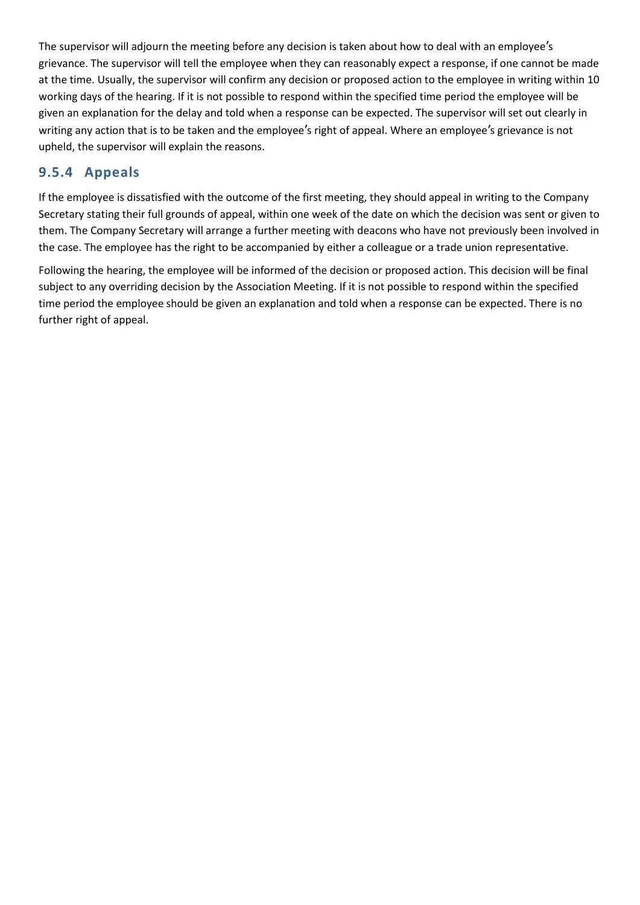The supervisor will adjourn the meeting before any decision is taken about how to deal with an employee's grievance. The supervisor will tell the employee when they can reasonably expect a response, if one cannot be made at the time. Usually, the supervisor will confirm any decision or proposed action to the employee in writing within 10 working days of the hearing. If it is not possible to respond within the specified time period the employee will be given an explanation for the delay and told when a response can be expected. The supervisor will set out clearly in writing any action that is to be taken and the employee's right of appeal. Where an employee's grievance is not upheld, the supervisor will explain the reasons.

### 9.5.4 Appeals

If the employee is dissatisfied with the outcome of the first meeting, they should appeal in writing to the Company Secretary stating their full grounds of appeal, within one week of the date on which the decision was sent or given to them. The Company Secretary will arrange a further meeting with deacons who have not previously been involved in the case. The employee has the right to be accompanied by either a colleague or a trade union representative.

Following the hearing, the employee will be informed of the decision or proposed action. This decision will be final subject to any overriding decision by the Association Meeting. If it is not possible to respond within the specified time period the employee should be given an explanation and told when a response can be expected. There is no further right of appeal.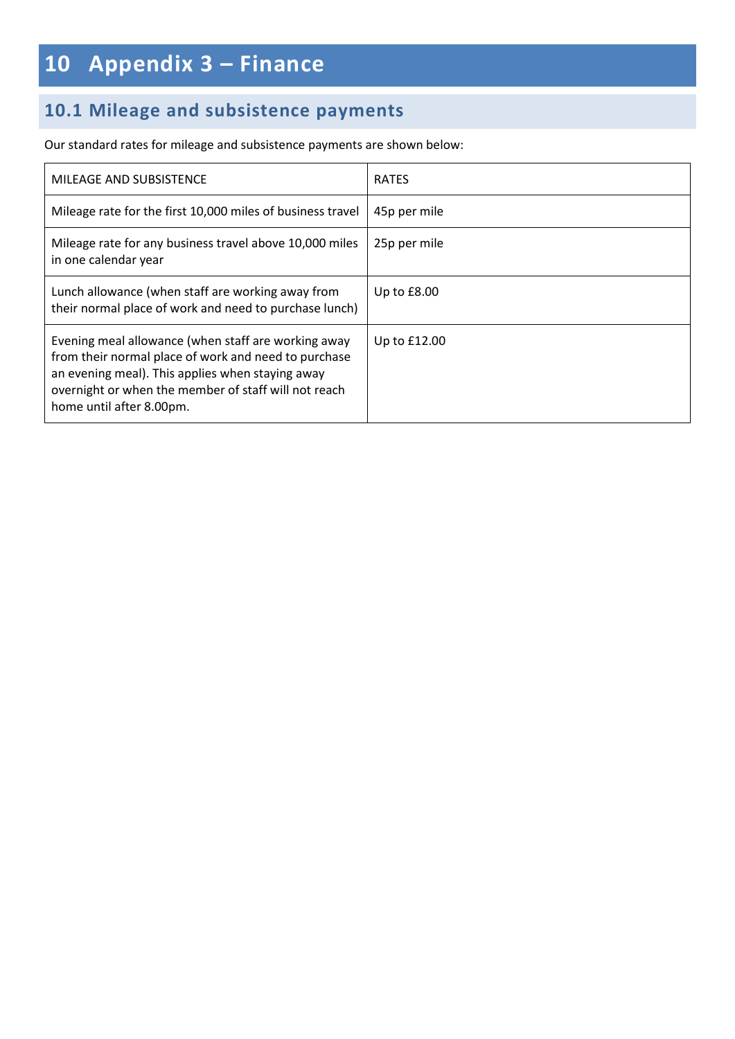# 10 Appendix 3 – Finance

## 10.1 Mileage and subsistence payments

Our standard rates for mileage and subsistence payments are shown below:

| MILEAGE AND SUBSISTENCE | RATES |
|---|---|
| Mileage rate for the first 10,000 miles of business travel | 45p per mile |
| Mileage rate for any business travel above 10,000 miles in one calendar year | 25p per mile |
| Lunch allowance (when staff are working away from their normal place of work and need to purchase lunch) | Up to £8.00 |
| Evening meal allowance (when staff are working away from their normal place of work and need to purchase an evening meal). This applies when staying away overnight or when the member of staff will not reach home until after 8.00pm. | Up to £12.00 |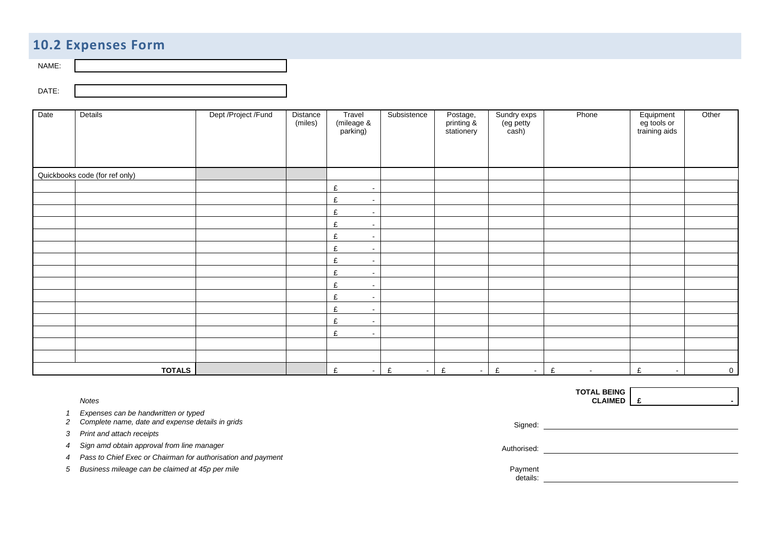## 10.2 Expenses Form

NAME:

DATE:

| Date | Details | Dept /Project /Fund | Distance (miles) | Travel (mileage & parking) | Subsistence | Postage, printing & stationery | Sundry exps (eg petty cash) | Phone | Equipment eg tools or training aids | Other |
|---|---|---|---|---|---|---|---|---|---|---|
| Quickbooks code (for ref only) | | | | | | | | | | |
| | | | | £ - | | | | | | |
| | | | | £ - | | | | | | |
| | | | | £ - | | | | | | |
| | | | | £ - | | | | | | |
| | | | | £ - | | | | | | |
| | | | | £ - | | | | | | |
| | | | | £ - | | | | | | |
| | | | | £ - | | | | | | |
| | | | | £ - | | | | | | |
| | | | | £ - | | | | | | |
| | | | | £ - | | | | | | |
| | | | | £ - | | | | | | |
| | | | | £ - | | | | | | |
| | | | | | | | | | | |
| | | | | | | | | | | |
| **TOTALS** | | | | £ - | £ - | £ - | £ - | £ - | £ - | 0 |

**TOTAL BEING CLAIMED** **£ -**

*Notes*

1. *Expenses can be handwritten or typed*
2. *Complete name, date and expense details in grids*
3. *Print and attach receipts*
4. *Sign amd obtain approval from line manager*
4. *Pass to Chief Exec or Chairman for authorisation and payment*
5. *Business mileage can be claimed at 45p per mile*

Signed: ____________________

Authorised: ____________________

Payment details: ____________________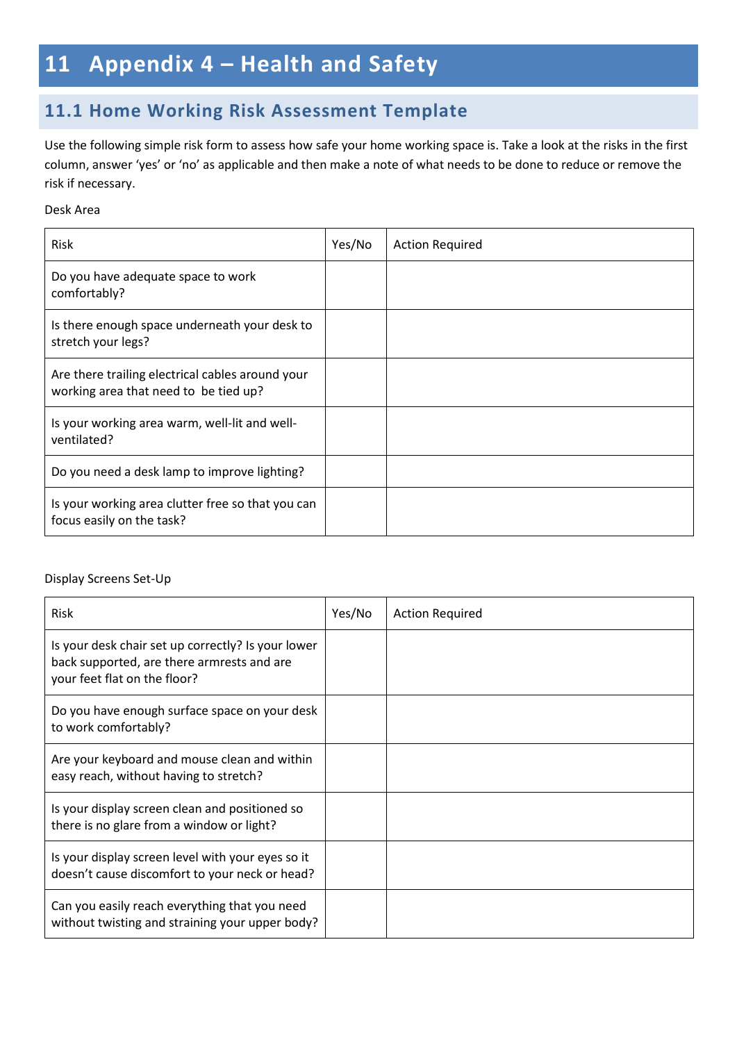# 11 Appendix 4 – Health and Safety

## 11.1 Home Working Risk Assessment Template

Use the following simple risk form to assess how safe your home working space is. Take a look at the risks in the first column, answer 'yes' or 'no' as applicable and then make a note of what needs to be done to reduce or remove the risk if necessary.

Desk Area

| Risk | Yes/No | Action Required |
|---|---|---|
| Do you have adequate space to work comfortably? | | |
| Is there enough space underneath your desk to stretch your legs? | | |
| Are there trailing electrical cables around your working area that need to be tied up? | | |
| Is your working area warm, well-lit and well-ventilated? | | |
| Do you need a desk lamp to improve lighting? | | |
| Is your working area clutter free so that you can focus easily on the task? | | |

Display Screens Set-Up

| Risk | Yes/No | Action Required |
|---|---|---|
| Is your desk chair set up correctly? Is your lower back supported, are there armrests and are your feet flat on the floor? | | |
| Do you have enough surface space on your desk to work comfortably? | | |
| Are your keyboard and mouse clean and within easy reach, without having to stretch? | | |
| Is your display screen clean and positioned so there is no glare from a window or light? | | |
| Is your display screen level with your eyes so it doesn't cause discomfort to your neck or head? | | |
| Can you easily reach everything that you need without twisting and straining your upper body? | | |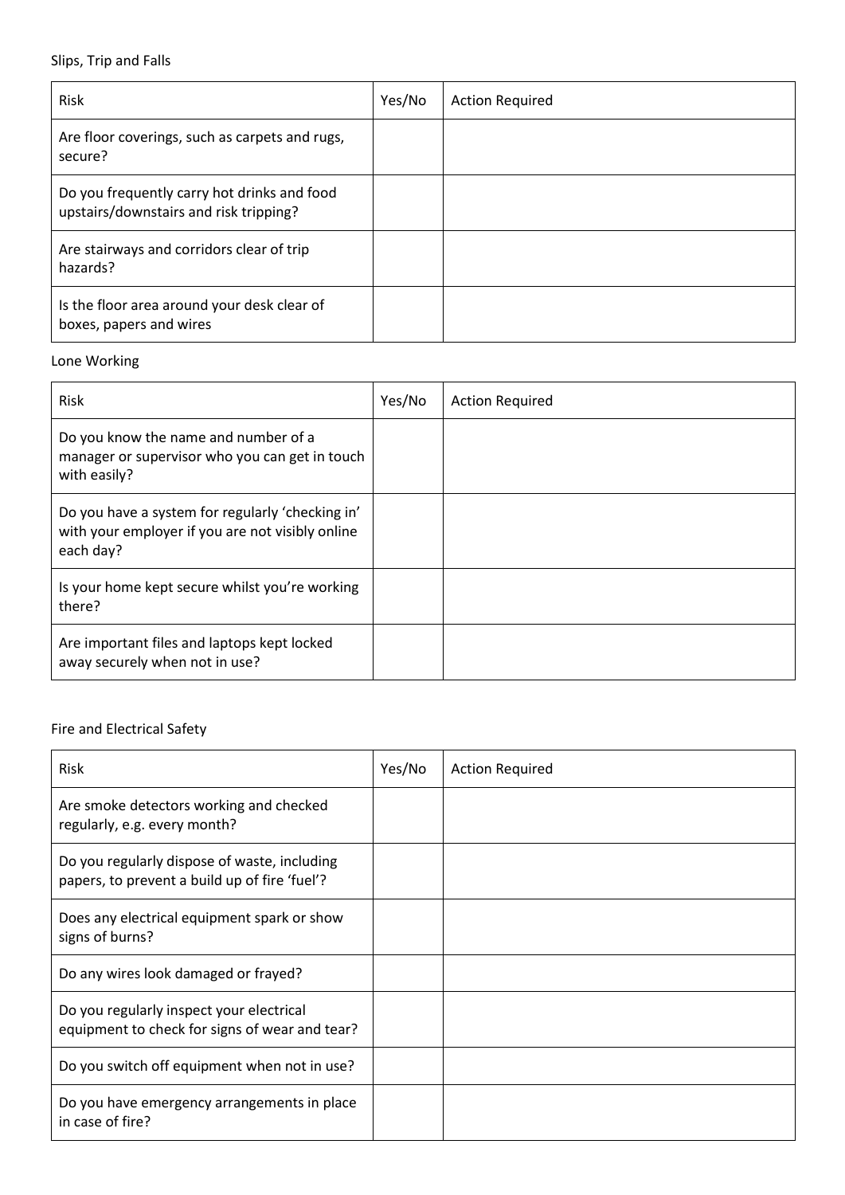Slips, Trip and Falls

| Risk | Yes/No | Action Required |
|---|---|---|
| Are floor coverings, such as carpets and rugs, secure? | | |
| Do you frequently carry hot drinks and food upstairs/downstairs and risk tripping? | | |
| Are stairways and corridors clear of trip hazards? | | |
| Is the floor area around your desk clear of boxes, papers and wires | | |

Lone Working

| Risk | Yes/No | Action Required |
|---|---|---|
| Do you know the name and number of a manager or supervisor who you can get in touch with easily? | | |
| Do you have a system for regularly 'checking in' with your employer if you are not visibly online each day? | | |
| Is your home kept secure whilst you're working there? | | |
| Are important files and laptops kept locked away securely when not in use? | | |

Fire and Electrical Safety

| Risk | Yes/No | Action Required |
|---|---|---|
| Are smoke detectors working and checked regularly, e.g. every month? | | |
| Do you regularly dispose of waste, including papers, to prevent a build up of fire 'fuel'? | | |
| Does any electrical equipment spark or show signs of burns? | | |
| Do any wires look damaged or frayed? | | |
| Do you regularly inspect your electrical equipment to check for signs of wear and tear? | | |
| Do you switch off equipment when not in use? | | |
| Do you have emergency arrangements in place in case of fire? | | |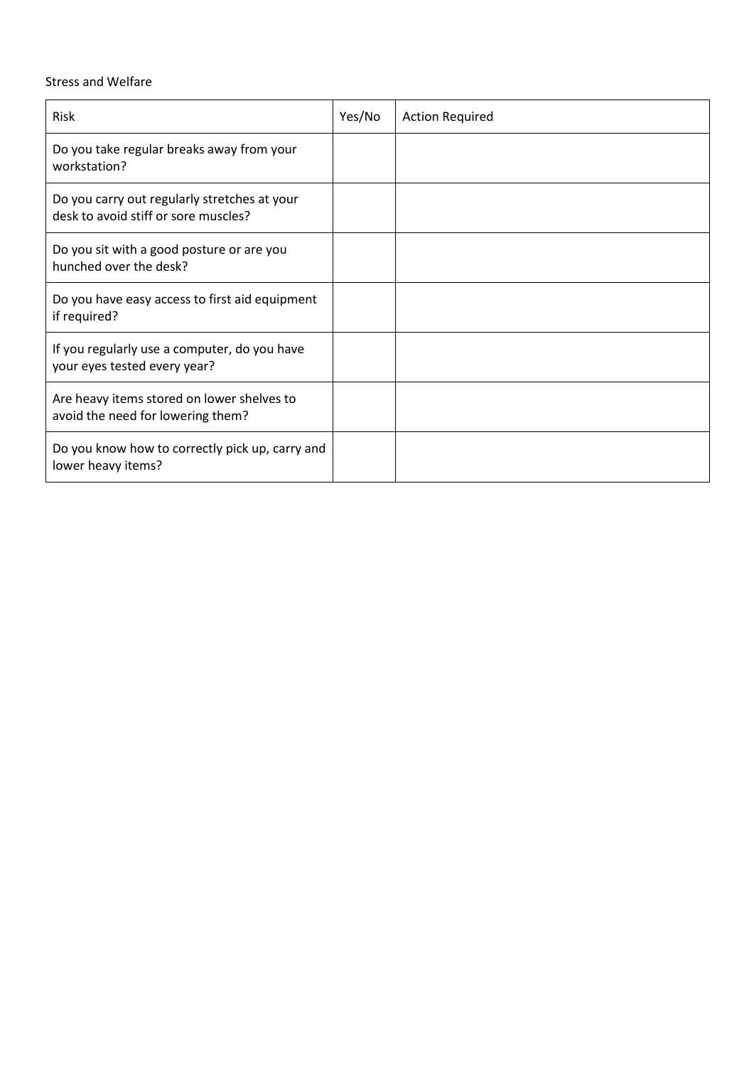Stress and Welfare

| Risk | Yes/No | Action Required |
| --- | --- | --- |
| Do you take regular breaks away from your workstation? | | |
| Do you carry out regularly stretches at your desk to avoid stiff or sore muscles? | | |
| Do you sit with a good posture or are you hunched over the desk? | | |
| Do you have easy access to first aid equipment if required? | | |
| If you regularly use a computer, do you have your eyes tested every year? | | |
| Are heavy items stored on lower shelves to avoid the need for lowering them? | | |
| Do you know how to correctly pick up, carry and lower heavy items? | | |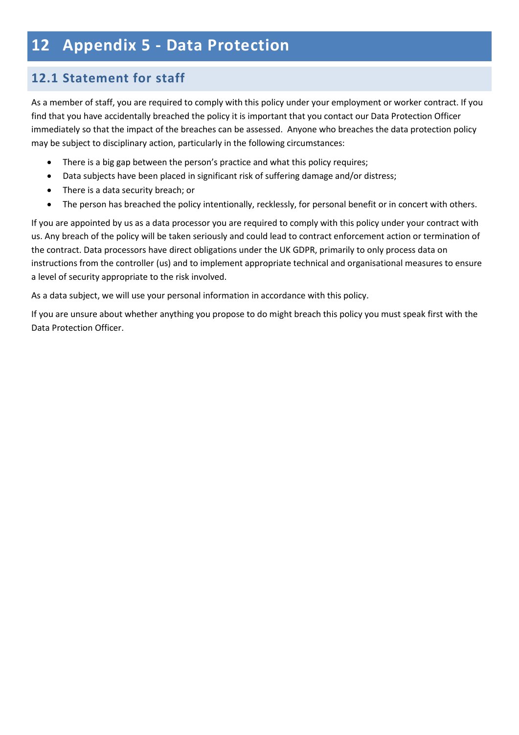# 12 Appendix 5 - Data Protection

## 12.1 Statement for staff

As a member of staff, you are required to comply with this policy under your employment or worker contract. If you find that you have accidentally breached the policy it is important that you contact our Data Protection Officer immediately so that the impact of the breaches can be assessed. Anyone who breaches the data protection policy may be subject to disciplinary action, particularly in the following circumstances:

- There is a big gap between the person's practice and what this policy requires;
- Data subjects have been placed in significant risk of suffering damage and/or distress;
- There is a data security breach; or
- The person has breached the policy intentionally, recklessly, for personal benefit or in concert with others.

If you are appointed by us as a data processor you are required to comply with this policy under your contract with us. Any breach of the policy will be taken seriously and could lead to contract enforcement action or termination of the contract. Data processors have direct obligations under the UK GDPR, primarily to only process data on instructions from the controller (us) and to implement appropriate technical and organisational measures to ensure a level of security appropriate to the risk involved.

As a data subject, we will use your personal information in accordance with this policy.

If you are unsure about whether anything you propose to do might breach this policy you must speak first with the Data Protection Officer.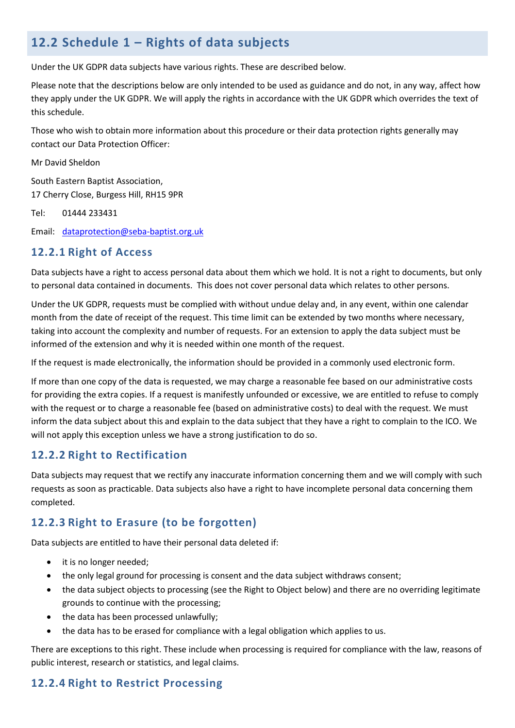## 12.2 Schedule 1 – Rights of data subjects

Under the UK GDPR data subjects have various rights. These are described below.

Please note that the descriptions below are only intended to be used as guidance and do not, in any way, affect how they apply under the UK GDPR. We will apply the rights in accordance with the UK GDPR which overrides the text of this schedule.

Those who wish to obtain more information about this procedure or their data protection rights generally may contact our Data Protection Officer:

Mr David Sheldon

South Eastern Baptist Association,
17 Cherry Close, Burgess Hill, RH15 9PR

Tel: 01444 233431

Email: dataprotection@seba-baptist.org.uk

### 12.2.1 Right of Access

Data subjects have a right to access personal data about them which we hold. It is not a right to documents, but only to personal data contained in documents. This does not cover personal data which relates to other persons.

Under the UK GDPR, requests must be complied with without undue delay and, in any event, within one calendar month from the date of receipt of the request. This time limit can be extended by two months where necessary, taking into account the complexity and number of requests. For an extension to apply the data subject must be informed of the extension and why it is needed within one month of the request.

If the request is made electronically, the information should be provided in a commonly used electronic form.

If more than one copy of the data is requested, we may charge a reasonable fee based on our administrative costs for providing the extra copies. If a request is manifestly unfounded or excessive, we are entitled to refuse to comply with the request or to charge a reasonable fee (based on administrative costs) to deal with the request. We must inform the data subject about this and explain to the data subject that they have a right to complain to the ICO. We will not apply this exception unless we have a strong justification to do so.

### 12.2.2 Right to Rectification

Data subjects may request that we rectify any inaccurate information concerning them and we will comply with such requests as soon as practicable. Data subjects also have a right to have incomplete personal data concerning them completed.

### 12.2.3 Right to Erasure (to be forgotten)

Data subjects are entitled to have their personal data deleted if:

- it is no longer needed;
- the only legal ground for processing is consent and the data subject withdraws consent;
- the data subject objects to processing (see the Right to Object below) and there are no overriding legitimate grounds to continue with the processing;
- the data has been processed unlawfully;
- the data has to be erased for compliance with a legal obligation which applies to us.

There are exceptions to this right. These include when processing is required for compliance with the law, reasons of public interest, research or statistics, and legal claims.

### 12.2.4 Right to Restrict Processing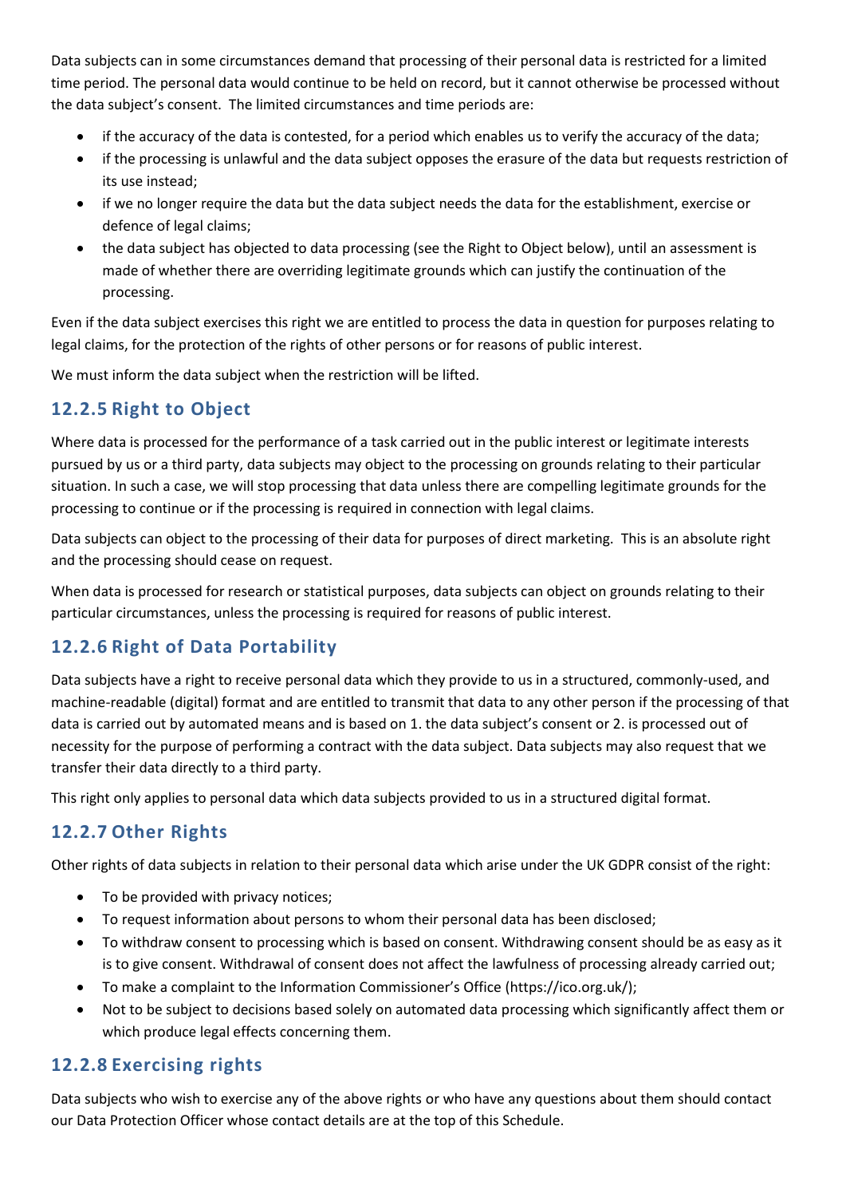Data subjects can in some circumstances demand that processing of their personal data is restricted for a limited time period. The personal data would continue to be held on record, but it cannot otherwise be processed without the data subject's consent. The limited circumstances and time periods are:

- if the accuracy of the data is contested, for a period which enables us to verify the accuracy of the data;
- if the processing is unlawful and the data subject opposes the erasure of the data but requests restriction of its use instead;
- if we no longer require the data but the data subject needs the data for the establishment, exercise or defence of legal claims;
- the data subject has objected to data processing (see the Right to Object below), until an assessment is made of whether there are overriding legitimate grounds which can justify the continuation of the processing.

Even if the data subject exercises this right we are entitled to process the data in question for purposes relating to legal claims, for the protection of the rights of other persons or for reasons of public interest.

We must inform the data subject when the restriction will be lifted.

### 12.2.5 Right to Object

Where data is processed for the performance of a task carried out in the public interest or legitimate interests pursued by us or a third party, data subjects may object to the processing on grounds relating to their particular situation. In such a case, we will stop processing that data unless there are compelling legitimate grounds for the processing to continue or if the processing is required in connection with legal claims.

Data subjects can object to the processing of their data for purposes of direct marketing. This is an absolute right and the processing should cease on request.

When data is processed for research or statistical purposes, data subjects can object on grounds relating to their particular circumstances, unless the processing is required for reasons of public interest.

### 12.2.6 Right of Data Portability

Data subjects have a right to receive personal data which they provide to us in a structured, commonly-used, and machine-readable (digital) format and are entitled to transmit that data to any other person if the processing of that data is carried out by automated means and is based on 1. the data subject's consent or 2. is processed out of necessity for the purpose of performing a contract with the data subject. Data subjects may also request that we transfer their data directly to a third party.

This right only applies to personal data which data subjects provided to us in a structured digital format.

### 12.2.7 Other Rights

Other rights of data subjects in relation to their personal data which arise under the UK GDPR consist of the right:

- To be provided with privacy notices;
- To request information about persons to whom their personal data has been disclosed;
- To withdraw consent to processing which is based on consent. Withdrawing consent should be as easy as it is to give consent. Withdrawal of consent does not affect the lawfulness of processing already carried out;
- To make a complaint to the Information Commissioner's Office (https://ico.org.uk/);
- Not to be subject to decisions based solely on automated data processing which significantly affect them or which produce legal effects concerning them.

### 12.2.8 Exercising rights

Data subjects who wish to exercise any of the above rights or who have any questions about them should contact our Data Protection Officer whose contact details are at the top of this Schedule.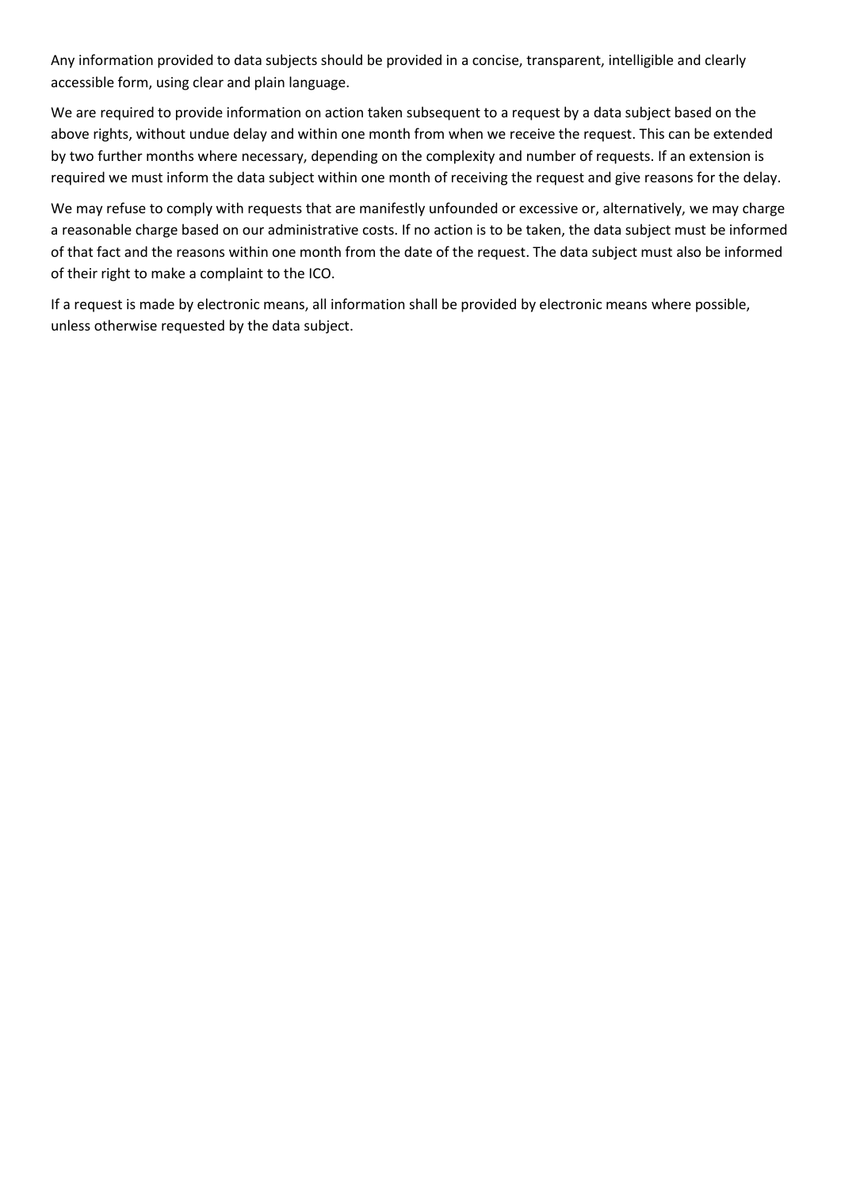Any information provided to data subjects should be provided in a concise, transparent, intelligible and clearly accessible form, using clear and plain language.

We are required to provide information on action taken subsequent to a request by a data subject based on the above rights, without undue delay and within one month from when we receive the request. This can be extended by two further months where necessary, depending on the complexity and number of requests. If an extension is required we must inform the data subject within one month of receiving the request and give reasons for the delay.

We may refuse to comply with requests that are manifestly unfounded or excessive or, alternatively, we may charge a reasonable charge based on our administrative costs. If no action is to be taken, the data subject must be informed of that fact and the reasons within one month from the date of the request. The data subject must also be informed of their right to make a complaint to the ICO.

If a request is made by electronic means, all information shall be provided by electronic means where possible, unless otherwise requested by the data subject.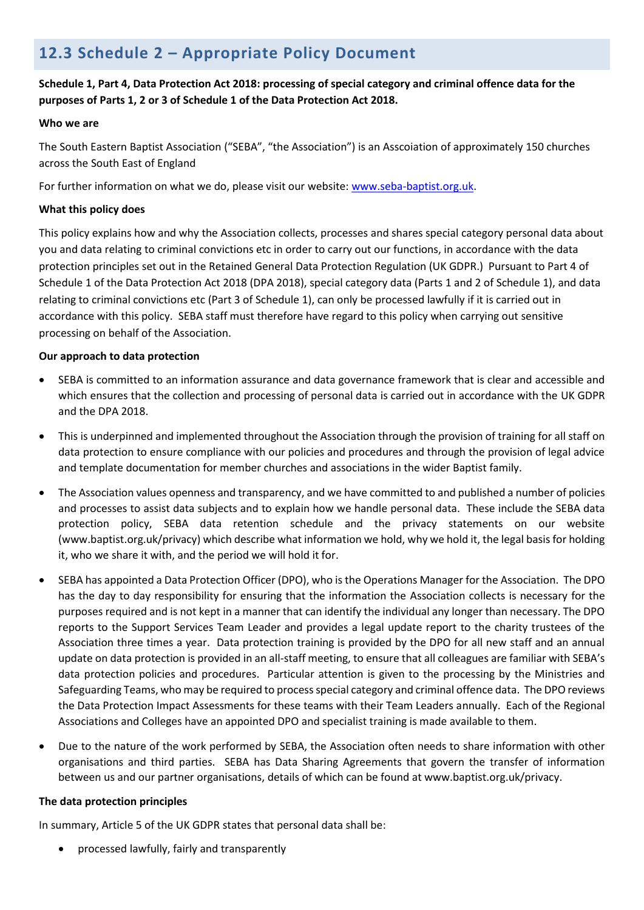## 12.3 Schedule 2 – Appropriate Policy Document

**Schedule 1, Part 4, Data Protection Act 2018: processing of special category and criminal offence data for the purposes of Parts 1, 2 or 3 of Schedule 1 of the Data Protection Act 2018.**

**Who we are**

The South Eastern Baptist Association ("SEBA", "the Association") is an Asscoiation of approximately 150 churches across the South East of England

For further information on what we do, please visit our website: [www.seba-baptist.org.uk](http://www.seba-baptist.org.uk).

**What this policy does**

This policy explains how and why the Association collects, processes and shares special category personal data about you and data relating to criminal convictions etc in order to carry out our functions, in accordance with the data protection principles set out in the Retained General Data Protection Regulation (UK GDPR.) Pursuant to Part 4 of Schedule 1 of the Data Protection Act 2018 (DPA 2018), special category data (Parts 1 and 2 of Schedule 1), and data relating to criminal convictions etc (Part 3 of Schedule 1), can only be processed lawfully if it is carried out in accordance with this policy. SEBA staff must therefore have regard to this policy when carrying out sensitive processing on behalf of the Association.

**Our approach to data protection**

- SEBA is committed to an information assurance and data governance framework that is clear and accessible and which ensures that the collection and processing of personal data is carried out in accordance with the UK GDPR and the DPA 2018.
- This is underpinned and implemented throughout the Association through the provision of training for all staff on data protection to ensure compliance with our policies and procedures and through the provision of legal advice and template documentation for member churches and associations in the wider Baptist family.
- The Association values openness and transparency, and we have committed to and published a number of policies and processes to assist data subjects and to explain how we handle personal data. These include the SEBA data protection policy, SEBA data retention schedule and the privacy statements on our website (www.baptist.org.uk/privacy) which describe what information we hold, why we hold it, the legal basis for holding it, who we share it with, and the period we will hold it for.
- SEBA has appointed a Data Protection Officer (DPO), who is the Operations Manager for the Association. The DPO has the day to day responsibility for ensuring that the information the Association collects is necessary for the purposes required and is not kept in a manner that can identify the individual any longer than necessary. The DPO reports to the Support Services Team Leader and provides a legal update report to the charity trustees of the Association three times a year. Data protection training is provided by the DPO for all new staff and an annual update on data protection is provided in an all-staff meeting, to ensure that all colleagues are familiar with SEBA's data protection policies and procedures. Particular attention is given to the processing by the Ministries and Safeguarding Teams, who may be required to process special category and criminal offence data. The DPO reviews the Data Protection Impact Assessments for these teams with their Team Leaders annually. Each of the Regional Associations and Colleges have an appointed DPO and specialist training is made available to them.
- Due to the nature of the work performed by SEBA, the Association often needs to share information with other organisations and third parties. SEBA has Data Sharing Agreements that govern the transfer of information between us and our partner organisations, details of which can be found at www.baptist.org.uk/privacy.

**The data protection principles**

In summary, Article 5 of the UK GDPR states that personal data shall be:

- processed lawfully, fairly and transparently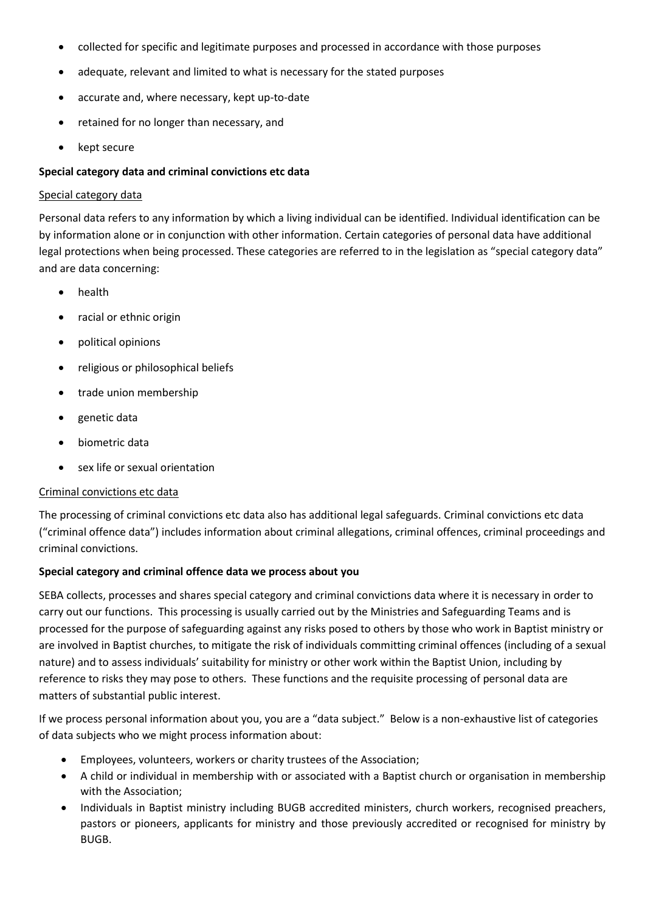- collected for specific and legitimate purposes and processed in accordance with those purposes
- adequate, relevant and limited to what is necessary for the stated purposes
- accurate and, where necessary, kept up-to-date
- retained for no longer than necessary, and
- kept secure

**Special category data and criminal convictions etc data**

Special category data

Personal data refers to any information by which a living individual can be identified. Individual identification can be by information alone or in conjunction with other information. Certain categories of personal data have additional legal protections when being processed. These categories are referred to in the legislation as "special category data" and are data concerning:

- health
- racial or ethnic origin
- political opinions
- religious or philosophical beliefs
- trade union membership
- genetic data
- biometric data
- sex life or sexual orientation

Criminal convictions etc data

The processing of criminal convictions etc data also has additional legal safeguards. Criminal convictions etc data ("criminal offence data") includes information about criminal allegations, criminal offences, criminal proceedings and criminal convictions.

**Special category and criminal offence data we process about you**

SEBA collects, processes and shares special category and criminal convictions data where it is necessary in order to carry out our functions. This processing is usually carried out by the Ministries and Safeguarding Teams and is processed for the purpose of safeguarding against any risks posed to others by those who work in Baptist ministry or are involved in Baptist churches, to mitigate the risk of individuals committing criminal offences (including of a sexual nature) and to assess individuals' suitability for ministry or other work within the Baptist Union, including by reference to risks they may pose to others. These functions and the requisite processing of personal data are matters of substantial public interest.

If we process personal information about you, you are a "data subject." Below is a non-exhaustive list of categories of data subjects who we might process information about:

- Employees, volunteers, workers or charity trustees of the Association;
- A child or individual in membership with or associated with a Baptist church or organisation in membership with the Association;
- Individuals in Baptist ministry including BUGB accredited ministers, church workers, recognised preachers, pastors or pioneers, applicants for ministry and those previously accredited or recognised for ministry by BUGB.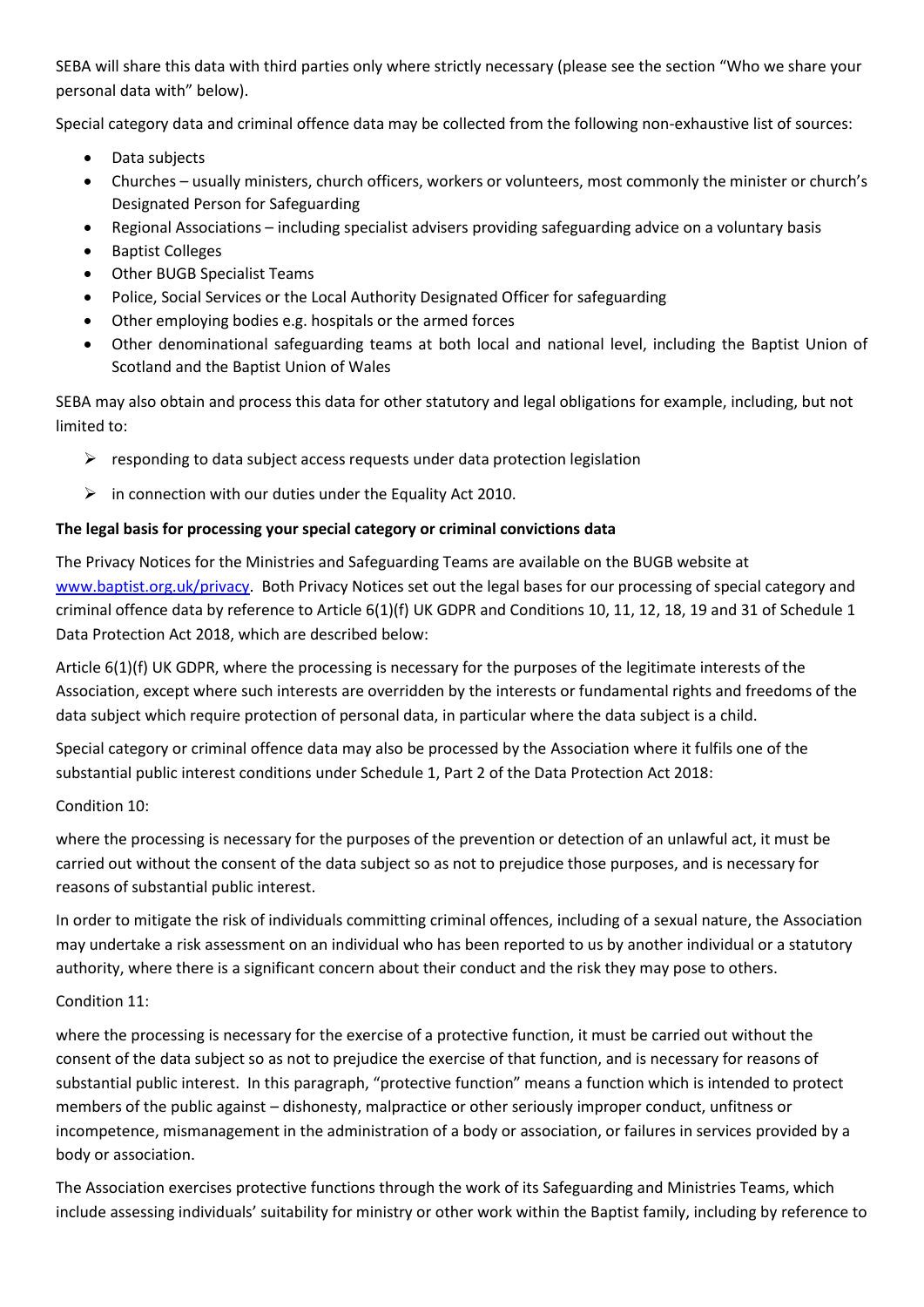SEBA will share this data with third parties only where strictly necessary (please see the section "Who we share your personal data with" below).

Special category data and criminal offence data may be collected from the following non-exhaustive list of sources:

- Data subjects
- Churches – usually ministers, church officers, workers or volunteers, most commonly the minister or church's Designated Person for Safeguarding
- Regional Associations – including specialist advisers providing safeguarding advice on a voluntary basis
- Baptist Colleges
- Other BUGB Specialist Teams
- Police, Social Services or the Local Authority Designated Officer for safeguarding
- Other employing bodies e.g. hospitals or the armed forces
- Other denominational safeguarding teams at both local and national level, including the Baptist Union of Scotland and the Baptist Union of Wales

SEBA may also obtain and process this data for other statutory and legal obligations for example, including, but not limited to:

- responding to data subject access requests under data protection legislation
- in connection with our duties under the Equality Act 2010.

**The legal basis for processing your special category or criminal convictions data**

The Privacy Notices for the Ministries and Safeguarding Teams are available on the BUGB website at [www.baptist.org.uk/privacy](www.baptist.org.uk/privacy). Both Privacy Notices set out the legal bases for our processing of special category and criminal offence data by reference to Article 6(1)(f) UK GDPR and Conditions 10, 11, 12, 18, 19 and 31 of Schedule 1 Data Protection Act 2018, which are described below:

Article 6(1)(f) UK GDPR, where the processing is necessary for the purposes of the legitimate interests of the Association, except where such interests are overridden by the interests or fundamental rights and freedoms of the data subject which require protection of personal data, in particular where the data subject is a child.

Special category or criminal offence data may also be processed by the Association where it fulfils one of the substantial public interest conditions under Schedule 1, Part 2 of the Data Protection Act 2018:

Condition 10:

where the processing is necessary for the purposes of the prevention or detection of an unlawful act, it must be carried out without the consent of the data subject so as not to prejudice those purposes, and is necessary for reasons of substantial public interest.

In order to mitigate the risk of individuals committing criminal offences, including of a sexual nature, the Association may undertake a risk assessment on an individual who has been reported to us by another individual or a statutory authority, where there is a significant concern about their conduct and the risk they may pose to others.

Condition 11:

where the processing is necessary for the exercise of a protective function, it must be carried out without the consent of the data subject so as not to prejudice the exercise of that function, and is necessary for reasons of substantial public interest. In this paragraph, "protective function" means a function which is intended to protect members of the public against – dishonesty, malpractice or other seriously improper conduct, unfitness or incompetence, mismanagement in the administration of a body or association, or failures in services provided by a body or association.

The Association exercises protective functions through the work of its Safeguarding and Ministries Teams, which include assessing individuals' suitability for ministry or other work within the Baptist family, including by reference to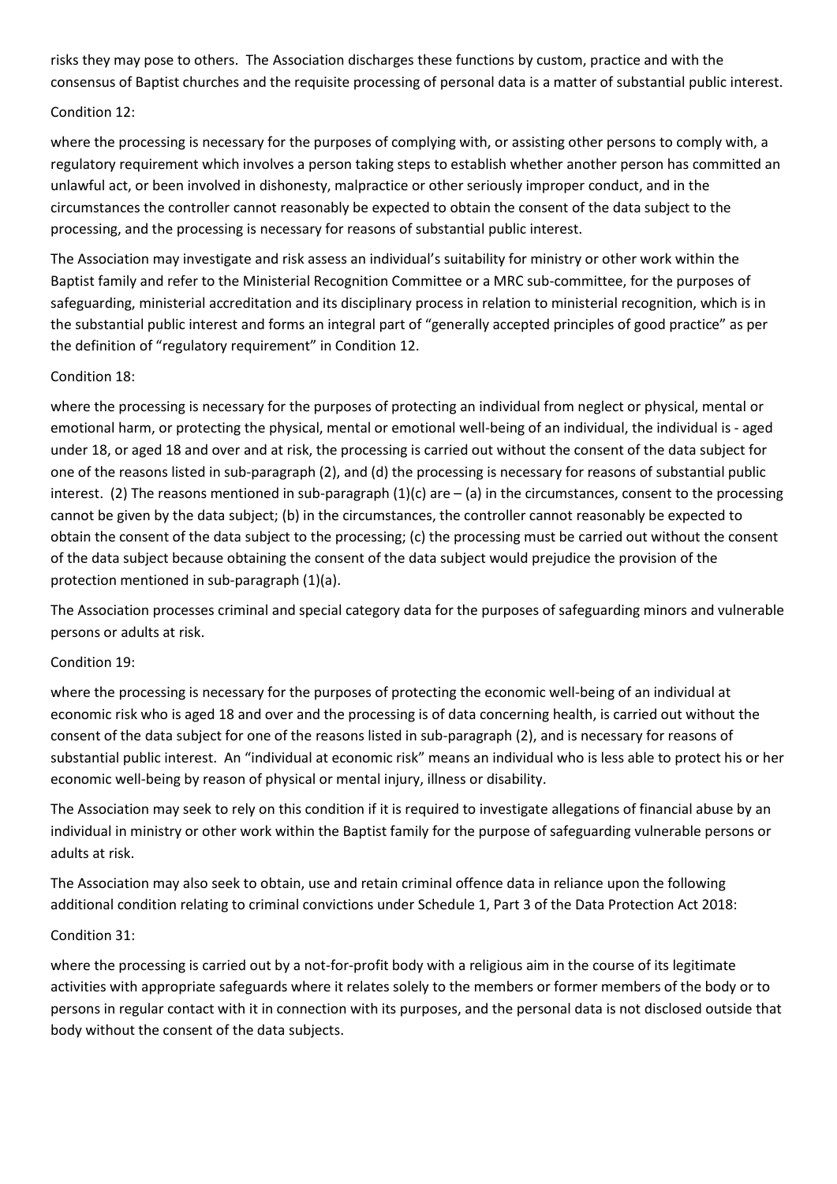risks they may pose to others. The Association discharges these functions by custom, practice and with the consensus of Baptist churches and the requisite processing of personal data is a matter of substantial public interest.

Condition 12:

where the processing is necessary for the purposes of complying with, or assisting other persons to comply with, a regulatory requirement which involves a person taking steps to establish whether another person has committed an unlawful act, or been involved in dishonesty, malpractice or other seriously improper conduct, and in the circumstances the controller cannot reasonably be expected to obtain the consent of the data subject to the processing, and the processing is necessary for reasons of substantial public interest.

The Association may investigate and risk assess an individual's suitability for ministry or other work within the Baptist family and refer to the Ministerial Recognition Committee or a MRC sub-committee, for the purposes of safeguarding, ministerial accreditation and its disciplinary process in relation to ministerial recognition, which is in the substantial public interest and forms an integral part of "generally accepted principles of good practice" as per the definition of "regulatory requirement" in Condition 12.

Condition 18:

where the processing is necessary for the purposes of protecting an individual from neglect or physical, mental or emotional harm, or protecting the physical, mental or emotional well-being of an individual, the individual is - aged under 18, or aged 18 and over and at risk, the processing is carried out without the consent of the data subject for one of the reasons listed in sub-paragraph (2), and (d) the processing is necessary for reasons of substantial public interest. (2) The reasons mentioned in sub-paragraph (1)(c) are – (a) in the circumstances, consent to the processing cannot be given by the data subject; (b) in the circumstances, the controller cannot reasonably be expected to obtain the consent of the data subject to the processing; (c) the processing must be carried out without the consent of the data subject because obtaining the consent of the data subject would prejudice the provision of the protection mentioned in sub-paragraph (1)(a).

The Association processes criminal and special category data for the purposes of safeguarding minors and vulnerable persons or adults at risk.

Condition 19:

where the processing is necessary for the purposes of protecting the economic well-being of an individual at economic risk who is aged 18 and over and the processing is of data concerning health, is carried out without the consent of the data subject for one of the reasons listed in sub-paragraph (2), and is necessary for reasons of substantial public interest. An "individual at economic risk" means an individual who is less able to protect his or her economic well-being by reason of physical or mental injury, illness or disability.

The Association may seek to rely on this condition if it is required to investigate allegations of financial abuse by an individual in ministry or other work within the Baptist family for the purpose of safeguarding vulnerable persons or adults at risk.

The Association may also seek to obtain, use and retain criminal offence data in reliance upon the following additional condition relating to criminal convictions under Schedule 1, Part 3 of the Data Protection Act 2018:

Condition 31:

where the processing is carried out by a not-for-profit body with a religious aim in the course of its legitimate activities with appropriate safeguards where it relates solely to the members or former members of the body or to persons in regular contact with it in connection with its purposes, and the personal data is not disclosed outside that body without the consent of the data subjects.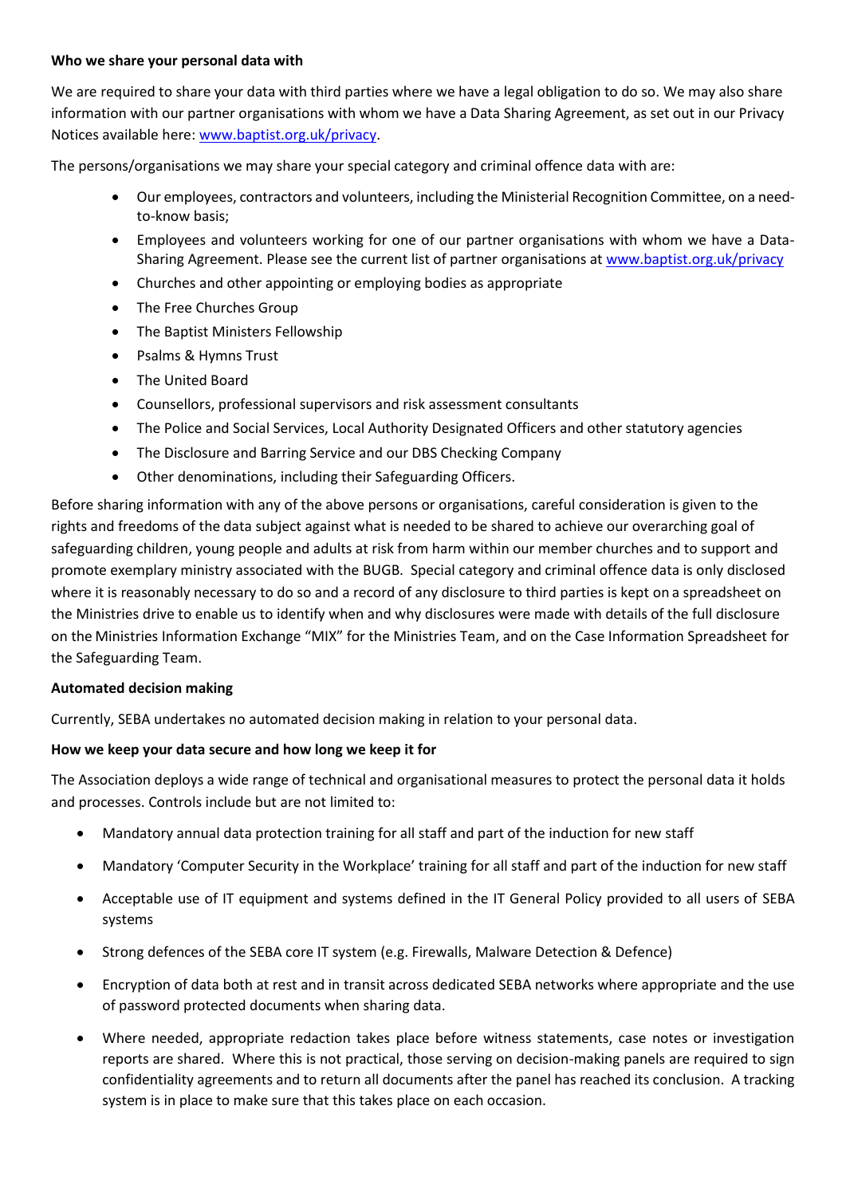**Who we share your personal data with**

We are required to share your data with third parties where we have a legal obligation to do so. We may also share information with our partner organisations with whom we have a Data Sharing Agreement, as set out in our Privacy Notices available here: www.baptist.org.uk/privacy.

The persons/organisations we may share your special category and criminal offence data with are:

- Our employees, contractors and volunteers, including the Ministerial Recognition Committee, on a need-to-know basis;
- Employees and volunteers working for one of our partner organisations with whom we have a Data-Sharing Agreement. Please see the current list of partner organisations at www.baptist.org.uk/privacy
- Churches and other appointing or employing bodies as appropriate
- The Free Churches Group
- The Baptist Ministers Fellowship
- Psalms & Hymns Trust
- The United Board
- Counsellors, professional supervisors and risk assessment consultants
- The Police and Social Services, Local Authority Designated Officers and other statutory agencies
- The Disclosure and Barring Service and our DBS Checking Company
- Other denominations, including their Safeguarding Officers.

Before sharing information with any of the above persons or organisations, careful consideration is given to the rights and freedoms of the data subject against what is needed to be shared to achieve our overarching goal of safeguarding children, young people and adults at risk from harm within our member churches and to support and promote exemplary ministry associated with the BUGB. Special category and criminal offence data is only disclosed where it is reasonably necessary to do so and a record of any disclosure to third parties is kept on a spreadsheet on the Ministries drive to enable us to identify when and why disclosures were made with details of the full disclosure on the Ministries Information Exchange "MIX" for the Ministries Team, and on the Case Information Spreadsheet for the Safeguarding Team.

**Automated decision making**

Currently, SEBA undertakes no automated decision making in relation to your personal data.

**How we keep your data secure and how long we keep it for**

The Association deploys a wide range of technical and organisational measures to protect the personal data it holds and processes. Controls include but are not limited to:

- Mandatory annual data protection training for all staff and part of the induction for new staff
- Mandatory 'Computer Security in the Workplace' training for all staff and part of the induction for new staff
- Acceptable use of IT equipment and systems defined in the IT General Policy provided to all users of SEBA systems
- Strong defences of the SEBA core IT system (e.g. Firewalls, Malware Detection & Defence)
- Encryption of data both at rest and in transit across dedicated SEBA networks where appropriate and the use of password protected documents when sharing data.
- Where needed, appropriate redaction takes place before witness statements, case notes or investigation reports are shared. Where this is not practical, those serving on decision-making panels are required to sign confidentiality agreements and to return all documents after the panel has reached its conclusion. A tracking system is in place to make sure that this takes place on each occasion.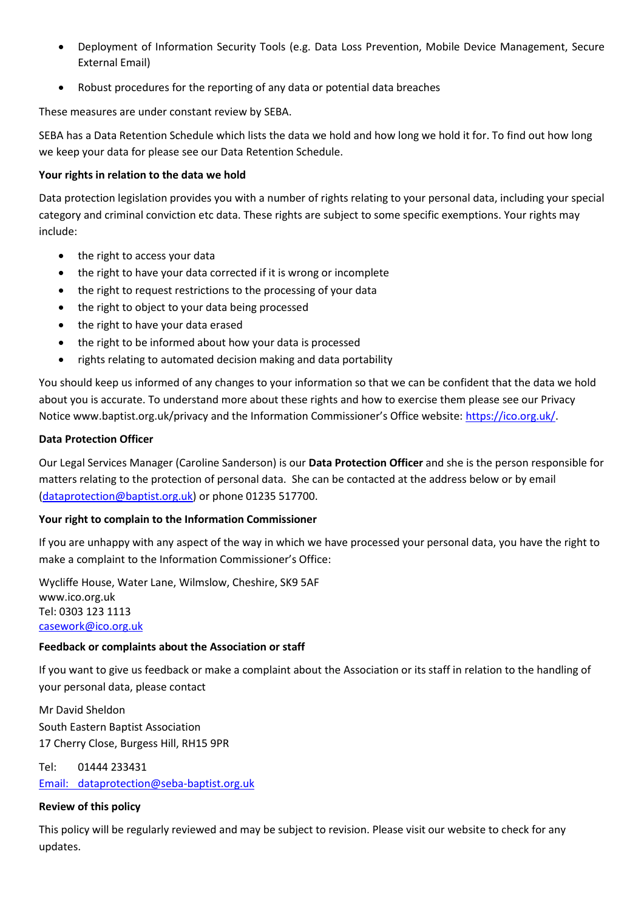- Deployment of Information Security Tools (e.g. Data Loss Prevention, Mobile Device Management, Secure External Email)
- Robust procedures for the reporting of any data or potential data breaches

These measures are under constant review by SEBA.

SEBA has a Data Retention Schedule which lists the data we hold and how long we hold it for. To find out how long we keep your data for please see our Data Retention Schedule.

**Your rights in relation to the data we hold**

Data protection legislation provides you with a number of rights relating to your personal data, including your special category and criminal conviction etc data. These rights are subject to some specific exemptions. Your rights may include:

- the right to access your data
- the right to have your data corrected if it is wrong or incomplete
- the right to request restrictions to the processing of your data
- the right to object to your data being processed
- the right to have your data erased
- the right to be informed about how your data is processed
- rights relating to automated decision making and data portability

You should keep us informed of any changes to your information so that we can be confident that the data we hold about you is accurate. To understand more about these rights and how to exercise them please see our Privacy Notice www.baptist.org.uk/privacy and the Information Commissioner's Office website: https://ico.org.uk/.

**Data Protection Officer**

Our Legal Services Manager (Caroline Sanderson) is our **Data Protection Officer** and she is the person responsible for matters relating to the protection of personal data. She can be contacted at the address below or by email (dataprotection@baptist.org.uk) or phone 01235 517700.

**Your right to complain to the Information Commissioner**

If you are unhappy with any aspect of the way in which we have processed your personal data, you have the right to make a complaint to the Information Commissioner's Office:

Wycliffe House, Water Lane, Wilmslow, Cheshire, SK9 5AF
www.ico.org.uk
Tel: 0303 123 1113
casework@ico.org.uk

**Feedback or complaints about the Association or staff**

If you want to give us feedback or make a complaint about the Association or its staff in relation to the handling of your personal data, please contact

Mr David Sheldon
South Eastern Baptist Association
17 Cherry Close, Burgess Hill, RH15 9PR

Tel: 01444 233431
Email: dataprotection@seba-baptist.org.uk

**Review of this policy**

This policy will be regularly reviewed and may be subject to revision. Please visit our website to check for any updates.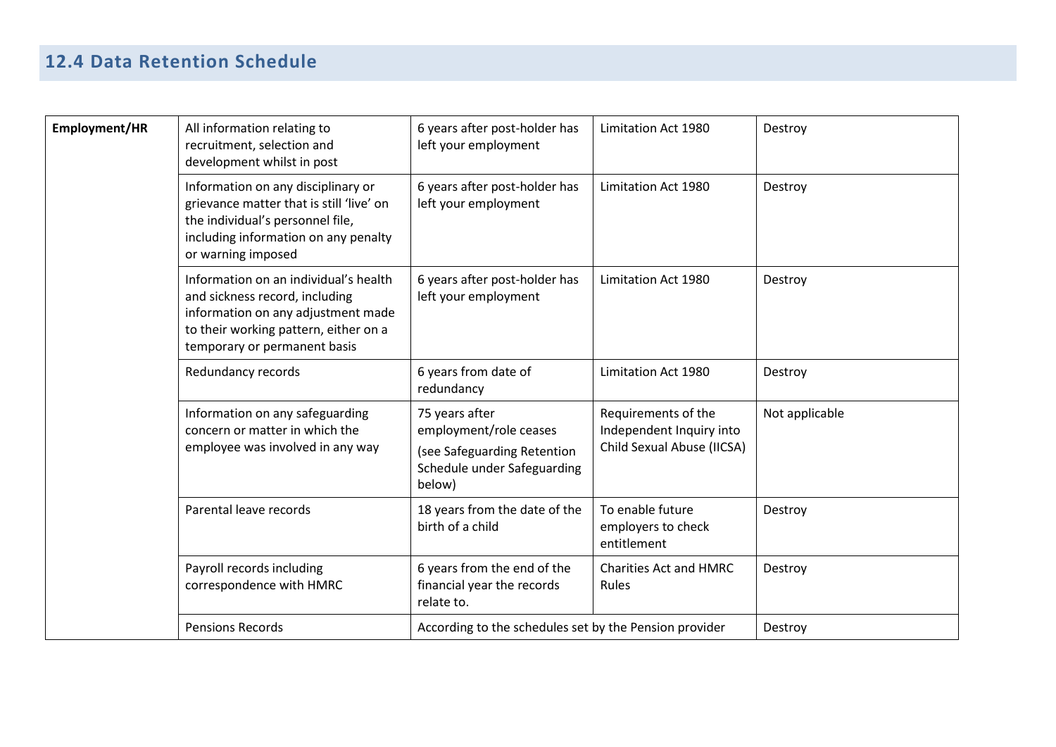## 12.4 Data Retention Schedule

| | | | | |
|---|---|---|---|---|
| **Employment/HR** | All information relating to recruitment, selection and development whilst in post | 6 years after post-holder has left your employment | Limitation Act 1980 | Destroy |
| | Information on any disciplinary or grievance matter that is still 'live' on the individual's personnel file, including information on any penalty or warning imposed | 6 years after post-holder has left your employment | Limitation Act 1980 | Destroy |
| | Information on an individual's health and sickness record, including information on any adjustment made to their working pattern, either on a temporary or permanent basis | 6 years after post-holder has left your employment | Limitation Act 1980 | Destroy |
| | Redundancy records | 6 years from date of redundancy | Limitation Act 1980 | Destroy |
| | Information on any safeguarding concern or matter in which the employee was involved in any way | 75 years after employment/role ceases (see Safeguarding Retention Schedule under Safeguarding below) | Requirements of the Independent Inquiry into Child Sexual Abuse (IICSA) | Not applicable |
| | Parental leave records | 18 years from the date of the birth of a child | To enable future employers to check entitlement | Destroy |
| | Payroll records including correspondence with HMRC | 6 years from the end of the financial year the records relate to. | Charities Act and HMRC Rules | Destroy |
| | Pensions Records | According to the schedules set by the Pension provider | | Destroy |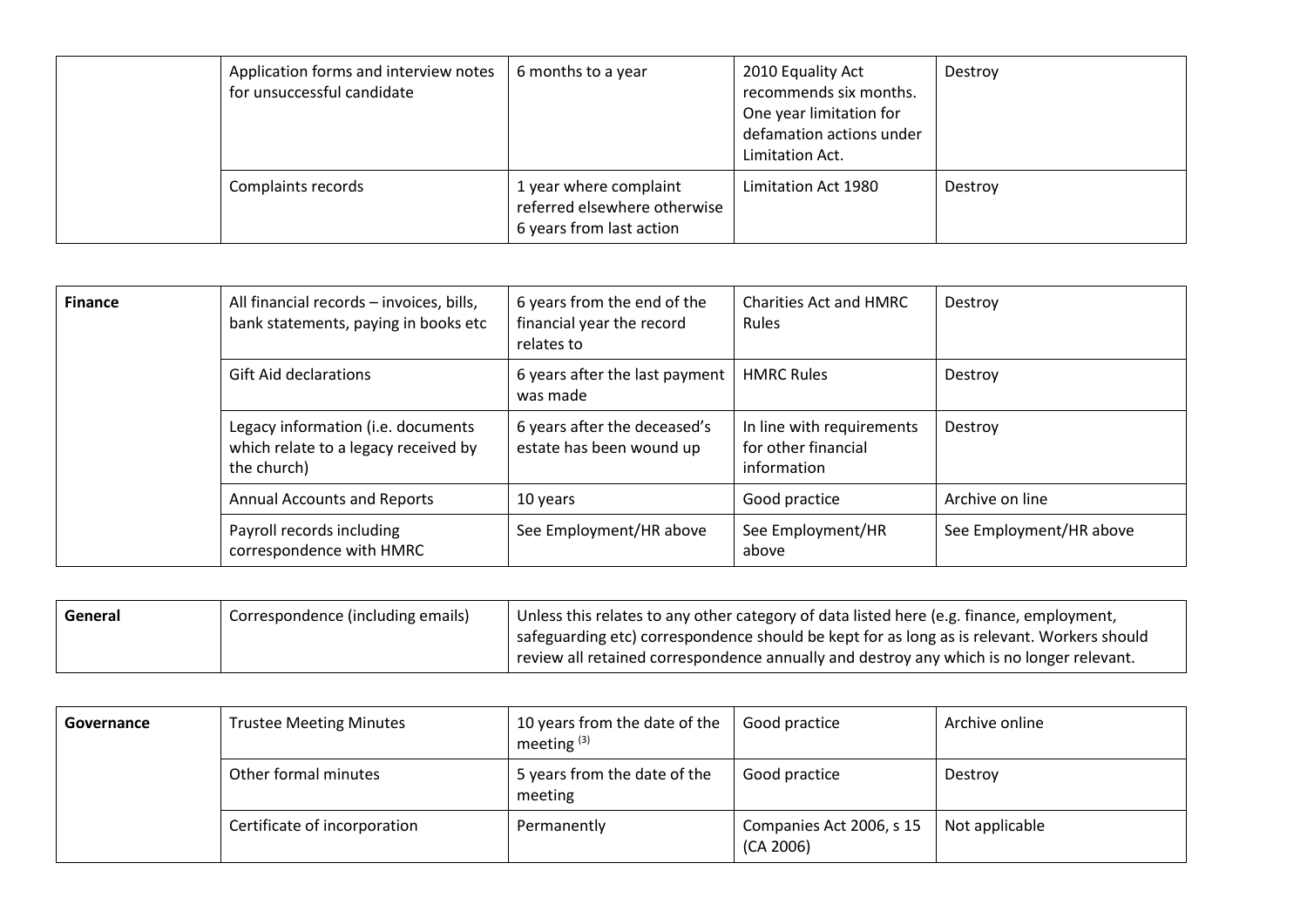| | | | | |
|---|---|---|---|---|
| | Application forms and interview notes for unsuccessful candidate | 6 months to a year | 2010 Equality Act recommends six months. One year limitation for defamation actions under Limitation Act. | Destroy |
| | Complaints records | 1 year where complaint referred elsewhere otherwise 6 years from last action | Limitation Act 1980 | Destroy |

| | | | | |
|---|---|---|---|---|
| **Finance** | All financial records – invoices, bills, bank statements, paying in books etc | 6 years from the end of the financial year the record relates to | Charities Act and HMRC Rules | Destroy |
| | Gift Aid declarations | 6 years after the last payment was made | HMRC Rules | Destroy |
| | Legacy information (i.e. documents which relate to a legacy received by the church) | 6 years after the deceased's estate has been wound up | In line with requirements for other financial information | Destroy |
| | Annual Accounts and Reports | 10 years | Good practice | Archive on line |
| | Payroll records including correspondence with HMRC | See Employment/HR above | See Employment/HR above | See Employment/HR above |

| | | |
|---|---|---|
| **General** | Correspondence (including emails) | Unless this relates to any other category of data listed here (e.g. finance, employment, safeguarding etc) correspondence should be kept for as long as is relevant. Workers should review all retained correspondence annually and destroy any which is no longer relevant. |

| | | | | |
|---|---|---|---|---|
| **Governance** | Trustee Meeting Minutes | 10 years from the date of the meeting [(3)] | Good practice | Archive online |
| | Other formal minutes | 5 years from the date of the meeting | Good practice | Destroy |
| | Certificate of incorporation | Permanently | Companies Act 2006, s 15 (CA 2006) | Not applicable |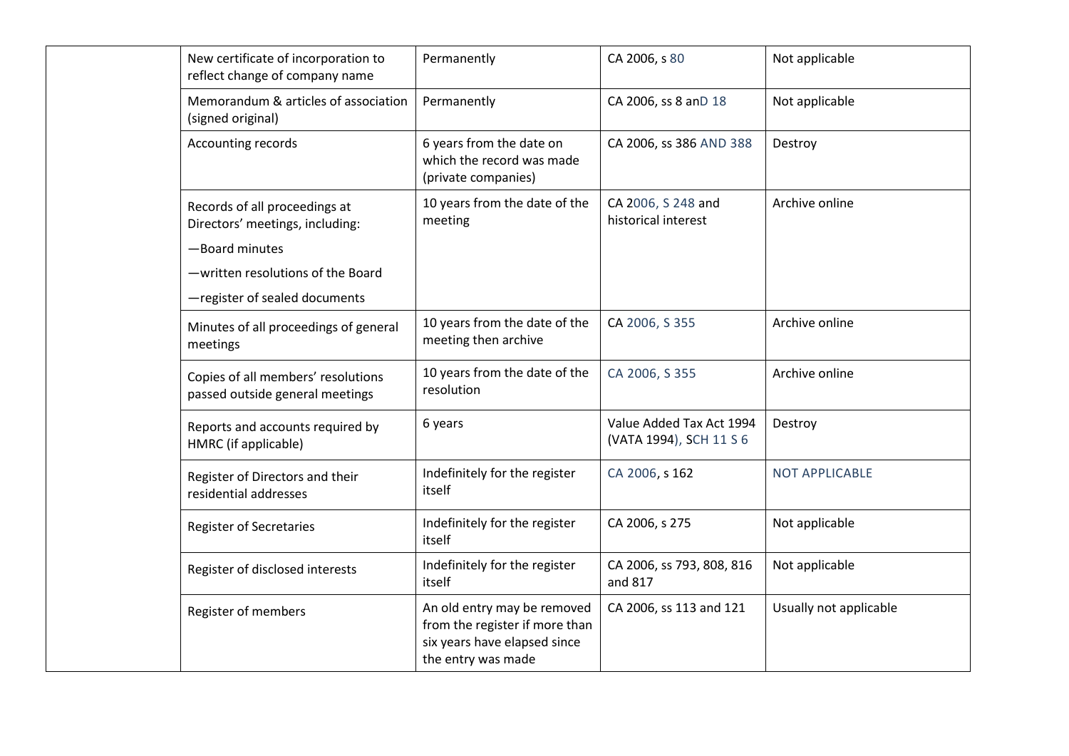|  | New certificate of incorporation to reflect change of company name | Permanently | CA 2006, s 80 | Not applicable |
|---|---|---|---|---|
|  | Memorandum & articles of association (signed original) | Permanently | CA 2006, ss 8 anD 18 | Not applicable |
|  | Accounting records | 6 years from the date on which the record was made (private companies) | CA 2006, ss 386 AND 388 | Destroy |
|  | Records of all proceedings at Directors' meetings, including:<br>—Board minutes<br>—written resolutions of the Board<br>—register of sealed documents | 10 years from the date of the meeting | CA 2006, S 248 and historical interest | Archive online |
|  | Minutes of all proceedings of general meetings | 10 years from the date of the meeting then archive | CA 2006, S 355 | Archive online |
|  | Copies of all members' resolutions passed outside general meetings | 10 years from the date of the resolution | CA 2006, S 355 | Archive online |
|  | Reports and accounts required by HMRC (if applicable) | 6 years | Value Added Tax Act 1994 (VATA 1994), SCH 11 S 6 | Destroy |
|  | Register of Directors and their residential addresses | Indefinitely for the register itself | CA 2006, s 162 | NOT APPLICABLE |
|  | Register of Secretaries | Indefinitely for the register itself | CA 2006, s 275 | Not applicable |
|  | Register of disclosed interests | Indefinitely for the register itself | CA 2006, ss 793, 808, 816 and 817 | Not applicable |
|  | Register of members | An old entry may be removed from the register if more than six years have elapsed since the entry was made | CA 2006, ss 113 and 121 | Usually not applicable |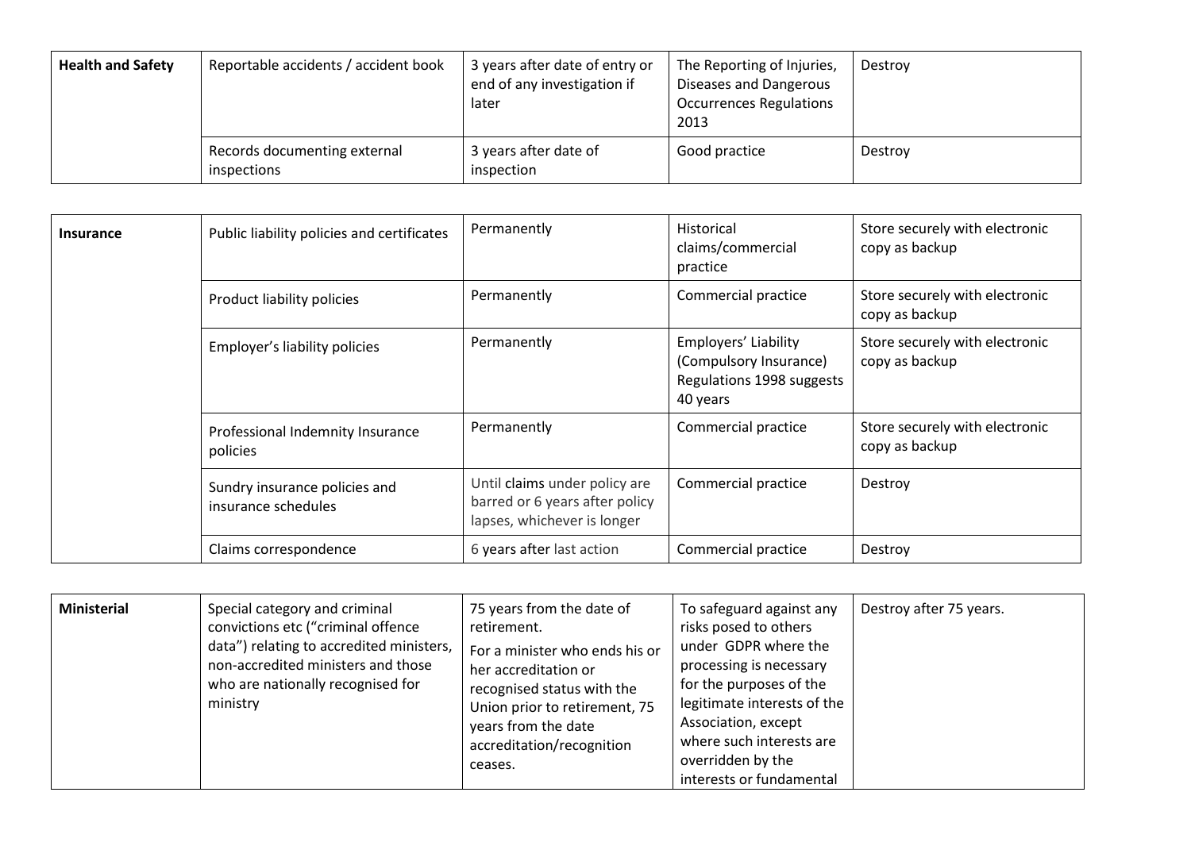| Health and Safety | Reportable accidents / accident book | 3 years after date of entry or end of any investigation if later | The Reporting of Injuries, Diseases and Dangerous Occurrences Regulations 2013 | Destroy |
|---|---|---|---|---|
| | Records documenting external inspections | 3 years after date of inspection | Good practice | Destroy |

| Insurance | Public liability policies and certificates | Permanently | Historical claims/commercial practice | Store securely with electronic copy as backup |
|---|---|---|---|---|
| | Product liability policies | Permanently | Commercial practice | Store securely with electronic copy as backup |
| | Employer's liability policies | Permanently | Employers' Liability (Compulsory Insurance) Regulations 1998 suggests 40 years | Store securely with electronic copy as backup |
| | Professional Indemnity Insurance policies | Permanently | Commercial practice | Store securely with electronic copy as backup |
| | Sundry insurance policies and insurance schedules | Until claims under policy are barred or 6 years after policy lapses, whichever is longer | Commercial practice | Destroy |
| | Claims correspondence | 6 years after last action | Commercial practice | Destroy |

| Ministerial | Special category and criminal convictions etc ("criminal offence data") relating to accredited ministers, non-accredited ministers and those who are nationally recognised for ministry | 75 years from the date of retirement. For a minister who ends his or her accreditation or recognised status with the Union prior to retirement, 75 years from the date accreditation/recognition ceases. | To safeguard against any risks posed to others under GDPR where the processing is necessary for the purposes of the legitimate interests of the Association, except where such interests are overridden by the interests or fundamental | Destroy after 75 years. |
|---|---|---|---|---|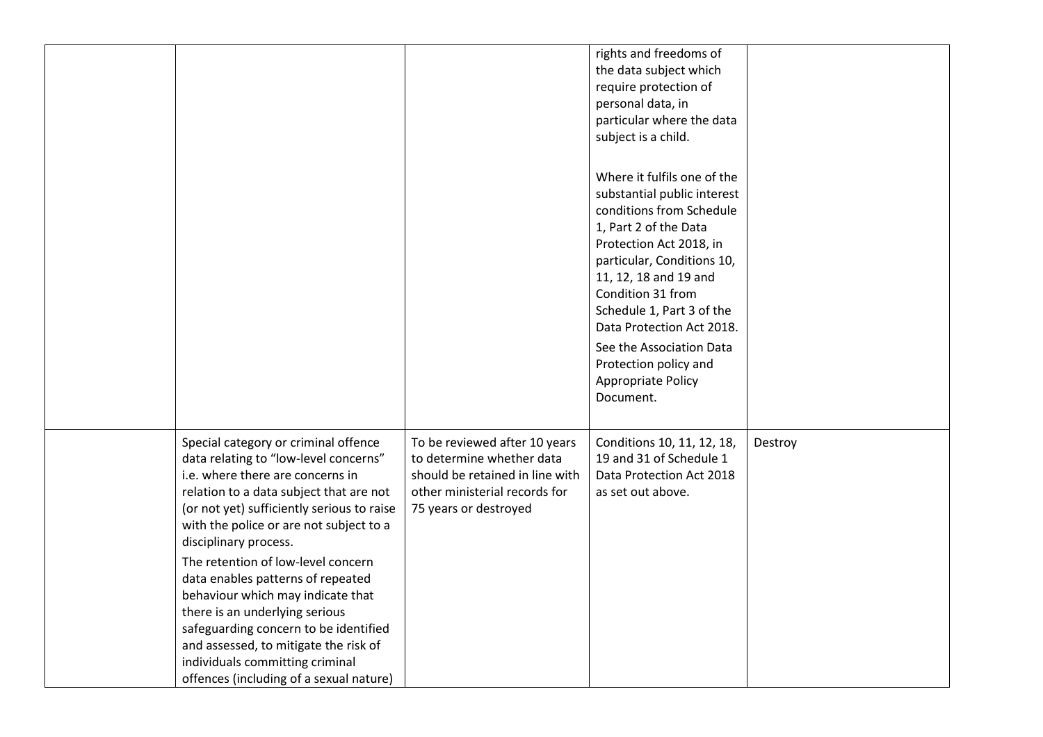| | | | | |
|---|---|---|---|---|
| | | | rights and freedoms of the data subject which require protection of personal data, in particular where the data subject is a child.<br><br>Where it fulfils one of the substantial public interest conditions from Schedule 1, Part 2 of the Data Protection Act 2018, in particular, Conditions 10, 11, 12, 18 and 19 and Condition 31 from Schedule 1, Part 3 of the Data Protection Act 2018.<br>See the Association Data Protection policy and Appropriate Policy Document. | |
| | Special category or criminal offence data relating to "low-level concerns" i.e. where there are concerns in relation to a data subject that are not (or not yet) sufficiently serious to raise with the police or are not subject to a disciplinary process.<br>The retention of low-level concern data enables patterns of repeated behaviour which may indicate that there is an underlying serious safeguarding concern to be identified and assessed, to mitigate the risk of individuals committing criminal offences (including of a sexual nature) | To be reviewed after 10 years to determine whether data should be retained in line with other ministerial records for 75 years or destroyed | Conditions 10, 11, 12, 18, 19 and 31 of Schedule 1 Data Protection Act 2018 as set out above. | Destroy |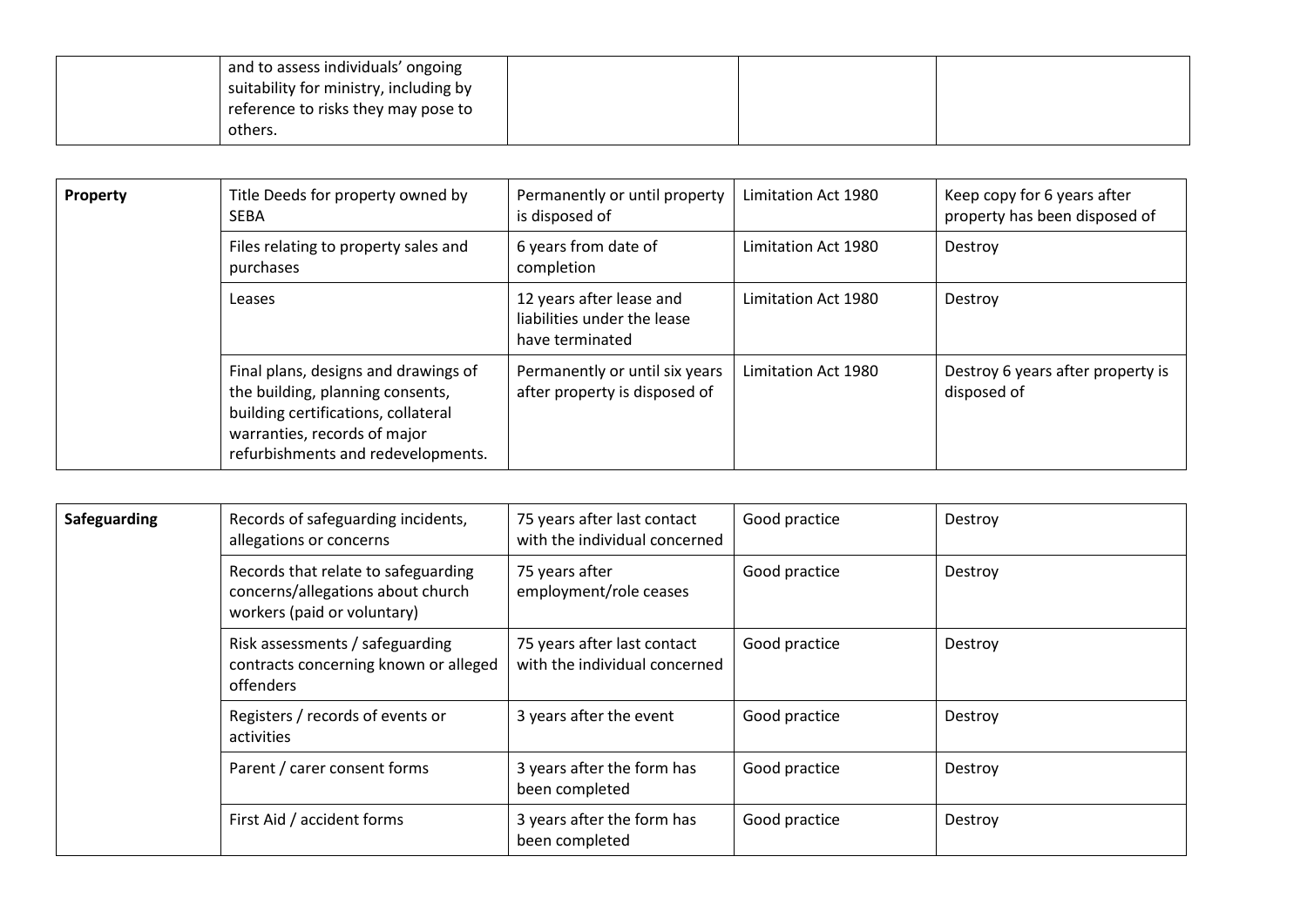| | and to assess individuals' ongoing suitability for ministry, including by reference to risks they may pose to others. | | | |
|---|---|---|---|---|

| **Property** | Title Deeds for property owned by SEBA | Permanently or until property is disposed of | Limitation Act 1980 | Keep copy for 6 years after property has been disposed of |
|---|---|---|---|---|
| | Files relating to property sales and purchases | 6 years from date of completion | Limitation Act 1980 | Destroy |
| | Leases | 12 years after lease and liabilities under the lease have terminated | Limitation Act 1980 | Destroy |
| | Final plans, designs and drawings of the building, planning consents, building certifications, collateral warranties, records of major refurbishments and redevelopments. | Permanently or until six years after property is disposed of | Limitation Act 1980 | Destroy 6 years after property is disposed of |

| **Safeguarding** | Records of safeguarding incidents, allegations or concerns | 75 years after last contact with the individual concerned | Good practice | Destroy |
|---|---|---|---|---|
| | Records that relate to safeguarding concerns/allegations about church workers (paid or voluntary) | 75 years after employment/role ceases | Good practice | Destroy |
| | Risk assessments / safeguarding contracts concerning known or alleged offenders | 75 years after last contact with the individual concerned | Good practice | Destroy |
| | Registers / records of events or activities | 3 years after the event | Good practice | Destroy |
| | Parent / carer consent forms | 3 years after the form has been completed | Good practice | Destroy |
| | First Aid / accident forms | 3 years after the form has been completed | Good practice | Destroy |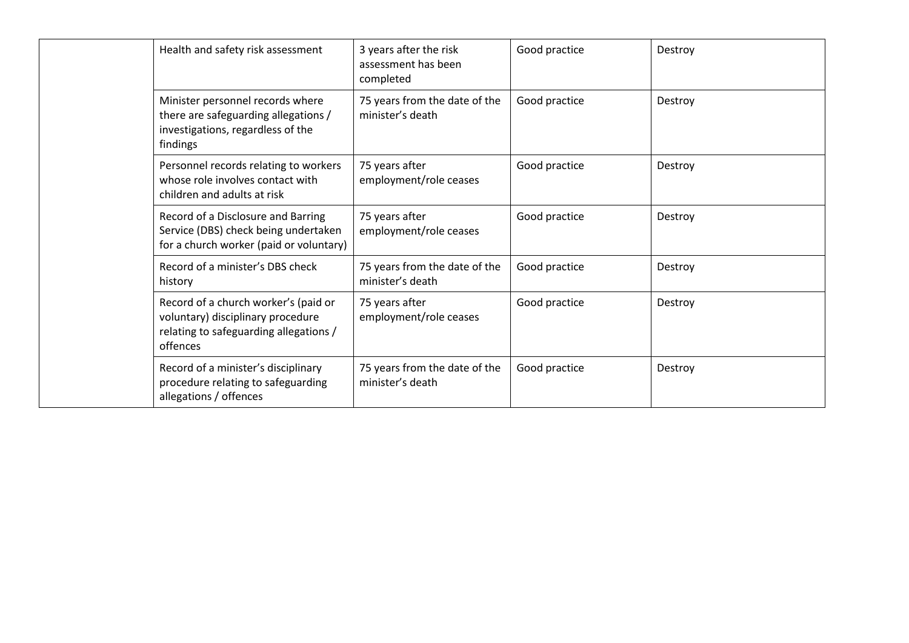| | | | | |
|---|---|---|---|---|
| | Health and safety risk assessment | 3 years after the risk assessment has been completed | Good practice | Destroy |
| | Minister personnel records where there are safeguarding allegations / investigations, regardless of the findings | 75 years from the date of the minister's death | Good practice | Destroy |
| | Personnel records relating to workers whose role involves contact with children and adults at risk | 75 years after employment/role ceases | Good practice | Destroy |
| | Record of a Disclosure and Barring Service (DBS) check being undertaken for a church worker (paid or voluntary) | 75 years after employment/role ceases | Good practice | Destroy |
| | Record of a minister's DBS check history | 75 years from the date of the minister's death | Good practice | Destroy |
| | Record of a church worker's (paid or voluntary) disciplinary procedure relating to safeguarding allegations / offences | 75 years after employment/role ceases | Good practice | Destroy |
| | Record of a minister's disciplinary procedure relating to safeguarding allegations / offences | 75 years from the date of the minister's death | Good practice | Destroy |